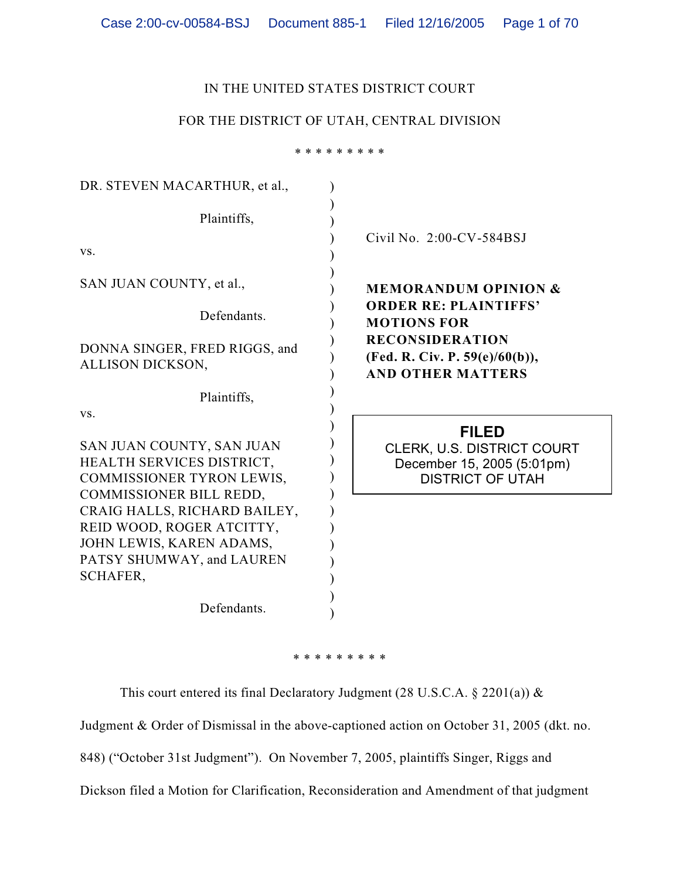IN THE UNITED STATES DISTRICT COURT

FOR THE DISTRICT OF UTAH, CENTRAL DIVISION

\* \* \* \* \* \* \* \* \*

DR. STEVEN MACARTHUR, et al.,

Plaintiffs,

vs.

SAN JUAN COUNTY, et al.,

Defendants.

DONNA SINGER, FRED RIGGS, and ALLISON DICKSON,

Plaintiffs,

vs.

SAN JUAN COUNTY, SAN JUAN HEALTH SERVICES DISTRICT, COMMISSIONER TYRON LEWIS, COMMISSIONER BILL REDD, CRAIG HALLS, RICHARD BAILEY, REID WOOD, ROGER ATCITTY, JOHN LEWIS, KAREN ADAMS, PATSY SHUMWAY, and LAUREN SCHAFER,

Defendants.

Civil No. 2:00-CV-584BSJ

**MEMORANDUM OPINION & ORDER RE: PLAINTIFFS' MOTIONS FOR RECONSIDERATION (Fed. R. Civ. P. 59(e)/60(b)), AND OTHER MATTERS**

**FILED**
CLERK, U.S. DISTRICT COURT
December 15, 2005 (5:01pm)
DISTRICT OF UTAH

\* \* \* \* \* \* \* \* \*

This court entered its final Declaratory Judgment (28 U.S.C.A. § 2201(a)) & Judgment & Order of Dismissal in the above-captioned action on October 31, 2005 (dkt. no. 848) ("October 31st Judgment"). On November 7, 2005, plaintiffs Singer, Riggs and Dickson filed a Motion for Clarification, Reconsideration and Amendment of that judgment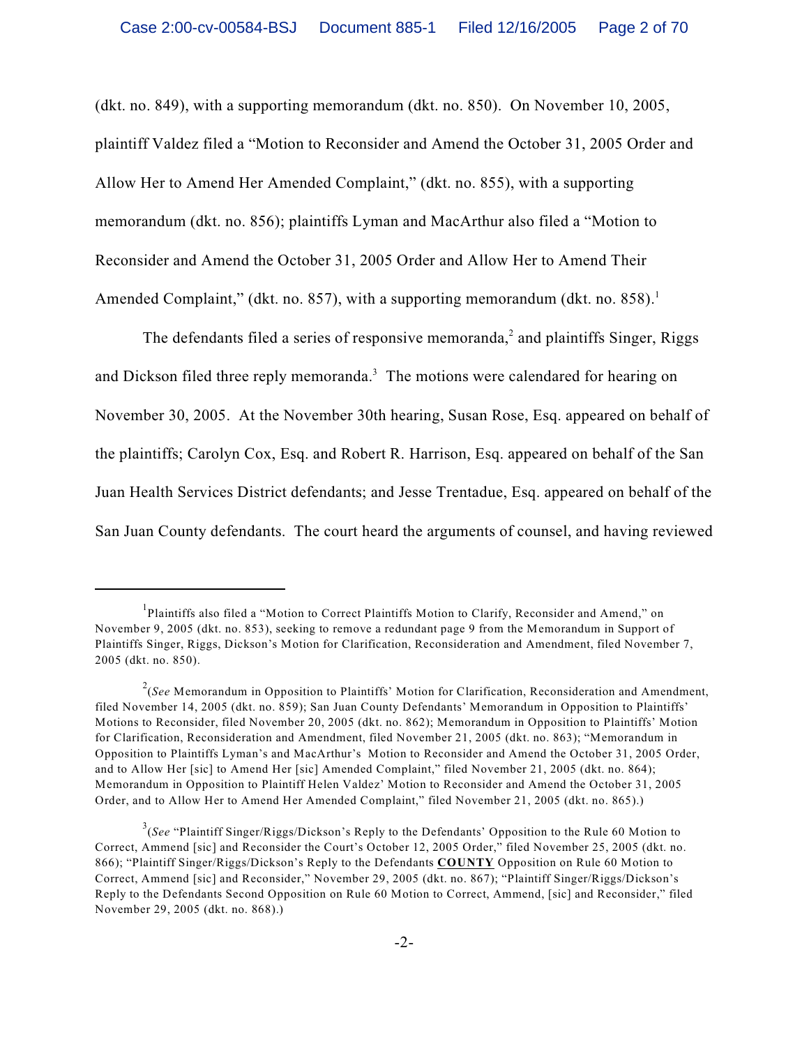(dkt. no. 849), with a supporting memorandum (dkt. no. 850). On November 10, 2005, plaintiff Valdez filed a "Motion to Reconsider and Amend the October 31, 2005 Order and Allow Her to Amend Her Amended Complaint," (dkt. no. 855), with a supporting memorandum (dkt. no. 856); plaintiffs Lyman and MacArthur also filed a "Motion to Reconsider and Amend the October 31, 2005 Order and Allow Her to Amend Their Amended Complaint," (dkt. no. 857), with a supporting memorandum (dkt. no. 858).[1]

The defendants filed a series of responsive memoranda,[2] and plaintiffs Singer, Riggs and Dickson filed three reply memoranda.[3] The motions were calendared for hearing on November 30, 2005. At the November 30th hearing, Susan Rose, Esq. appeared on behalf of the plaintiffs; Carolyn Cox, Esq. and Robert R. Harrison, Esq. appeared on behalf of the San Juan Health Services District defendants; and Jesse Trentadue, Esq. appeared on behalf of the San Juan County defendants. The court heard the arguments of counsel, and having reviewed

---

[1]Plaintiffs also filed a "Motion to Correct Plaintiffs Motion to Clarify, Reconsider and Amend," on November 9, 2005 (dkt. no. 853), seeking to remove a redundant page 9 from the Memorandum in Support of Plaintiffs Singer, Riggs, Dickson's Motion for Clarification, Reconsideration and Amendment, filed November 7, 2005 (dkt. no. 850).

[2](*See* Memorandum in Opposition to Plaintiffs' Motion for Clarification, Reconsideration and Amendment, filed November 14, 2005 (dkt. no. 859); San Juan County Defendants' Memorandum in Opposition to Plaintiffs' Motions to Reconsider, filed November 20, 2005 (dkt. no. 862); Memorandum in Opposition to Plaintiffs' Motion for Clarification, Reconsideration and Amendment, filed November 21, 2005 (dkt. no. 863); "Memorandum in Opposition to Plaintiffs Lyman's and MacArthur's Motion to Reconsider and Amend the October 31, 2005 Order, and to Allow Her [sic] to Amend Her [sic] Amended Complaint," filed November 21, 2005 (dkt. no. 864); Memorandum in Opposition to Plaintiff Helen Valdez' Motion to Reconsider and Amend the October 31, 2005 Order, and to Allow Her to Amend Her Amended Complaint," filed November 21, 2005 (dkt. no. 865).)

[3](*See* "Plaintiff Singer/Riggs/Dickson's Reply to the Defendants' Opposition to the Rule 60 Motion to Correct, Ammend [sic] and Reconsider the Court's October 12, 2005 Order," filed November 25, 2005 (dkt. no. 866); "Plaintiff Singer/Riggs/Dickson's Reply to the Defendants **COUNTY** Opposition on Rule 60 Motion to Correct, Ammend [sic] and Reconsider," November 29, 2005 (dkt. no. 867); "Plaintiff Singer/Riggs/Dickson's Reply to the Defendants Second Opposition on Rule 60 Motion to Correct, Ammend, [sic] and Reconsider," filed November 29, 2005 (dkt. no. 868).)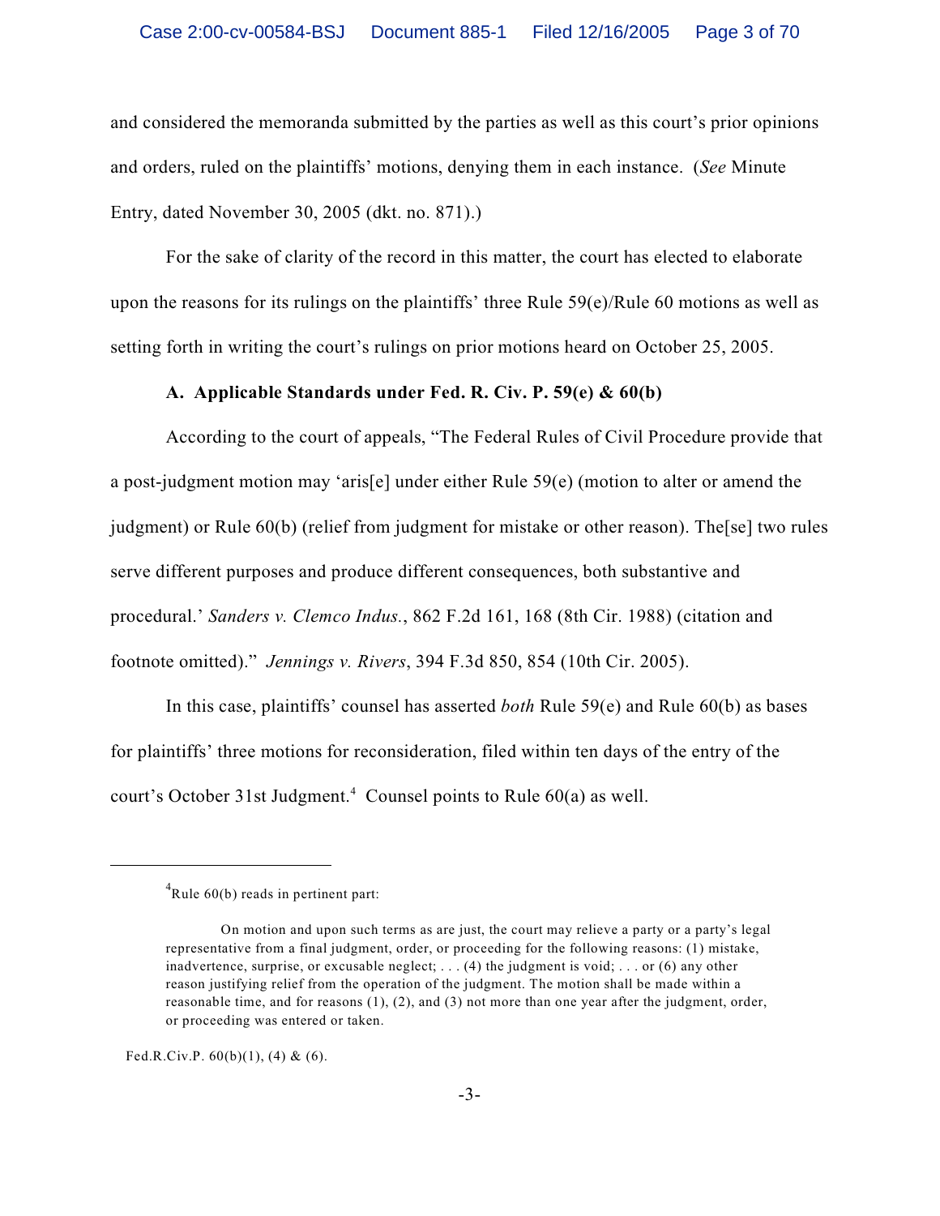and considered the memoranda submitted by the parties as well as this court's prior opinions and orders, ruled on the plaintiffs' motions, denying them in each instance. (*See* Minute Entry, dated November 30, 2005 (dkt. no. 871).)

For the sake of clarity of the record in this matter, the court has elected to elaborate upon the reasons for its rulings on the plaintiffs' three Rule 59(e)/Rule 60 motions as well as setting forth in writing the court's rulings on prior motions heard on October 25, 2005.

**A. Applicable Standards under Fed. R. Civ. P. 59(e) & 60(b)**

According to the court of appeals, "The Federal Rules of Civil Procedure provide that a post-judgment motion may 'aris[e] under either Rule 59(e) (motion to alter or amend the judgment) or Rule 60(b) (relief from judgment for mistake or other reason). The[se] two rules serve different purposes and produce different consequences, both substantive and procedural.' *Sanders v. Clemco Indus.*, 862 F.2d 161, 168 (8th Cir. 1988) (citation and footnote omitted)." *Jennings v. Rivers*, 394 F.3d 850, 854 (10th Cir. 2005).

In this case, plaintiffs' counsel has asserted *both* Rule 59(e) and Rule 60(b) as bases for plaintiffs' three motions for reconsideration, filed within ten days of the entry of the court's October 31st Judgment.[4] Counsel points to Rule 60(a) as well.

---

[4]Rule 60(b) reads in pertinent part:

> On motion and upon such terms as are just, the court may relieve a party or a party's legal representative from a final judgment, order, or proceeding for the following reasons: (1) mistake, inadvertence, surprise, or excusable neglect; . . . (4) the judgment is void; . . . or (6) any other reason justifying relief from the operation of the judgment. The motion shall be made within a reasonable time, and for reasons (1), (2), and (3) not more than one year after the judgment, order, or proceeding was entered or taken.

Fed.R.Civ.P. 60(b)(1), (4) & (6).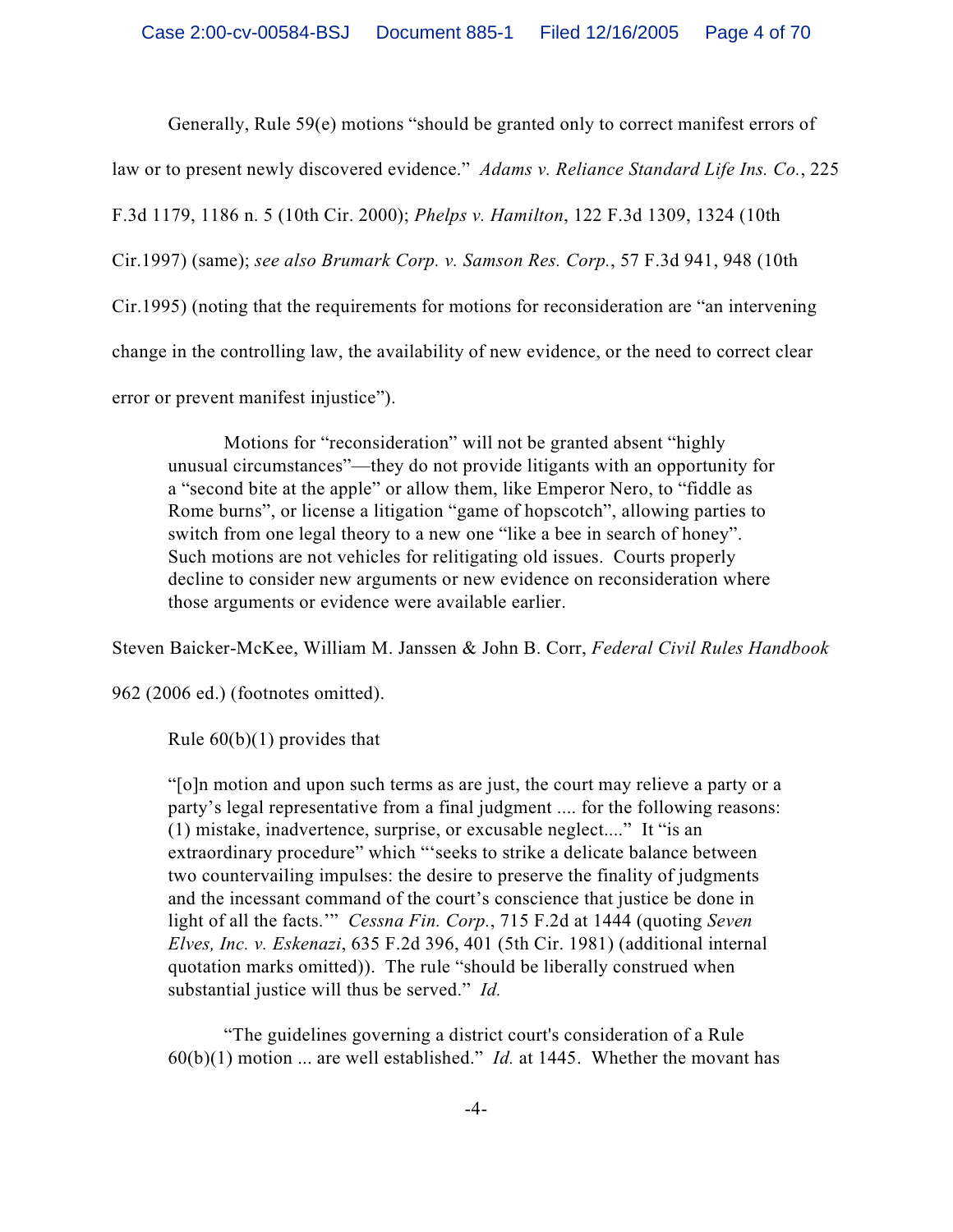Generally, Rule 59(e) motions "should be granted only to correct manifest errors of law or to present newly discovered evidence." *Adams v. Reliance Standard Life Ins. Co.*, 225 F.3d 1179, 1186 n. 5 (10th Cir. 2000); *Phelps v. Hamilton*, 122 F.3d 1309, 1324 (10th Cir.1997) (same); *see also Brumark Corp. v. Samson Res. Corp.*, 57 F.3d 941, 948 (10th Cir.1995) (noting that the requirements for motions for reconsideration are "an intervening change in the controlling law, the availability of new evidence, or the need to correct clear error or prevent manifest injustice").

> Motions for "reconsideration" will not be granted absent "highly unusual circumstances"—they do not provide litigants with an opportunity for a "second bite at the apple" or allow them, like Emperor Nero, to "fiddle as Rome burns", or license a litigation "game of hopscotch", allowing parties to switch from one legal theory to a new one "like a bee in search of honey". Such motions are not vehicles for relitigating old issues. Courts properly decline to consider new arguments or new evidence on reconsideration where those arguments or evidence were available earlier.

Steven Baicker-McKee, William M. Janssen & John B. Corr, *Federal Civil Rules Handbook* 962 (2006 ed.) (footnotes omitted).

Rule 60(b)(1) provides that

> "[o]n motion and upon such terms as are just, the court may relieve a party or a party's legal representative from a final judgment .... for the following reasons: (1) mistake, inadvertence, surprise, or excusable neglect...." It "is an extraordinary procedure" which "'seeks to strike a delicate balance between two countervailing impulses: the desire to preserve the finality of judgments and the incessant command of the court's conscience that justice be done in light of all the facts.'" *Cessna Fin. Corp.*, 715 F.2d at 1444 (quoting *Seven Elves, Inc. v. Eskenazi*, 635 F.2d 396, 401 (5th Cir. 1981) (additional internal quotation marks omitted)). The rule "should be liberally construed when substantial justice will thus be served." *Id.*
>
> "The guidelines governing a district court's consideration of a Rule 60(b)(1) motion ... are well established." *Id.* at 1445. Whether the movant has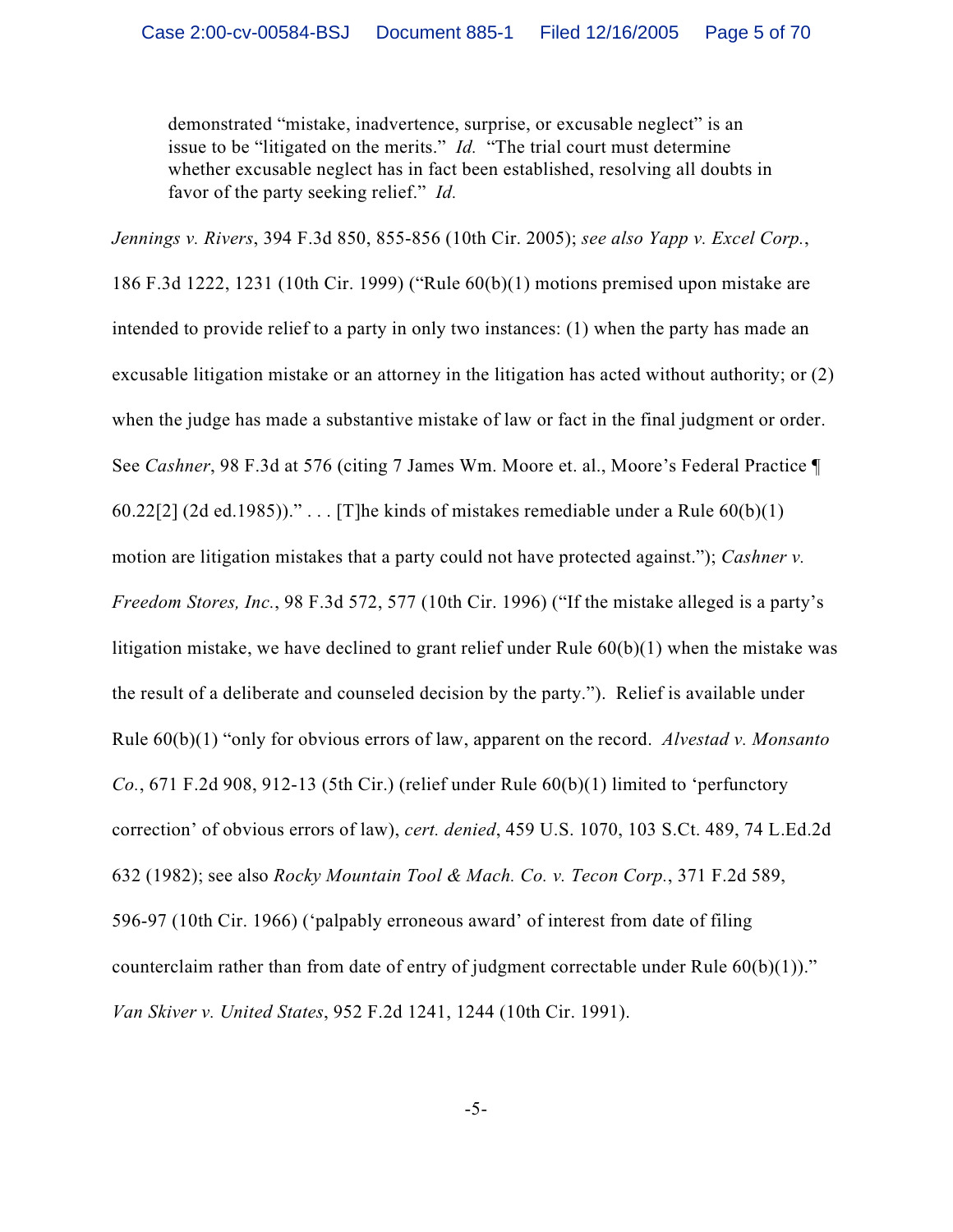> demonstrated "mistake, inadvertence, surprise, or excusable neglect" is an issue to be "litigated on the merits." *Id.* "The trial court must determine whether excusable neglect has in fact been established, resolving all doubts in favor of the party seeking relief." *Id.*

*Jennings v. Rivers*, 394 F.3d 850, 855-856 (10th Cir. 2005); *see also Yapp v. Excel Corp.*, 186 F.3d 1222, 1231 (10th Cir. 1999) ("Rule 60(b)(1) motions premised upon mistake are intended to provide relief to a party in only two instances: (1) when the party has made an excusable litigation mistake or an attorney in the litigation has acted without authority; or (2) when the judge has made a substantive mistake of law or fact in the final judgment or order. See *Cashner*, 98 F.3d at 576 (citing 7 James Wm. Moore et. al., Moore's Federal Practice ¶ 60.22[2] (2d ed.1985))." . . . [T]he kinds of mistakes remediable under a Rule 60(b)(1) motion are litigation mistakes that a party could not have protected against."); *Cashner v. Freedom Stores, Inc.*, 98 F.3d 572, 577 (10th Cir. 1996) ("If the mistake alleged is a party's litigation mistake, we have declined to grant relief under Rule 60(b)(1) when the mistake was the result of a deliberate and counseled decision by the party."). Relief is available under Rule 60(b)(1) "only for obvious errors of law, apparent on the record. *Alvestad v. Monsanto Co.*, 671 F.2d 908, 912-13 (5th Cir.) (relief under Rule 60(b)(1) limited to 'perfunctory correction' of obvious errors of law), *cert. denied*, 459 U.S. 1070, 103 S.Ct. 489, 74 L.Ed.2d 632 (1982); see also *Rocky Mountain Tool & Mach. Co. v. Tecon Corp.*, 371 F.2d 589, 596-97 (10th Cir. 1966) ('palpably erroneous award' of interest from date of filing counterclaim rather than from date of entry of judgment correctable under Rule 60(b)(1))." *Van Skiver v. United States*, 952 F.2d 1241, 1244 (10th Cir. 1991).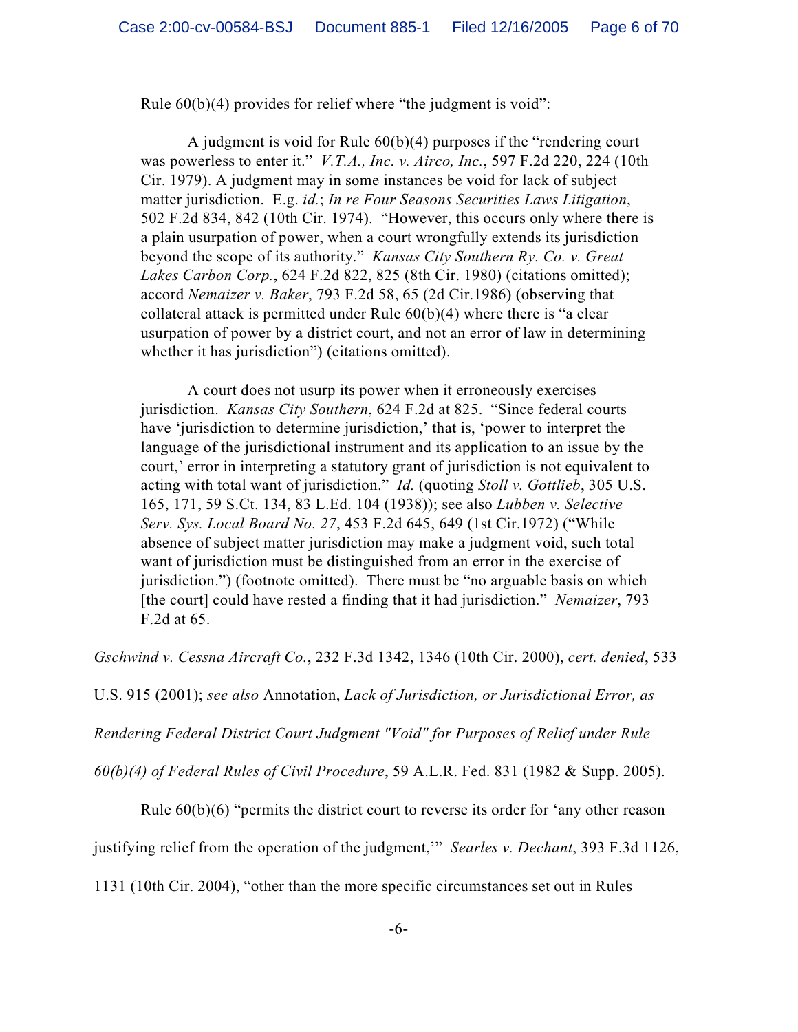Rule 60(b)(4) provides for relief where "the judgment is void":

> A judgment is void for Rule 60(b)(4) purposes if the "rendering court was powerless to enter it." *V.T.A., Inc. v. Airco, Inc.*, 597 F.2d 220, 224 (10th Cir. 1979). A judgment may in some instances be void for lack of subject matter jurisdiction. E.g. *id.*; *In re Four Seasons Securities Laws Litigation*, 502 F.2d 834, 842 (10th Cir. 1974). "However, this occurs only where there is a plain usurpation of power, when a court wrongfully extends its jurisdiction beyond the scope of its authority." *Kansas City Southern Ry. Co. v. Great Lakes Carbon Corp.*, 624 F.2d 822, 825 (8th Cir. 1980) (citations omitted); accord *Nemaizer v. Baker*, 793 F.2d 58, 65 (2d Cir.1986) (observing that collateral attack is permitted under Rule 60(b)(4) where there is "a clear usurpation of power by a district court, and not an error of law in determining whether it has jurisdiction") (citations omitted).
>
> A court does not usurp its power when it erroneously exercises jurisdiction. *Kansas City Southern*, 624 F.2d at 825. "Since federal courts have 'jurisdiction to determine jurisdiction,' that is, 'power to interpret the language of the jurisdictional instrument and its application to an issue by the court,' error in interpreting a statutory grant of jurisdiction is not equivalent to acting with total want of jurisdiction." *Id.* (quoting *Stoll v. Gottlieb*, 305 U.S. 165, 171, 59 S.Ct. 134, 83 L.Ed. 104 (1938)); see also *Lubben v. Selective Serv. Sys. Local Board No. 27*, 453 F.2d 645, 649 (1st Cir.1972) ("While absence of subject matter jurisdiction may make a judgment void, such total want of jurisdiction must be distinguished from an error in the exercise of jurisdiction.") (footnote omitted). There must be "no arguable basis on which [the court] could have rested a finding that it had jurisdiction." *Nemaizer*, 793 F.2d at 65.

*Gschwind v. Cessna Aircraft Co.*, 232 F.3d 1342, 1346 (10th Cir. 2000), *cert. denied*, 533 U.S. 915 (2001); *see also* Annotation, *Lack of Jurisdiction, or Jurisdictional Error, as Rendering Federal District Court Judgment "Void" for Purposes of Relief under Rule 60(b)(4) of Federal Rules of Civil Procedure*, 59 A.L.R. Fed. 831 (1982 & Supp. 2005).

Rule 60(b)(6) "permits the district court to reverse its order for 'any other reason justifying relief from the operation of the judgment,'" *Searles v. Dechant*, 393 F.3d 1126, 1131 (10th Cir. 2004), "other than the more specific circumstances set out in Rules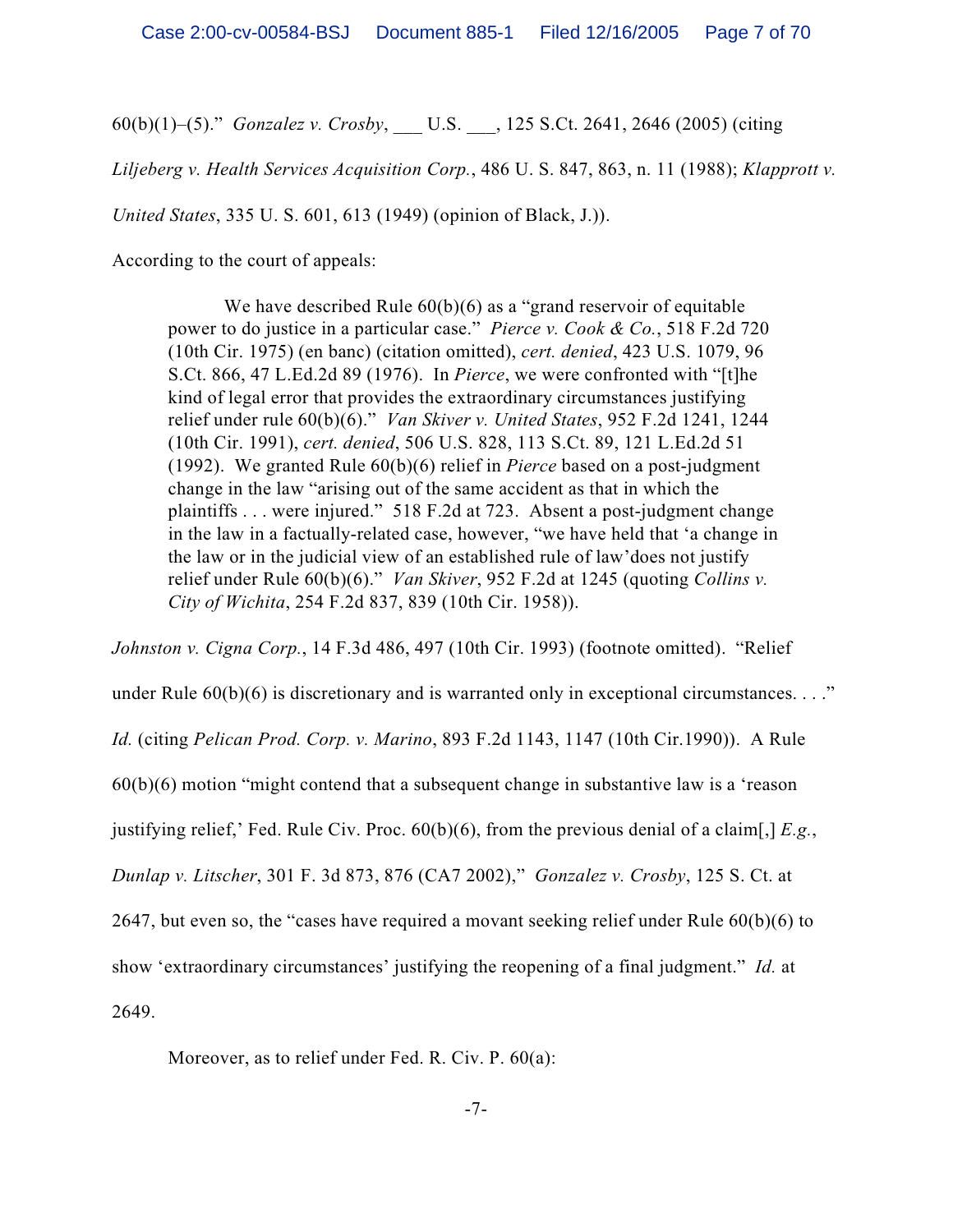60(b)(1)–(5)." *Gonzalez v. Crosby*, ___ U.S. ___, 125 S.Ct. 2641, 2646 (2005) (citing *Liljeberg v. Health Services Acquisition Corp.*, 486 U. S. 847, 863, n. 11 (1988); *Klapprott v. United States*, 335 U. S. 601, 613 (1949) (opinion of Black, J.)).

According to the court of appeals:

> We have described Rule 60(b)(6) as a "grand reservoir of equitable power to do justice in a particular case." *Pierce v. Cook & Co.*, 518 F.2d 720 (10th Cir. 1975) (en banc) (citation omitted), *cert. denied*, 423 U.S. 1079, 96 S.Ct. 866, 47 L.Ed.2d 89 (1976). In *Pierce*, we were confronted with "[t]he kind of legal error that provides the extraordinary circumstances justifying relief under rule 60(b)(6)." *Van Skiver v. United States*, 952 F.2d 1241, 1244 (10th Cir. 1991), *cert. denied*, 506 U.S. 828, 113 S.Ct. 89, 121 L.Ed.2d 51 (1992). We granted Rule 60(b)(6) relief in *Pierce* based on a post-judgment change in the law "arising out of the same accident as that in which the plaintiffs . . . were injured." 518 F.2d at 723. Absent a post-judgment change in the law in a factually-related case, however, "we have held that 'a change in the law or in the judicial view of an established rule of law'does not justify relief under Rule 60(b)(6)." *Van Skiver*, 952 F.2d at 1245 (quoting *Collins v. City of Wichita*, 254 F.2d 837, 839 (10th Cir. 1958)).

*Johnston v. Cigna Corp.*, 14 F.3d 486, 497 (10th Cir. 1993) (footnote omitted). "Relief under Rule 60(b)(6) is discretionary and is warranted only in exceptional circumstances. . . ." *Id.* (citing *Pelican Prod. Corp. v. Marino*, 893 F.2d 1143, 1147 (10th Cir.1990)). A Rule 60(b)(6) motion "might contend that a subsequent change in substantive law is a 'reason justifying relief,' Fed. Rule Civ. Proc. 60(b)(6), from the previous denial of a claim[,] *E.g.*, *Dunlap v. Litscher*, 301 F. 3d 873, 876 (CA7 2002)," *Gonzalez v. Crosby*, 125 S. Ct. at 2647, but even so, the "cases have required a movant seeking relief under Rule 60(b)(6) to show 'extraordinary circumstances' justifying the reopening of a final judgment." *Id.* at 2649.

Moreover, as to relief under Fed. R. Civ. P. 60(a):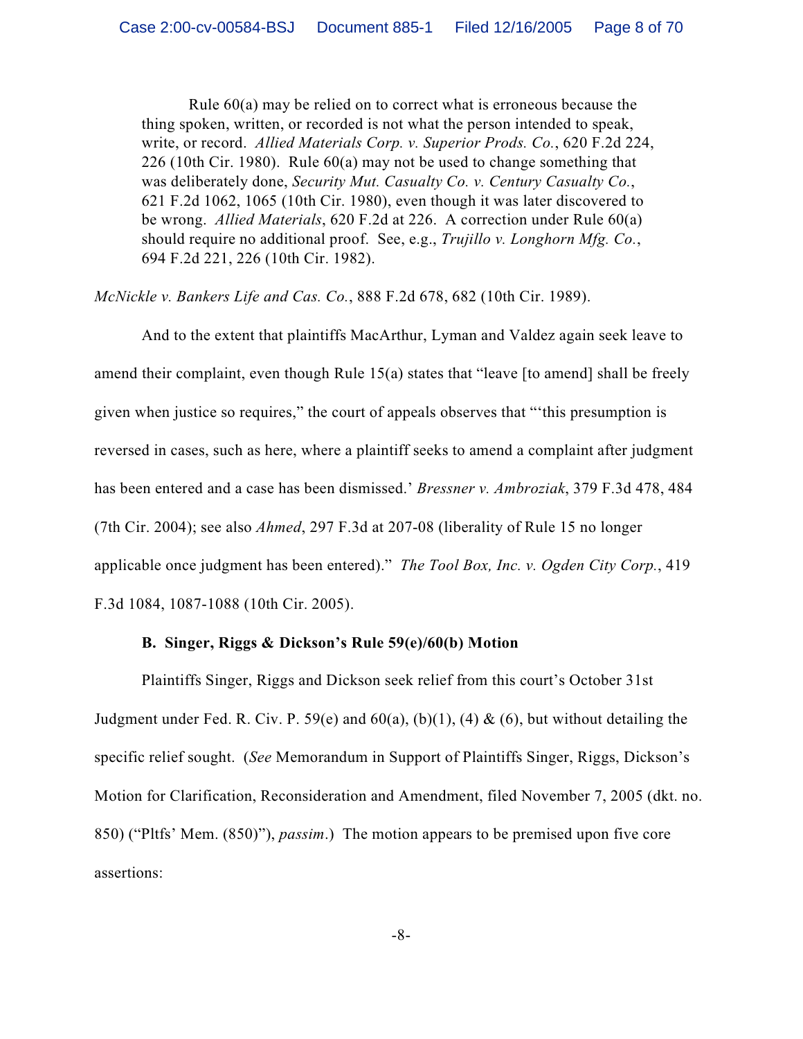> Rule 60(a) may be relied on to correct what is erroneous because the thing spoken, written, or recorded is not what the person intended to speak, write, or record. *Allied Materials Corp. v. Superior Prods. Co.*, 620 F.2d 224, 226 (10th Cir. 1980). Rule 60(a) may not be used to change something that was deliberately done, *Security Mut. Casualty Co. v. Century Casualty Co.*, 621 F.2d 1062, 1065 (10th Cir. 1980), even though it was later discovered to be wrong. *Allied Materials*, 620 F.2d at 226. A correction under Rule 60(a) should require no additional proof. See, e.g., *Trujillo v. Longhorn Mfg. Co.*, 694 F.2d 221, 226 (10th Cir. 1982).

*McNickle v. Bankers Life and Cas. Co.*, 888 F.2d 678, 682 (10th Cir. 1989).

And to the extent that plaintiffs MacArthur, Lyman and Valdez again seek leave to amend their complaint, even though Rule 15(a) states that "leave [to amend] shall be freely given when justice so requires," the court of appeals observes that "'this presumption is reversed in cases, such as here, where a plaintiff seeks to amend a complaint after judgment has been entered and a case has been dismissed.' *Bressner v. Ambroziak*, 379 F.3d 478, 484 (7th Cir. 2004); see also *Ahmed*, 297 F.3d at 207-08 (liberality of Rule 15 no longer applicable once judgment has been entered)." *The Tool Box, Inc. v. Ogden City Corp.*, 419 F.3d 1084, 1087-1088 (10th Cir. 2005).

**B. Singer, Riggs & Dickson's Rule 59(e)/60(b) Motion**

Plaintiffs Singer, Riggs and Dickson seek relief from this court's October 31st Judgment under Fed. R. Civ. P. 59(e) and 60(a), (b)(1), (4) & (6), but without detailing the specific relief sought. (*See* Memorandum in Support of Plaintiffs Singer, Riggs, Dickson's Motion for Clarification, Reconsideration and Amendment, filed November 7, 2005 (dkt. no. 850) ("Pltfs' Mem. (850)"), *passim*.) The motion appears to be premised upon five core assertions: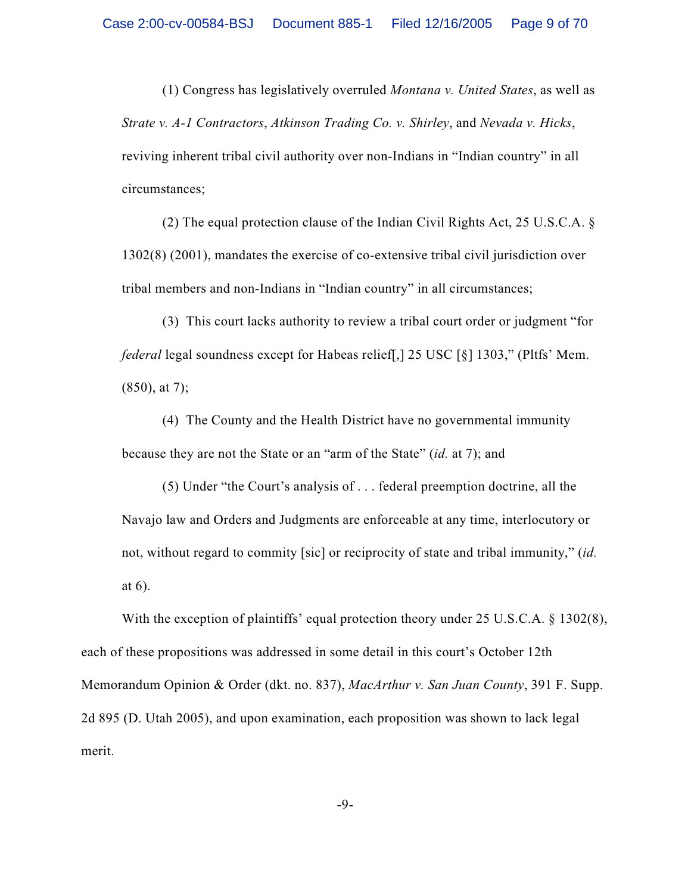(1) Congress has legislatively overruled *Montana v. United States*, as well as *Strate v. A-1 Contractors*, *Atkinson Trading Co. v. Shirley*, and *Nevada v. Hicks*, reviving inherent tribal civil authority over non-Indians in "Indian country" in all circumstances;

(2) The equal protection clause of the Indian Civil Rights Act, 25 U.S.C.A. § 1302(8) (2001), mandates the exercise of co-extensive tribal civil jurisdiction over tribal members and non-Indians in "Indian country" in all circumstances;

(3) This court lacks authority to review a tribal court order or judgment "for *federal* legal soundness except for Habeas relief[,] 25 USC [§] 1303," (Pltfs' Mem. (850), at 7);

(4) The County and the Health District have no governmental immunity because they are not the State or an "arm of the State" (*id.* at 7); and

(5) Under "the Court's analysis of . . . federal preemption doctrine, all the Navajo law and Orders and Judgments are enforceable at any time, interlocutory or not, without regard to commity [sic] or reciprocity of state and tribal immunity," (*id.* at 6).

With the exception of plaintiffs' equal protection theory under 25 U.S.C.A. § 1302(8), each of these propositions was addressed in some detail in this court's October 12th Memorandum Opinion & Order (dkt. no. 837), *MacArthur v. San Juan County*, 391 F. Supp. 2d 895 (D. Utah 2005), and upon examination, each proposition was shown to lack legal merit.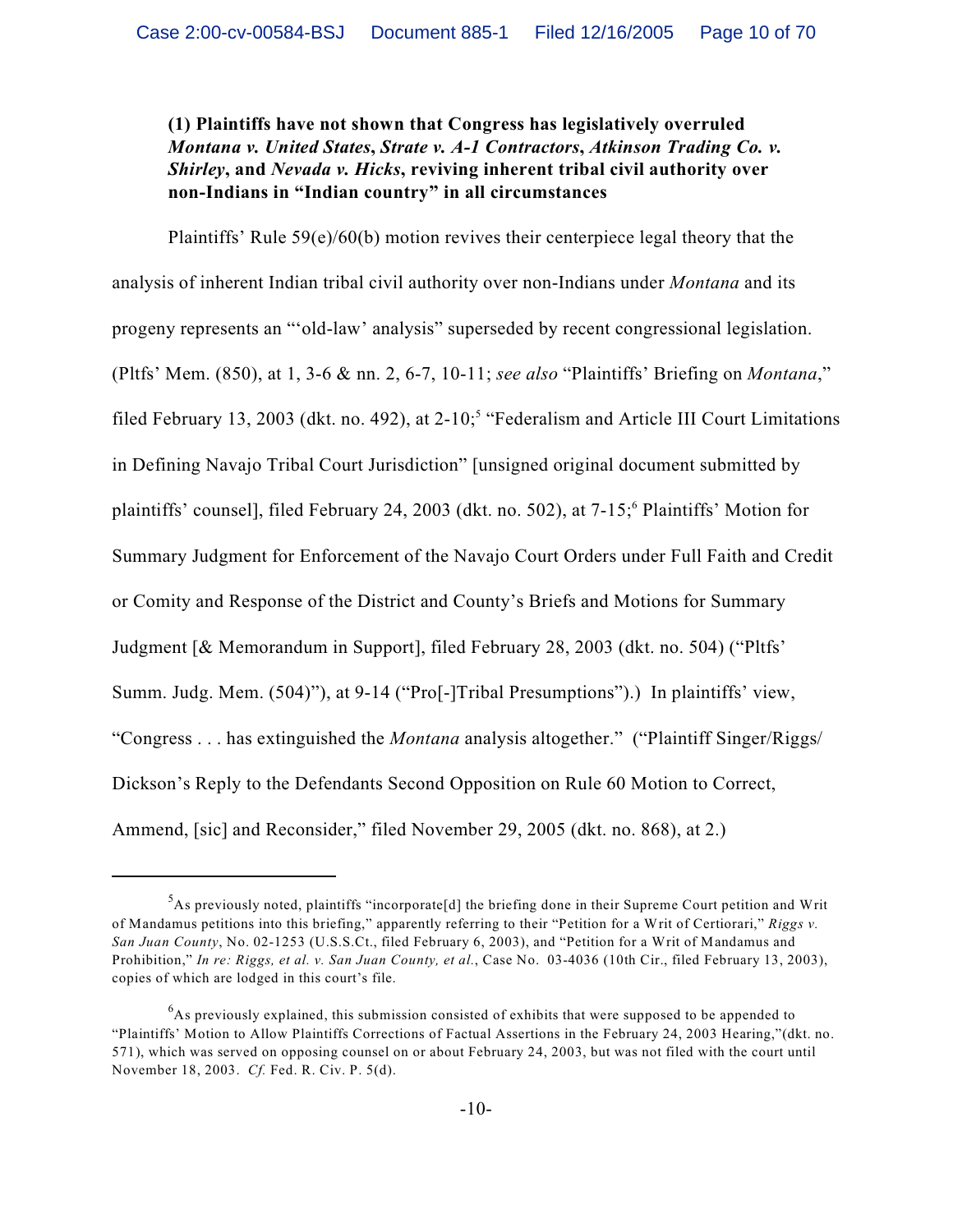**(1) Plaintiffs have not shown that Congress has legislatively overruled *Montana v. United States*, *Strate v. A-1 Contractors*, *Atkinson Trading Co. v. Shirley*, and *Nevada v. Hicks*, reviving inherent tribal civil authority over non-Indians in "Indian country" in all circumstances**

Plaintiffs' Rule 59(e)/60(b) motion revives their centerpiece legal theory that the analysis of inherent Indian tribal civil authority over non-Indians under *Montana* and its progeny represents an "'old-law' analysis" superseded by recent congressional legislation. (Pltfs' Mem. (850), at 1, 3-6 & nn. 2, 6-7, 10-11; *see also* "Plaintiffs' Briefing on *Montana*," filed February 13, 2003 (dkt. no. 492), at 2-10;[5] "Federalism and Article III Court Limitations in Defining Navajo Tribal Court Jurisdiction" [unsigned original document submitted by plaintiffs' counsel], filed February 24, 2003 (dkt. no. 502), at 7-15;[6] Plaintiffs' Motion for Summary Judgment for Enforcement of the Navajo Court Orders under Full Faith and Credit or Comity and Response of the District and County's Briefs and Motions for Summary Judgment [& Memorandum in Support], filed February 28, 2003 (dkt. no. 504) ("Pltfs' Summ. Judg. Mem. (504)"), at 9-14 ("Pro[-]Tribal Presumptions").) In plaintiffs' view, "Congress . . . has extinguished the *Montana* analysis altogether." ("Plaintiff Singer/Riggs/ Dickson's Reply to the Defendants Second Opposition on Rule 60 Motion to Correct, Ammend, [sic] and Reconsider," filed November 29, 2005 (dkt. no. 868), at 2.)

---

[5] As previously noted, plaintiffs "incorporate[d] the briefing done in their Supreme Court petition and Writ of Mandamus petitions into this briefing," apparently referring to their "Petition for a Writ of Certiorari," *Riggs v. San Juan County*, No. 02-1253 (U.S.S.Ct., filed February 6, 2003), and "Petition for a Writ of Mandamus and Prohibition," *In re: Riggs, et al. v. San Juan County, et al.*, Case No. 03-4036 (10th Cir., filed February 13, 2003), copies of which are lodged in this court's file.

[6] As previously explained, this submission consisted of exhibits that were supposed to be appended to "Plaintiffs' Motion to Allow Plaintiffs Corrections of Factual Assertions in the February 24, 2003 Hearing,"(dkt. no. 571), which was served on opposing counsel on or about February 24, 2003, but was not filed with the court until November 18, 2003. *Cf.* Fed. R. Civ. P. 5(d).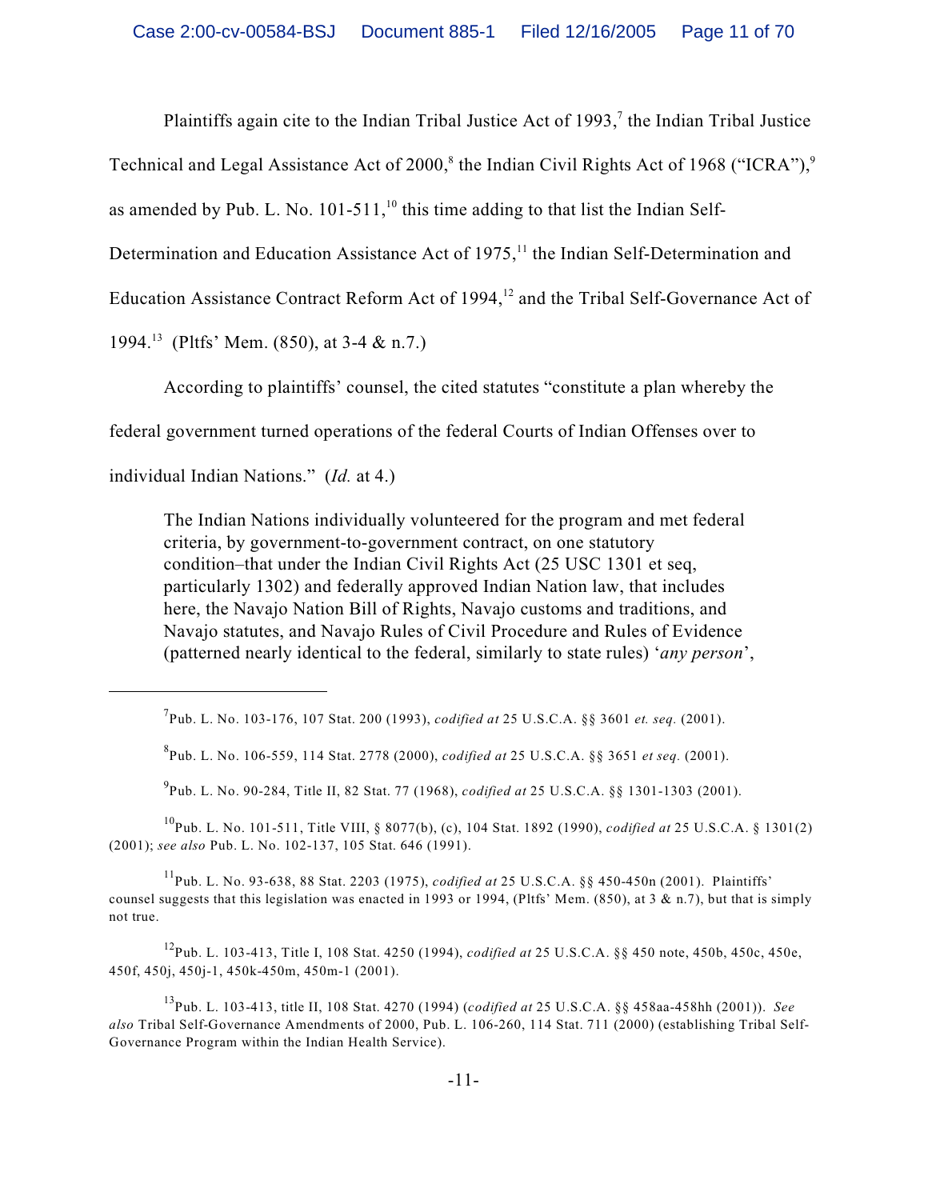Plaintiffs again cite to the Indian Tribal Justice Act of 1993,[7] the Indian Tribal Justice Technical and Legal Assistance Act of 2000,[8] the Indian Civil Rights Act of 1968 ("ICRA"),[9] as amended by Pub. L. No. 101-511,[10] this time adding to that list the Indian Self-Determination and Education Assistance Act of 1975,[11] the Indian Self-Determination and Education Assistance Contract Reform Act of 1994,[12] and the Tribal Self-Governance Act of 1994.[13] (Pltfs' Mem. (850), at 3-4 & n.7.)

According to plaintiffs' counsel, the cited statutes "constitute a plan whereby the federal government turned operations of the federal Courts of Indian Offenses over to individual Indian Nations." (*Id.* at 4.)

> The Indian Nations individually volunteered for the program and met federal criteria, by government-to-government contract, on one statutory condition–that under the Indian Civil Rights Act (25 USC 1301 et seq, particularly 1302) and federally approved Indian Nation law, that includes here, the Navajo Nation Bill of Rights, Navajo customs and traditions, and Navajo statutes, and Navajo Rules of Civil Procedure and Rules of Evidence (patterned nearly identical to the federal, similarly to state rules) '*any person*',

---

[7] Pub. L. No. 103-176, 107 Stat. 200 (1993), *codified at* 25 U.S.C.A. §§ 3601 *et. seq.* (2001).

[8] Pub. L. No. 106-559, 114 Stat. 2778 (2000), *codified at* 25 U.S.C.A. §§ 3651 *et seq.* (2001).

[9] Pub. L. No. 90-284, Title II, 82 Stat. 77 (1968), *codified at* 25 U.S.C.A. §§ 1301-1303 (2001).

[10] Pub. L. No. 101-511, Title VIII, § 8077(b), (c), 104 Stat. 1892 (1990), *codified at* 25 U.S.C.A. § 1301(2) (2001); *see also* Pub. L. No. 102-137, 105 Stat. 646 (1991).

[11] Pub. L. No. 93-638, 88 Stat. 2203 (1975), *codified at* 25 U.S.C.A. §§ 450-450n (2001). Plaintiffs' counsel suggests that this legislation was enacted in 1993 or 1994, (Pltfs' Mem. (850), at 3 & n.7), but that is simply not true.

[12] Pub. L. 103-413, Title I, 108 Stat. 4250 (1994), *codified at* 25 U.S.C.A. §§ 450 note, 450b, 450c, 450e, 450f, 450j, 450j-1, 450k-450m, 450m-1 (2001).

[13] Pub. L. 103-413, title II, 108 Stat. 4270 (1994) (*codified at* 25 U.S.C.A. §§ 458aa-458hh (2001)). *See also* Tribal Self-Governance Amendments of 2000, Pub. L. 106-260, 114 Stat. 711 (2000) (establishing Tribal Self-Governance Program within the Indian Health Service).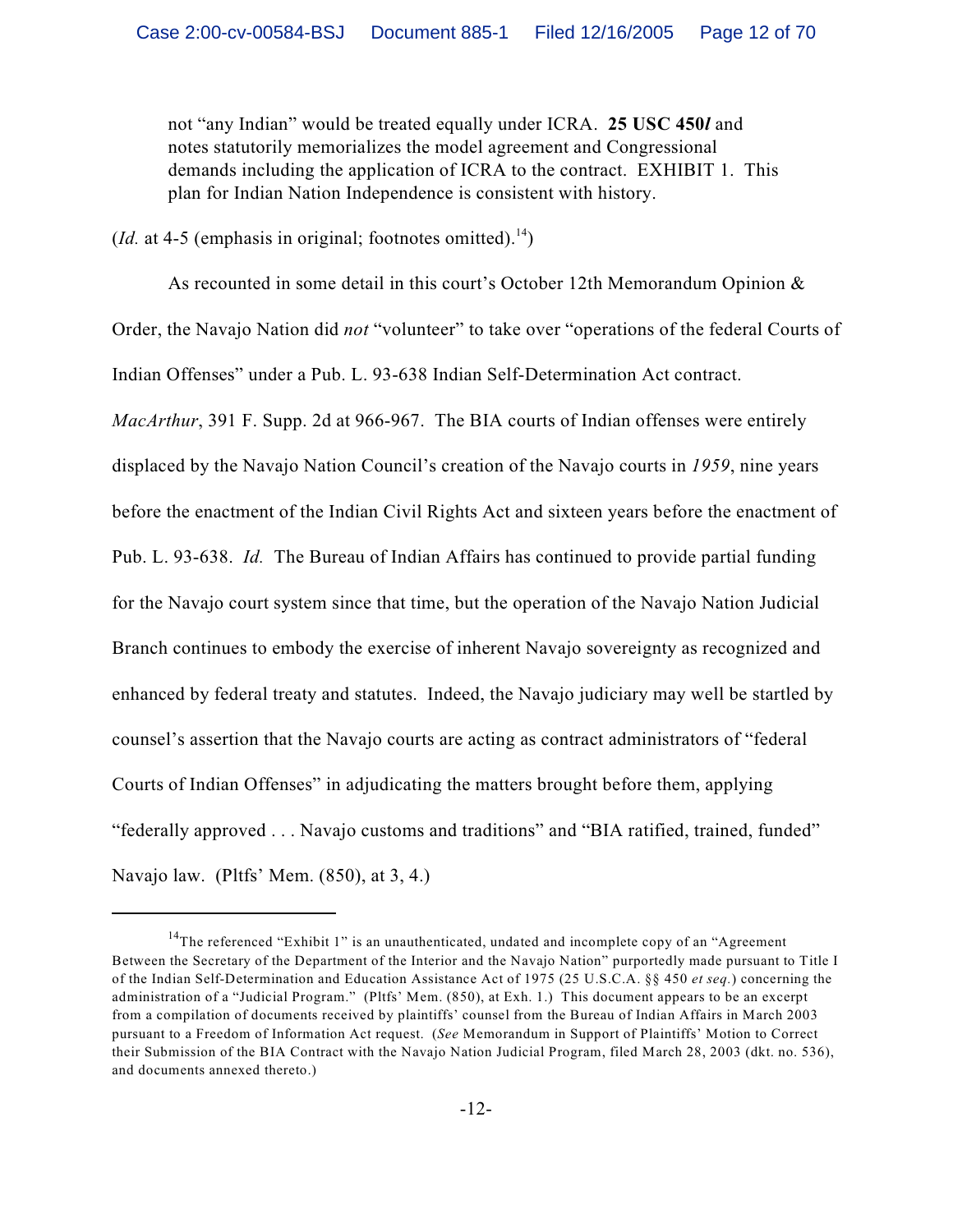> not "any Indian" would be treated equally under ICRA. **25 USC 450*l*** and notes statutorily memorializes the model agreement and Congressional demands including the application of ICRA to the contract. EXHIBIT 1. This plan for Indian Nation Independence is consistent with history.

(*Id.* at 4-5 (emphasis in original; footnotes omitted).[14])

As recounted in some detail in this court's October 12th Memorandum Opinion & Order, the Navajo Nation did *not* "volunteer" to take over "operations of the federal Courts of Indian Offenses" under a Pub. L. 93-638 Indian Self-Determination Act contract. *MacArthur*, 391 F. Supp. 2d at 966-967. The BIA courts of Indian offenses were entirely displaced by the Navajo Nation Council's creation of the Navajo courts in *1959*, nine years before the enactment of the Indian Civil Rights Act and sixteen years before the enactment of Pub. L. 93-638. *Id.* The Bureau of Indian Affairs has continued to provide partial funding for the Navajo court system since that time, but the operation of the Navajo Nation Judicial Branch continues to embody the exercise of inherent Navajo sovereignty as recognized and enhanced by federal treaty and statutes. Indeed, the Navajo judiciary may well be startled by counsel's assertion that the Navajo courts are acting as contract administrators of "federal Courts of Indian Offenses" in adjudicating the matters brought before them, applying "federally approved . . . Navajo customs and traditions" and "BIA ratified, trained, funded" Navajo law. (Pltfs' Mem. (850), at 3, 4.)

---

[14] The referenced "Exhibit 1" is an unauthenticated, undated and incomplete copy of an "Agreement Between the Secretary of the Department of the Interior and the Navajo Nation" purportedly made pursuant to Title I of the Indian Self-Determination and Education Assistance Act of 1975 (25 U.S.C.A. §§ 450 *et seq.*) concerning the administration of a "Judicial Program." (Pltfs' Mem. (850), at Exh. 1.) This document appears to be an excerpt from a compilation of documents received by plaintiffs' counsel from the Bureau of Indian Affairs in March 2003 pursuant to a Freedom of Information Act request. (*See* Memorandum in Support of Plaintiffs' Motion to Correct their Submission of the BIA Contract with the Navajo Nation Judicial Program, filed March 28, 2003 (dkt. no. 536), and documents annexed thereto.)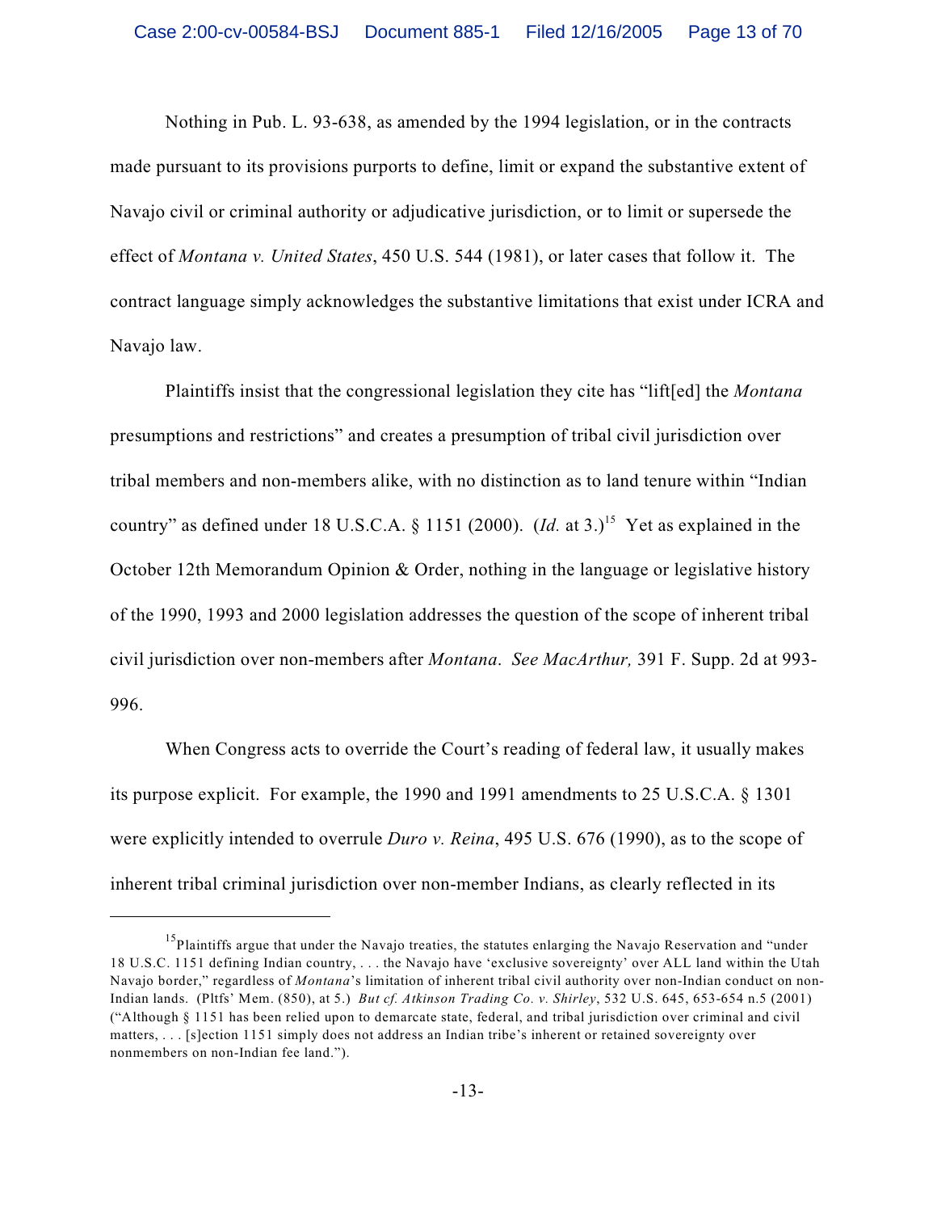Nothing in Pub. L. 93-638, as amended by the 1994 legislation, or in the contracts made pursuant to its provisions purports to define, limit or expand the substantive extent of Navajo civil or criminal authority or adjudicative jurisdiction, or to limit or supersede the effect of *Montana v. United States*, 450 U.S. 544 (1981), or later cases that follow it. The contract language simply acknowledges the substantive limitations that exist under ICRA and Navajo law.

Plaintiffs insist that the congressional legislation they cite has "lift[ed] the *Montana* presumptions and restrictions" and creates a presumption of tribal civil jurisdiction over tribal members and non-members alike, with no distinction as to land tenure within "Indian country" as defined under 18 U.S.C.A. § 1151 (2000). (*Id.* at 3.)[15] Yet as explained in the October 12th Memorandum Opinion & Order, nothing in the language or legislative history of the 1990, 1993 and 2000 legislation addresses the question of the scope of inherent tribal civil jurisdiction over non-members after *Montana*. *See MacArthur,* 391 F. Supp. 2d at 993-996.

When Congress acts to override the Court's reading of federal law, it usually makes its purpose explicit. For example, the 1990 and 1991 amendments to 25 U.S.C.A. § 1301 were explicitly intended to overrule *Duro v. Reina*, 495 U.S. 676 (1990), as to the scope of inherent tribal criminal jurisdiction over non-member Indians, as clearly reflected in its

---

[15] Plaintiffs argue that under the Navajo treaties, the statutes enlarging the Navajo Reservation and "under 18 U.S.C. 1151 defining Indian country, . . . the Navajo have 'exclusive sovereignty' over ALL land within the Utah Navajo border," regardless of *Montana*'s limitation of inherent tribal civil authority over non-Indian conduct on non-Indian lands. (Pltfs' Mem. (850), at 5.) *But cf. Atkinson Trading Co. v. Shirley*, 532 U.S. 645, 653-654 n.5 (2001) ("Although § 1151 has been relied upon to demarcate state, federal, and tribal jurisdiction over criminal and civil matters, . . . [s]ection 1151 simply does not address an Indian tribe's inherent or retained sovereignty over nonmembers on non-Indian fee land.").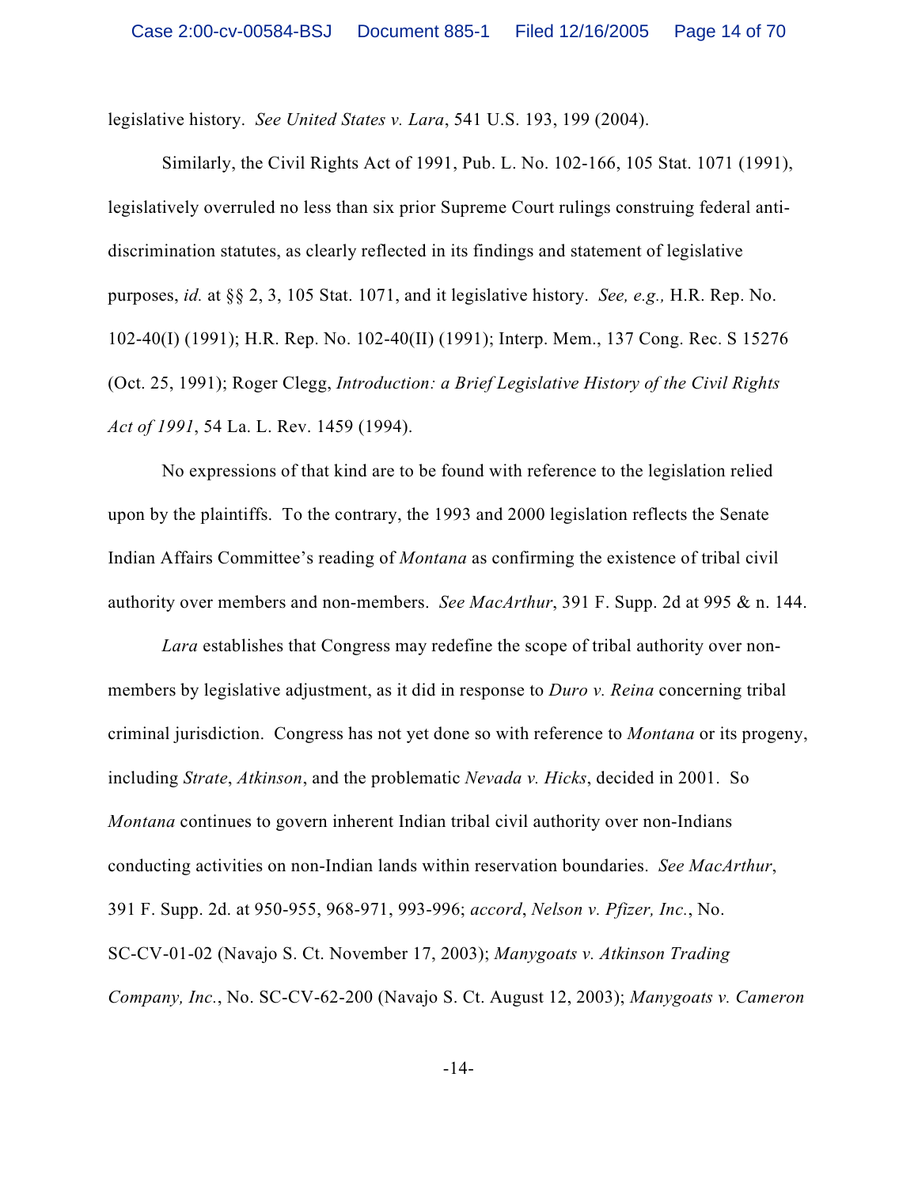legislative history. *See United States v. Lara*, 541 U.S. 193, 199 (2004).

Similarly, the Civil Rights Act of 1991, Pub. L. No. 102-166, 105 Stat. 1071 (1991), legislatively overruled no less than six prior Supreme Court rulings construing federal anti-discrimination statutes, as clearly reflected in its findings and statement of legislative purposes, *id.* at §§ 2, 3, 105 Stat. 1071, and it legislative history. *See, e.g.,* H.R. Rep. No. 102-40(I) (1991); H.R. Rep. No. 102-40(II) (1991); Interp. Mem., 137 Cong. Rec. S 15276 (Oct. 25, 1991); Roger Clegg, *Introduction: a Brief Legislative History of the Civil Rights Act of 1991*, 54 La. L. Rev. 1459 (1994).

No expressions of that kind are to be found with reference to the legislation relied upon by the plaintiffs. To the contrary, the 1993 and 2000 legislation reflects the Senate Indian Affairs Committee's reading of *Montana* as confirming the existence of tribal civil authority over members and non-members. *See MacArthur*, 391 F. Supp. 2d at 995 & n. 144.

*Lara* establishes that Congress may redefine the scope of tribal authority over non-members by legislative adjustment, as it did in response to *Duro v. Reina* concerning tribal criminal jurisdiction. Congress has not yet done so with reference to *Montana* or its progeny, including *Strate*, *Atkinson*, and the problematic *Nevada v. Hicks*, decided in 2001. So *Montana* continues to govern inherent Indian tribal civil authority over non-Indians conducting activities on non-Indian lands within reservation boundaries. *See MacArthur*, 391 F. Supp. 2d. at 950-955, 968-971, 993-996; *accord*, *Nelson v. Pfizer, Inc.*, No. SC-CV-01-02 (Navajo S. Ct. November 17, 2003); *Manygoats v. Atkinson Trading Company, Inc.*, No. SC-CV-62-200 (Navajo S. Ct. August 12, 2003); *Manygoats v. Cameron*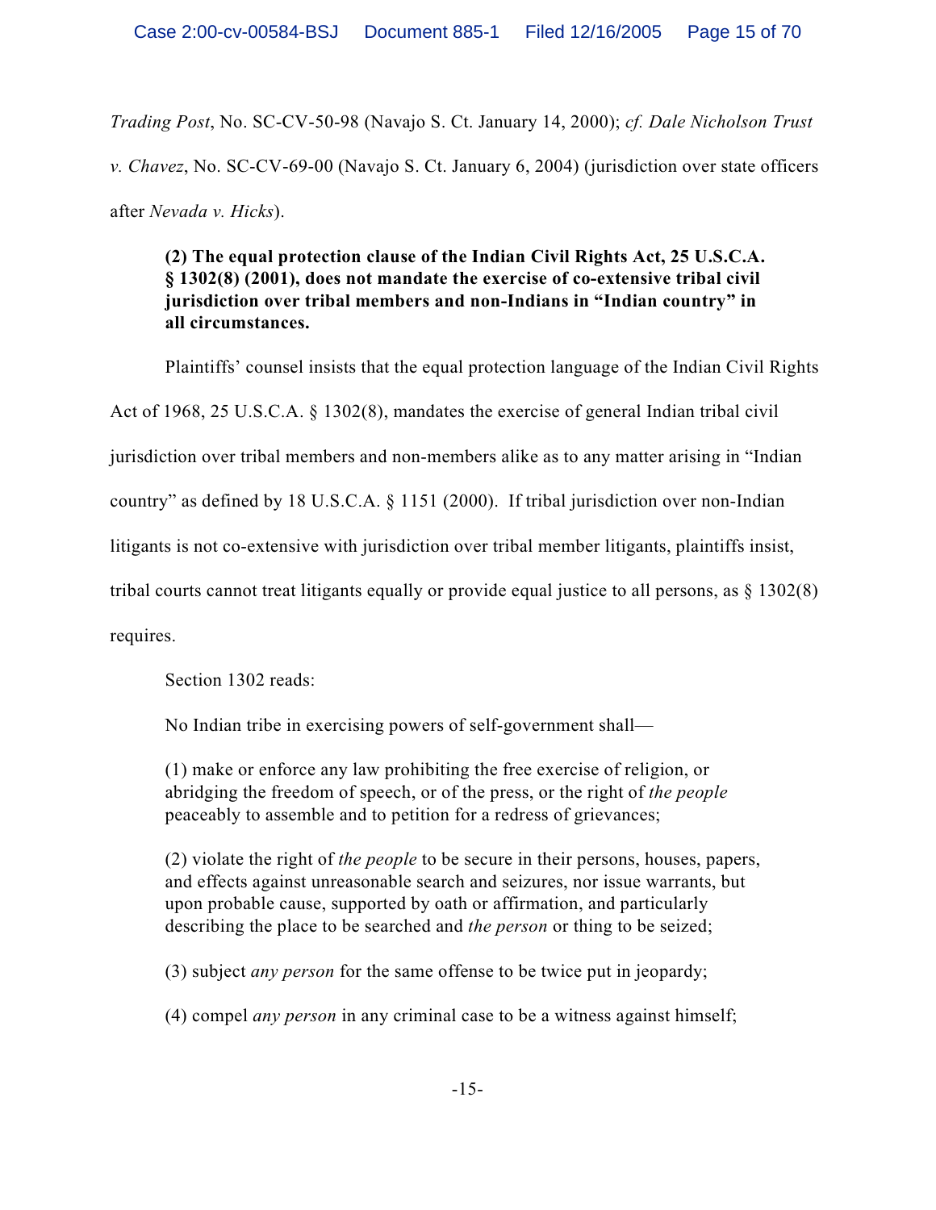*Trading Post*, No. SC-CV-50-98 (Navajo S. Ct. January 14, 2000); *cf. Dale Nicholson Trust v. Chavez*, No. SC-CV-69-00 (Navajo S. Ct. January 6, 2004) (jurisdiction over state officers after *Nevada v. Hicks*).

**(2) The equal protection clause of the Indian Civil Rights Act, 25 U.S.C.A. § 1302(8) (2001), does not mandate the exercise of co-extensive tribal civil jurisdiction over tribal members and non-Indians in "Indian country" in all circumstances.**

Plaintiffs' counsel insists that the equal protection language of the Indian Civil Rights Act of 1968, 25 U.S.C.A. § 1302(8), mandates the exercise of general Indian tribal civil jurisdiction over tribal members and non-members alike as to any matter arising in "Indian country" as defined by 18 U.S.C.A. § 1151 (2000). If tribal jurisdiction over non-Indian litigants is not co-extensive with jurisdiction over tribal member litigants, plaintiffs insist, tribal courts cannot treat litigants equally or provide equal justice to all persons, as § 1302(8) requires.

Section 1302 reads:

> No Indian tribe in exercising powers of self-government shall—
>
> (1) make or enforce any law prohibiting the free exercise of religion, or abridging the freedom of speech, or of the press, or the right of *the people* peaceably to assemble and to petition for a redress of grievances;
>
> (2) violate the right of *the people* to be secure in their persons, houses, papers, and effects against unreasonable search and seizures, nor issue warrants, but upon probable cause, supported by oath or affirmation, and particularly describing the place to be searched and *the person* or thing to be seized;
>
> (3) subject *any person* for the same offense to be twice put in jeopardy;
>
> (4) compel *any person* in any criminal case to be a witness against himself;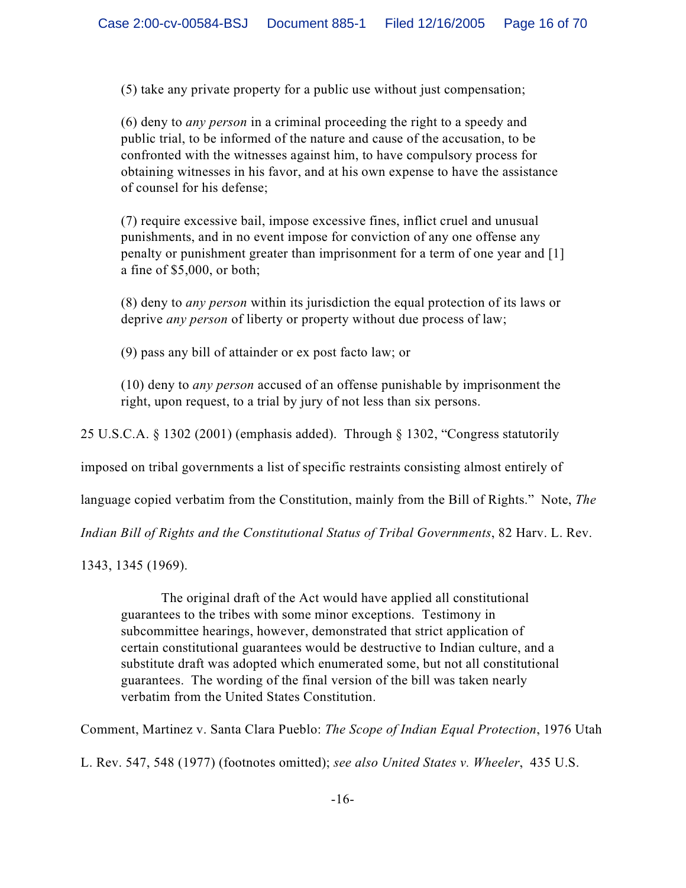(5) take any private property for a public use without just compensation;

(6) deny to *any person* in a criminal proceeding the right to a speedy and public trial, to be informed of the nature and cause of the accusation, to be confronted with the witnesses against him, to have compulsory process for obtaining witnesses in his favor, and at his own expense to have the assistance of counsel for his defense;

(7) require excessive bail, impose excessive fines, inflict cruel and unusual punishments, and in no event impose for conviction of any one offense any penalty or punishment greater than imprisonment for a term of one year and [1] a fine of $5,000, or both;

(8) deny to *any person* within its jurisdiction the equal protection of its laws or deprive *any person* of liberty or property without due process of law;

(9) pass any bill of attainder or ex post facto law; or

(10) deny to *any person* accused of an offense punishable by imprisonment the right, upon request, to a trial by jury of not less than six persons.

25 U.S.C.A. § 1302 (2001) (emphasis added). Through § 1302, "Congress statutorily imposed on tribal governments a list of specific restraints consisting almost entirely of language copied verbatim from the Constitution, mainly from the Bill of Rights." Note, *The Indian Bill of Rights and the Constitutional Status of Tribal Governments*, 82 Harv. L. Rev. 1343, 1345 (1969).

> The original draft of the Act would have applied all constitutional guarantees to the tribes with some minor exceptions. Testimony in subcommittee hearings, however, demonstrated that strict application of certain constitutional guarantees would be destructive to Indian culture, and a substitute draft was adopted which enumerated some, but not all constitutional guarantees. The wording of the final version of the bill was taken nearly verbatim from the United States Constitution.

Comment, Martinez v. Santa Clara Pueblo: *The Scope of Indian Equal Protection*, 1976 Utah L. Rev. 547, 548 (1977) (footnotes omitted); *see also United States v. Wheeler*, 435 U.S.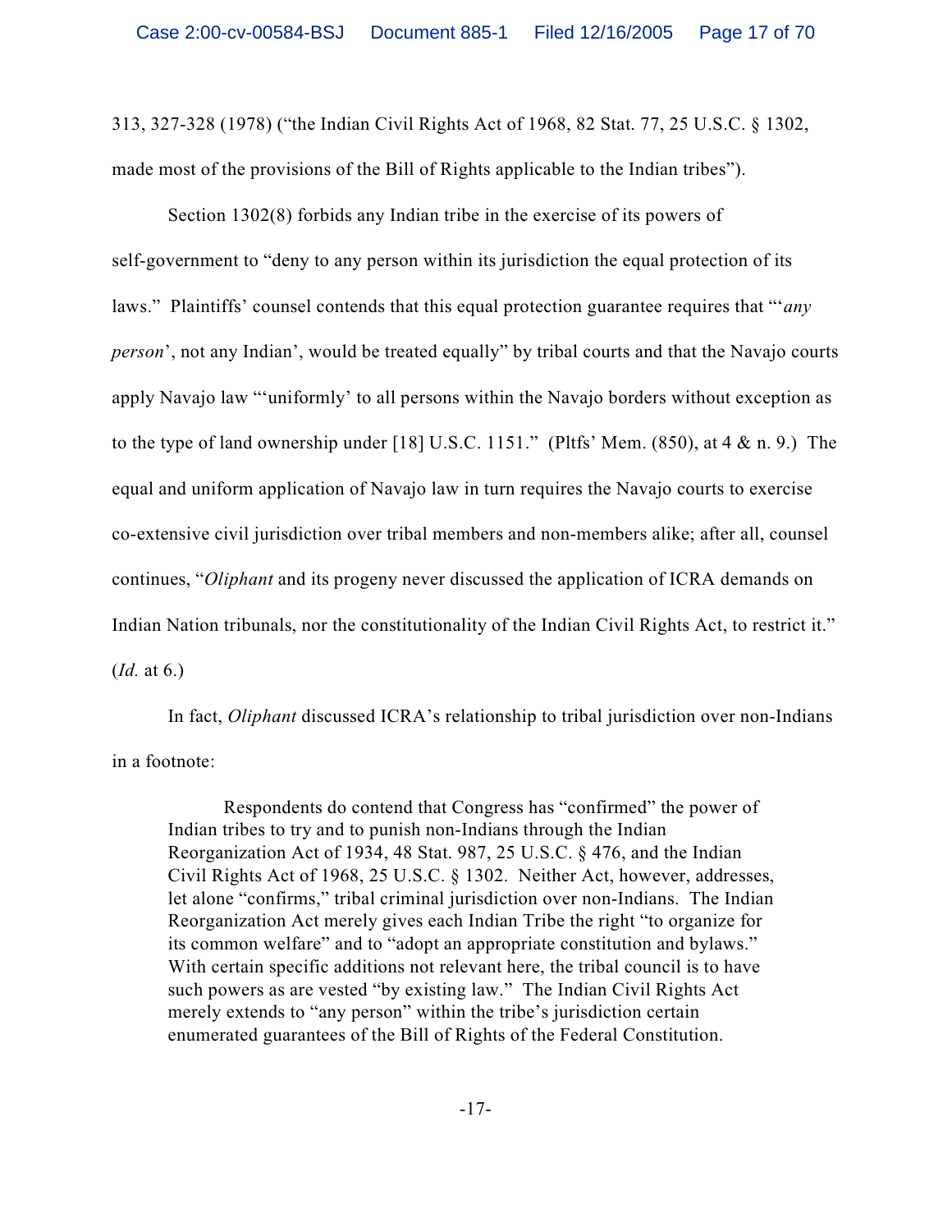313, 327-328 (1978) ("the Indian Civil Rights Act of 1968, 82 Stat. 77, 25 U.S.C. § 1302, made most of the provisions of the Bill of Rights applicable to the Indian tribes").

Section 1302(8) forbids any Indian tribe in the exercise of its powers of self-government to "deny to any person within its jurisdiction the equal protection of its laws." Plaintiffs' counsel contends that this equal protection guarantee requires that "'*any person*', not any Indian', would be treated equally" by tribal courts and that the Navajo courts apply Navajo law "'uniformly' to all persons within the Navajo borders without exception as to the type of land ownership under [18] U.S.C. 1151." (Pltfs' Mem. (850), at 4 & n. 9.) The equal and uniform application of Navajo law in turn requires the Navajo courts to exercise co-extensive civil jurisdiction over tribal members and non-members alike; after all, counsel continues, "*Oliphant* and its progeny never discussed the application of ICRA demands on Indian Nation tribunals, nor the constitutionality of the Indian Civil Rights Act, to restrict it." (*Id.* at 6.)

In fact, *Oliphant* discussed ICRA's relationship to tribal jurisdiction over non-Indians in a footnote:

> Respondents do contend that Congress has "confirmed" the power of Indian tribes to try and to punish non-Indians through the Indian Reorganization Act of 1934, 48 Stat. 987, 25 U.S.C. § 476, and the Indian Civil Rights Act of 1968, 25 U.S.C. § 1302. Neither Act, however, addresses, let alone "confirms," tribal criminal jurisdiction over non-Indians. The Indian Reorganization Act merely gives each Indian Tribe the right "to organize for its common welfare" and to "adopt an appropriate constitution and bylaws." With certain specific additions not relevant here, the tribal council is to have such powers as are vested "by existing law." The Indian Civil Rights Act merely extends to "any person" within the tribe's jurisdiction certain enumerated guarantees of the Bill of Rights of the Federal Constitution.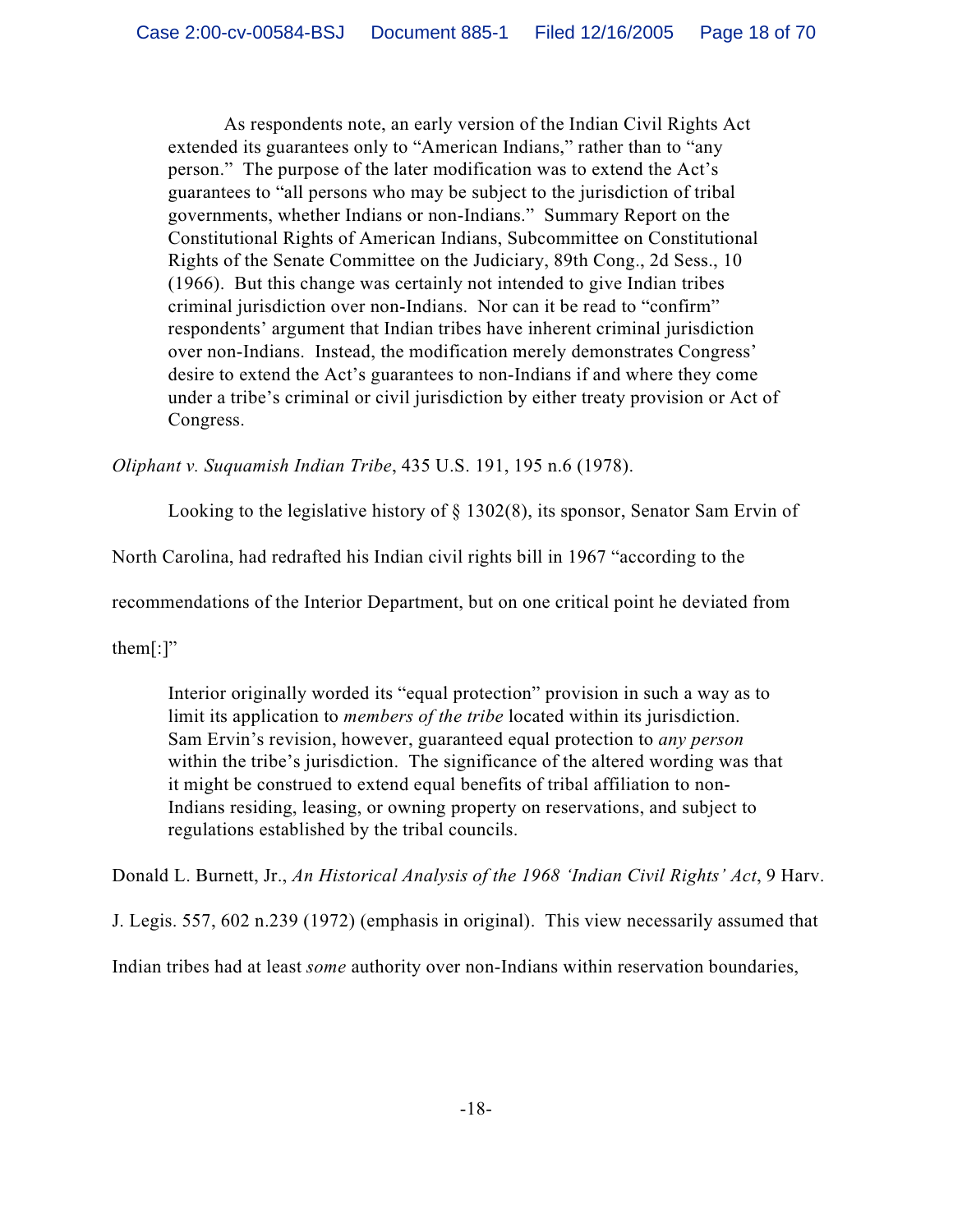> As respondents note, an early version of the Indian Civil Rights Act extended its guarantees only to "American Indians," rather than to "any person." The purpose of the later modification was to extend the Act's guarantees to "all persons who may be subject to the jurisdiction of tribal governments, whether Indians or non-Indians." Summary Report on the Constitutional Rights of American Indians, Subcommittee on Constitutional Rights of the Senate Committee on the Judiciary, 89th Cong., 2d Sess., 10 (1966). But this change was certainly not intended to give Indian tribes criminal jurisdiction over non-Indians. Nor can it be read to "confirm" respondents' argument that Indian tribes have inherent criminal jurisdiction over non-Indians. Instead, the modification merely demonstrates Congress' desire to extend the Act's guarantees to non-Indians if and where they come under a tribe's criminal or civil jurisdiction by either treaty provision or Act of Congress.

*Oliphant v. Suquamish Indian Tribe*, 435 U.S. 191, 195 n.6 (1978).

Looking to the legislative history of § 1302(8), its sponsor, Senator Sam Ervin of North Carolina, had redrafted his Indian civil rights bill in 1967 "according to the recommendations of the Interior Department, but on one critical point he deviated from them[:]"

> Interior originally worded its "equal protection" provision in such a way as to limit its application to *members of the tribe* located within its jurisdiction. Sam Ervin's revision, however, guaranteed equal protection to *any person* within the tribe's jurisdiction. The significance of the altered wording was that it might be construed to extend equal benefits of tribal affiliation to non-Indians residing, leasing, or owning property on reservations, and subject to regulations established by the tribal councils.

Donald L. Burnett, Jr., *An Historical Analysis of the 1968 'Indian Civil Rights' Act*, 9 Harv. J. Legis. 557, 602 n.239 (1972) (emphasis in original). This view necessarily assumed that Indian tribes had at least *some* authority over non-Indians within reservation boundaries,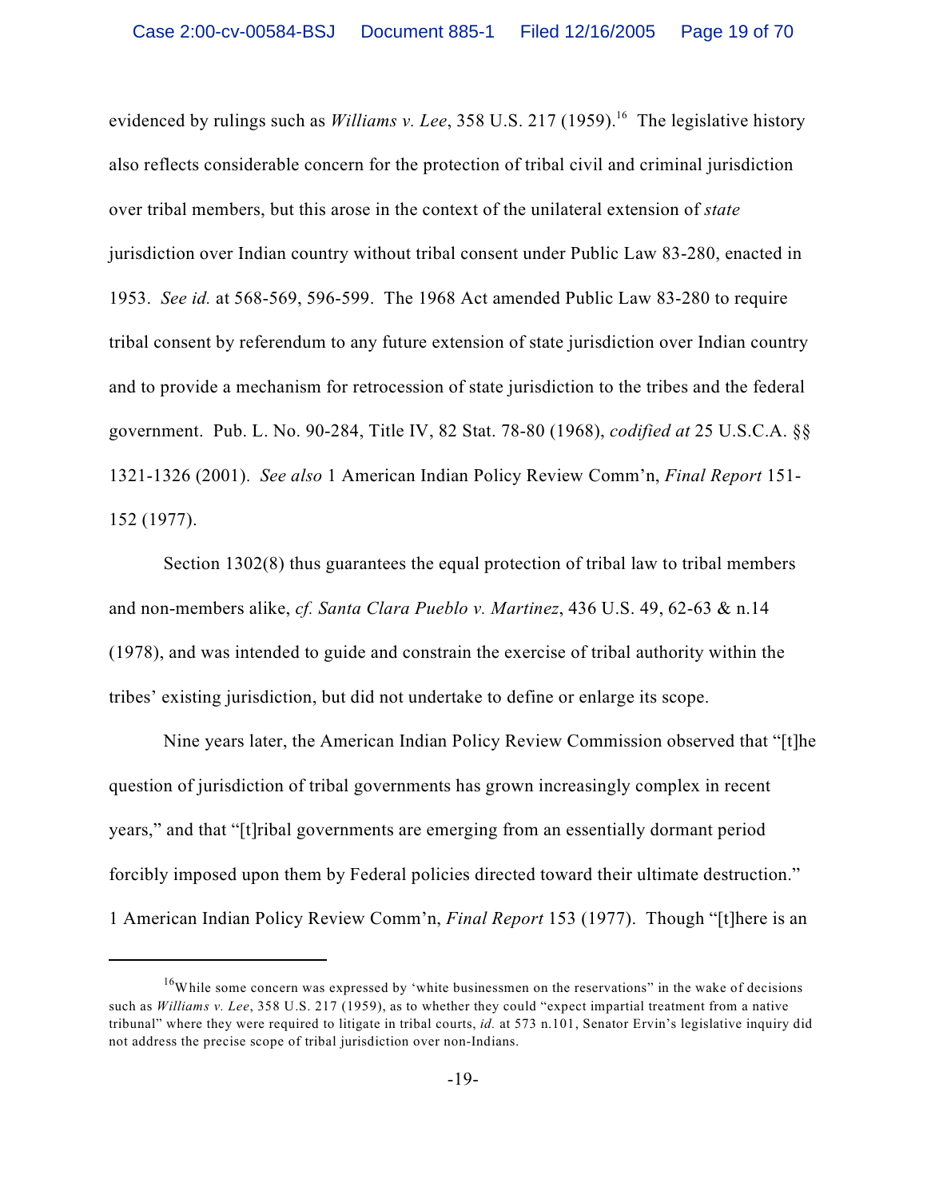evidenced by rulings such as *Williams v. Lee*, 358 U.S. 217 (1959).[16] The legislative history also reflects considerable concern for the protection of tribal civil and criminal jurisdiction over tribal members, but this arose in the context of the unilateral extension of *state* jurisdiction over Indian country without tribal consent under Public Law 83-280, enacted in 1953. *See id.* at 568-569, 596-599. The 1968 Act amended Public Law 83-280 to require tribal consent by referendum to any future extension of state jurisdiction over Indian country and to provide a mechanism for retrocession of state jurisdiction to the tribes and the federal government. Pub. L. No. 90-284, Title IV, 82 Stat. 78-80 (1968), *codified at* 25 U.S.C.A. §§ 1321-1326 (2001). *See also* 1 American Indian Policy Review Comm'n, *Final Report* 151-152 (1977).

Section 1302(8) thus guarantees the equal protection of tribal law to tribal members and non-members alike, *cf. Santa Clara Pueblo v. Martinez*, 436 U.S. 49, 62-63 & n.14 (1978), and was intended to guide and constrain the exercise of tribal authority within the tribes' existing jurisdiction, but did not undertake to define or enlarge its scope.

Nine years later, the American Indian Policy Review Commission observed that "[t]he question of jurisdiction of tribal governments has grown increasingly complex in recent years," and that "[t]ribal governments are emerging from an essentially dormant period forcibly imposed upon them by Federal policies directed toward their ultimate destruction." 1 American Indian Policy Review Comm'n, *Final Report* 153 (1977). Though "[t]here is an

---

[16] While some concern was expressed by 'white businessmen on the reservations" in the wake of decisions such as *Williams v. Lee*, 358 U.S. 217 (1959), as to whether they could "expect impartial treatment from a native tribunal" where they were required to litigate in tribal courts, *id.* at 573 n.101, Senator Ervin's legislative inquiry did not address the precise scope of tribal jurisdiction over non-Indians.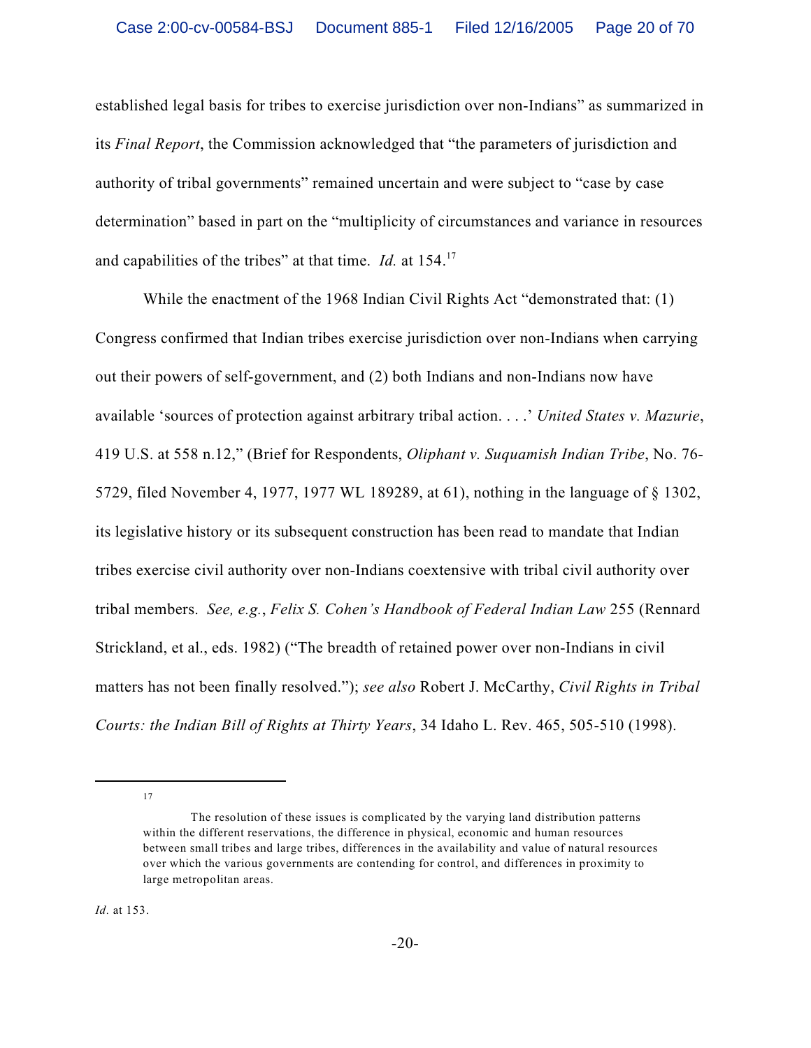established legal basis for tribes to exercise jurisdiction over non-Indians" as summarized in its *Final Report*, the Commission acknowledged that "the parameters of jurisdiction and authority of tribal governments" remained uncertain and were subject to "case by case determination" based in part on the "multiplicity of circumstances and variance in resources and capabilities of the tribes" at that time. *Id.* at 154.[17]

While the enactment of the 1968 Indian Civil Rights Act "demonstrated that: (1) Congress confirmed that Indian tribes exercise jurisdiction over non-Indians when carrying out their powers of self-government, and (2) both Indians and non-Indians now have available 'sources of protection against arbitrary tribal action. . . .' *United States v. Mazurie*, 419 U.S. at 558 n.12," (Brief for Respondents, *Oliphant v. Suquamish Indian Tribe*, No. 76-5729, filed November 4, 1977, 1977 WL 189289, at 61), nothing in the language of § 1302, its legislative history or its subsequent construction has been read to mandate that Indian tribes exercise civil authority over non-Indians coextensive with tribal civil authority over tribal members. *See, e.g.*, *Felix S. Cohen's Handbook of Federal Indian Law* 255 (Rennard Strickland, et al., eds. 1982) ("The breadth of retained power over non-Indians in civil matters has not been finally resolved."); *see also* Robert J. McCarthy, *Civil Rights in Tribal Courts: the Indian Bill of Rights at Thirty Years*, 34 Idaho L. Rev. 465, 505-510 (1998).

---

[17]

> The resolution of these issues is complicated by the varying land distribution patterns within the different reservations, the difference in physical, economic and human resources between small tribes and large tribes, differences in the availability and value of natural resources over which the various governments are contending for control, and differences in proximity to large metropolitan areas.

*Id.* at 153.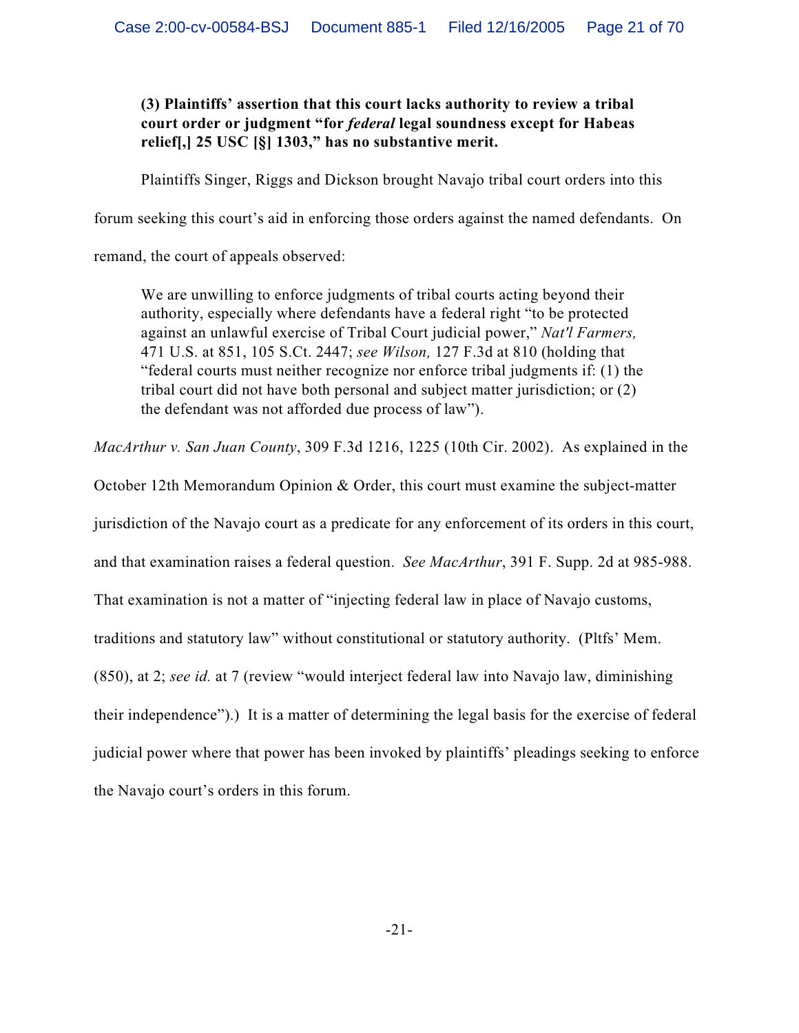**(3) Plaintiffs' assertion that this court lacks authority to review a tribal court order or judgment "for *federal* legal soundness except for Habeas relief[,] 25 USC [§] 1303," has no substantive merit.**

Plaintiffs Singer, Riggs and Dickson brought Navajo tribal court orders into this forum seeking this court's aid in enforcing those orders against the named defendants. On remand, the court of appeals observed:

> We are unwilling to enforce judgments of tribal courts acting beyond their authority, especially where defendants have a federal right "to be protected against an unlawful exercise of Tribal Court judicial power," *Nat'l Farmers,* 471 U.S. at 851, 105 S.Ct. 2447; *see Wilson,* 127 F.3d at 810 (holding that "federal courts must neither recognize nor enforce tribal judgments if: (1) the tribal court did not have both personal and subject matter jurisdiction; or (2) the defendant was not afforded due process of law").

*MacArthur v. San Juan County*, 309 F.3d 1216, 1225 (10th Cir. 2002). As explained in the October 12th Memorandum Opinion & Order, this court must examine the subject-matter jurisdiction of the Navajo court as a predicate for any enforcement of its orders in this court, and that examination raises a federal question. *See MacArthur*, 391 F. Supp. 2d at 985-988. That examination is not a matter of "injecting federal law in place of Navajo customs, traditions and statutory law" without constitutional or statutory authority. (Pltfs' Mem. (850), at 2; *see id.* at 7 (review "would interject federal law into Navajo law, diminishing their independence").) It is a matter of determining the legal basis for the exercise of federal judicial power where that power has been invoked by plaintiffs' pleadings seeking to enforce the Navajo court's orders in this forum.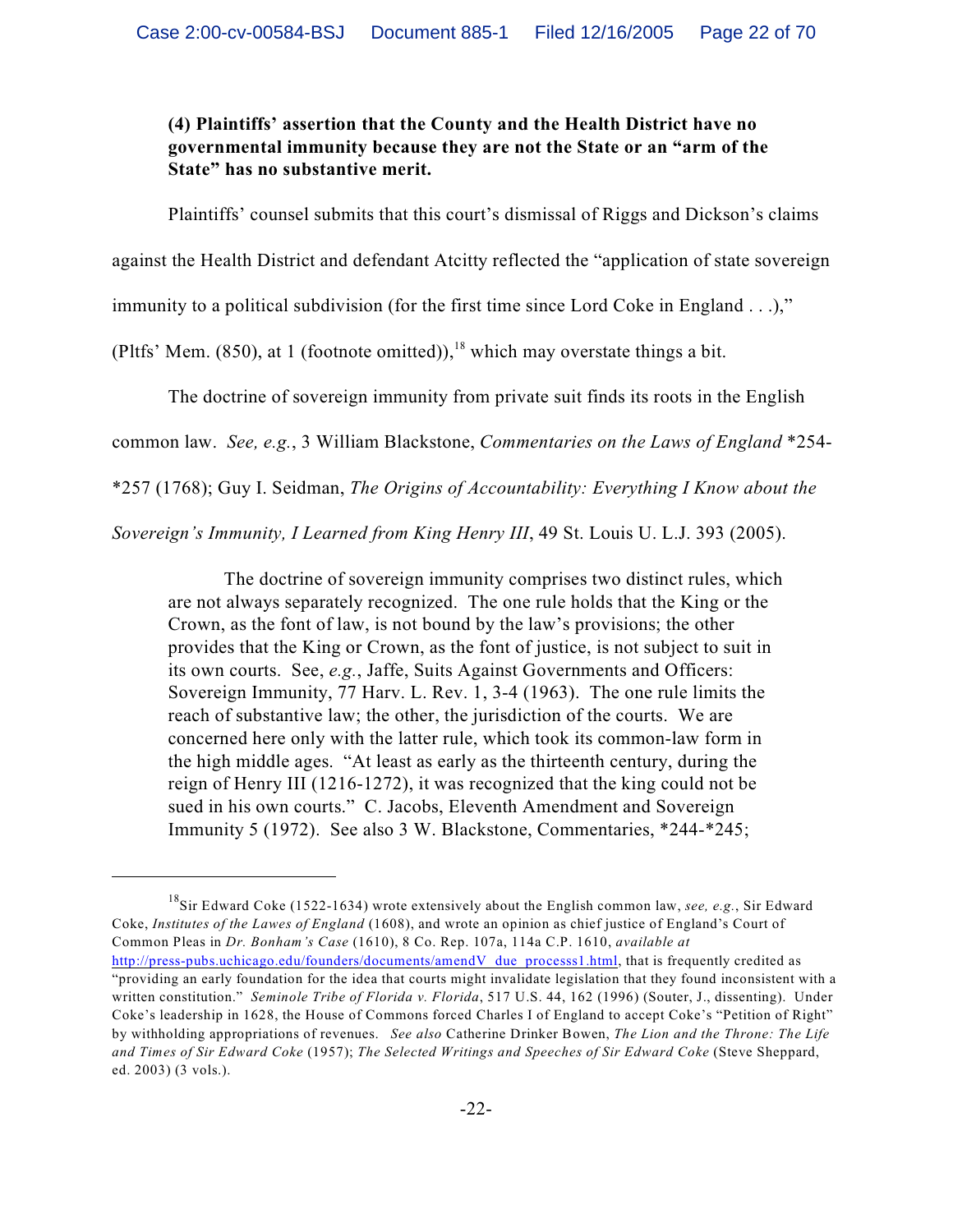**(4) Plaintiffs' assertion that the County and the Health District have no governmental immunity because they are not the State or an "arm of the State" has no substantive merit.**

Plaintiffs' counsel submits that this court's dismissal of Riggs and Dickson's claims against the Health District and defendant Atcitty reflected the "application of state sovereign immunity to a political subdivision (for the first time since Lord Coke in England . . .)," (Pltfs' Mem. (850), at 1 (footnote omitted)),[18] which may overstate things a bit.

The doctrine of sovereign immunity from private suit finds its roots in the English common law. *See, e.g.*, 3 William Blackstone, *Commentaries on the Laws of England* *254-*257 (1768); Guy I. Seidman, *The Origins of Accountability: Everything I Know about the Sovereign's Immunity, I Learned from King Henry III*, 49 St. Louis U. L.J. 393 (2005).

> The doctrine of sovereign immunity comprises two distinct rules, which are not always separately recognized. The one rule holds that the King or the Crown, as the font of law, is not bound by the law's provisions; the other provides that the King or Crown, as the font of justice, is not subject to suit in its own courts. See, *e.g.*, Jaffe, Suits Against Governments and Officers: Sovereign Immunity, 77 Harv. L. Rev. 1, 3-4 (1963). The one rule limits the reach of substantive law; the other, the jurisdiction of the courts. We are concerned here only with the latter rule, which took its common-law form in the high middle ages. "At least as early as the thirteenth century, during the reign of Henry III (1216-1272), it was recognized that the king could not be sued in his own courts." C. Jacobs, Eleventh Amendment and Sovereign Immunity 5 (1972). See also 3 W. Blackstone, Commentaries, *244-*245;

---

[18] Sir Edward Coke (1522-1634) wrote extensively about the English common law, *see, e.g.*, Sir Edward Coke, *Institutes of the Lawes of England* (1608), and wrote an opinion as chief justice of England's Court of Common Pleas in *Dr. Bonham's Case* (1610), 8 Co. Rep. 107a, 114a C.P. 1610, *available at* http://press-pubs.uchicago.edu/founders/documents/amendV_due_processs1.html, that is frequently credited as "providing an early foundation for the idea that courts might invalidate legislation that they found inconsistent with a written constitution." *Seminole Tribe of Florida v. Florida*, 517 U.S. 44, 162 (1996) (Souter, J., dissenting). Under Coke's leadership in 1628, the House of Commons forced Charles I of England to accept Coke's "Petition of Right" by withholding appropriations of revenues. *See also* Catherine Drinker Bowen, *The Lion and the Throne: The Life and Times of Sir Edward Coke* (1957); *The Selected Writings and Speeches of Sir Edward Coke* (Steve Sheppard, ed. 2003) (3 vols.).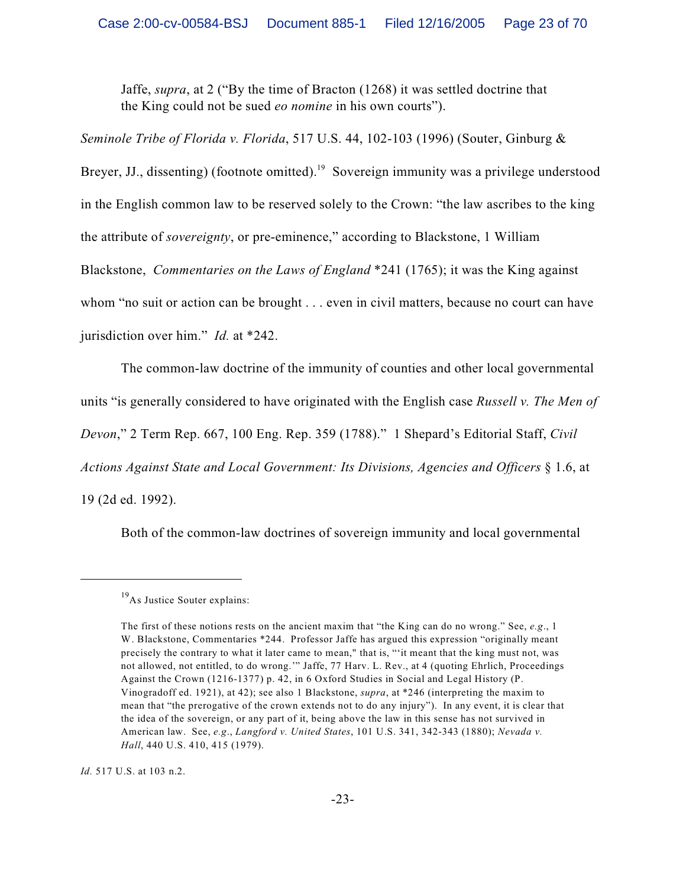> Jaffe, *supra*, at 2 ("By the time of Bracton (1268) it was settled doctrine that the King could not be sued *eo nomine* in his own courts").

*Seminole Tribe of Florida v. Florida*, 517 U.S. 44, 102-103 (1996) (Souter, Ginburg & Breyer, JJ., dissenting) (footnote omitted).[19] Sovereign immunity was a privilege understood in the English common law to be reserved solely to the Crown: "the law ascribes to the king the attribute of *sovereignty*, or pre-eminence," according to Blackstone, 1 William Blackstone, *Commentaries on the Laws of England* *241 (1765); it was the King against whom "no suit or action can be brought . . . even in civil matters, because no court can have jurisdiction over him." *Id.* at *242.

The common-law doctrine of the immunity of counties and other local governmental units "is generally considered to have originated with the English case *Russell v. The Men of Devon*," 2 Term Rep. 667, 100 Eng. Rep. 359 (1788)." 1 Shepard's Editorial Staff, *Civil Actions Against State and Local Government: Its Divisions, Agencies and Officers* § 1.6, at 19 (2d ed. 1992).

Both of the common-law doctrines of sovereign immunity and local governmental

---

[19] As Justice Souter explains:

> The first of these notions rests on the ancient maxim that "the King can do no wrong." See, *e.g.*, 1 W. Blackstone, Commentaries *244. Professor Jaffe has argued this expression "originally meant precisely the contrary to what it later came to mean," that is, "'it meant that the king must not, was not allowed, not entitled, to do wrong.'" Jaffe, 77 Harv. L. Rev., at 4 (quoting Ehrlich, Proceedings Against the Crown (1216-1377) p. 42, in 6 Oxford Studies in Social and Legal History (P. Vinogradoff ed. 1921), at 42); see also 1 Blackstone, *supra*, at *246 (interpreting the maxim to mean that "the prerogative of the crown extends not to do any injury"). In any event, it is clear that the idea of the sovereign, or any part of it, being above the law in this sense has not survived in American law. See, *e.g.*, *Langford v. United States*, 101 U.S. 341, 342-343 (1880); *Nevada v. Hall*, 440 U.S. 410, 415 (1979).

*Id.* 517 U.S. at 103 n.2.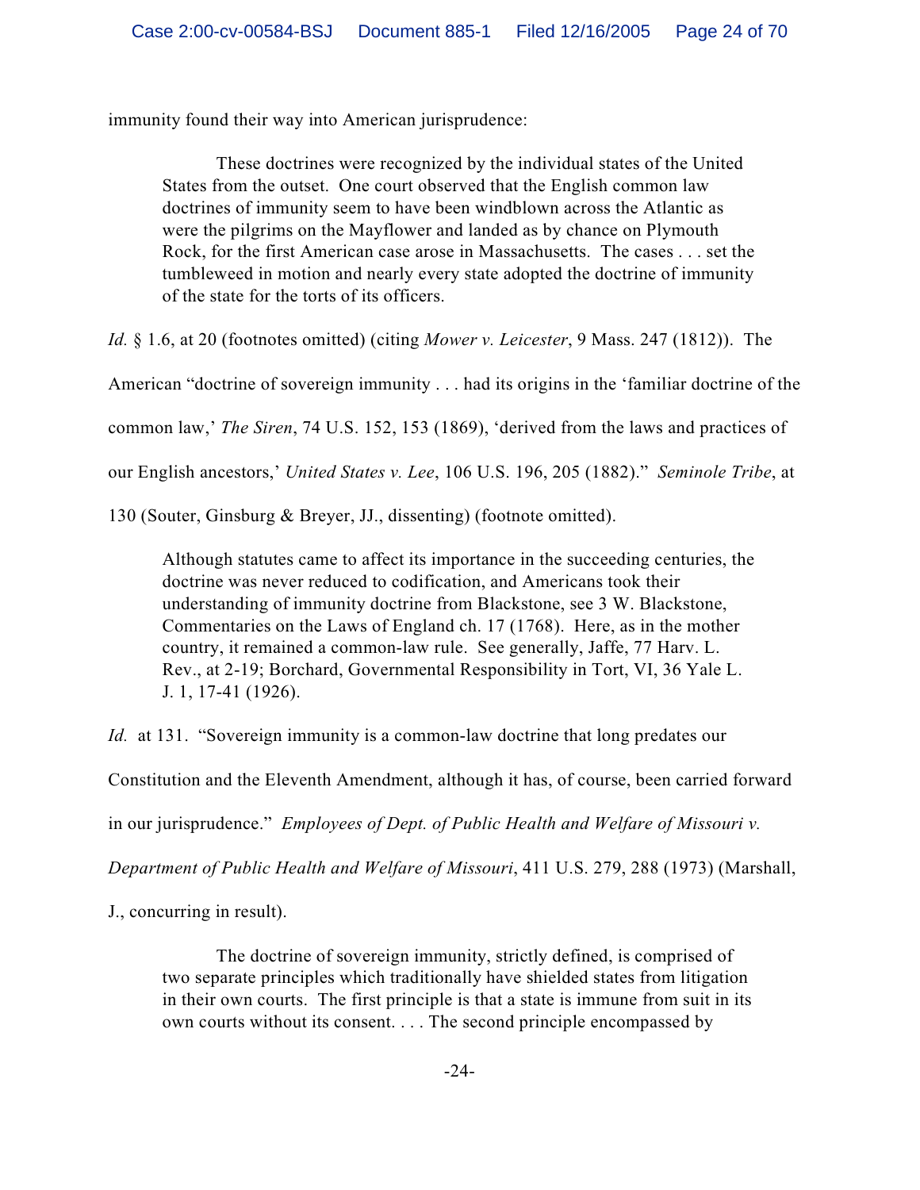immunity found their way into American jurisprudence:

> These doctrines were recognized by the individual states of the United States from the outset. One court observed that the English common law doctrines of immunity seem to have been windblown across the Atlantic as were the pilgrims on the Mayflower and landed as by chance on Plymouth Rock, for the first American case arose in Massachusetts. The cases . . . set the tumbleweed in motion and nearly every state adopted the doctrine of immunity of the state for the torts of its officers.

*Id.* § 1.6, at 20 (footnotes omitted) (citing *Mower v. Leicester*, 9 Mass. 247 (1812)). The American "doctrine of sovereign immunity . . . had its origins in the 'familiar doctrine of the common law,' *The Siren*, 74 U.S. 152, 153 (1869), 'derived from the laws and practices of our English ancestors,' *United States v. Lee*, 106 U.S. 196, 205 (1882)." *Seminole Tribe*, at 130 (Souter, Ginsburg & Breyer, JJ., dissenting) (footnote omitted).

> Although statutes came to affect its importance in the succeeding centuries, the doctrine was never reduced to codification, and Americans took their understanding of immunity doctrine from Blackstone, see 3 W. Blackstone, Commentaries on the Laws of England ch. 17 (1768). Here, as in the mother country, it remained a common-law rule. See generally, Jaffe, 77 Harv. L. Rev., at 2-19; Borchard, Governmental Responsibility in Tort, VI, 36 Yale L. J. 1, 17-41 (1926).

*Id.* at 131. "Sovereign immunity is a common-law doctrine that long predates our Constitution and the Eleventh Amendment, although it has, of course, been carried forward in our jurisprudence." *Employees of Dept. of Public Health and Welfare of Missouri v. Department of Public Health and Welfare of Missouri*, 411 U.S. 279, 288 (1973) (Marshall, J., concurring in result).

> The doctrine of sovereign immunity, strictly defined, is comprised of two separate principles which traditionally have shielded states from litigation in their own courts. The first principle is that a state is immune from suit in its own courts without its consent. . . . The second principle encompassed by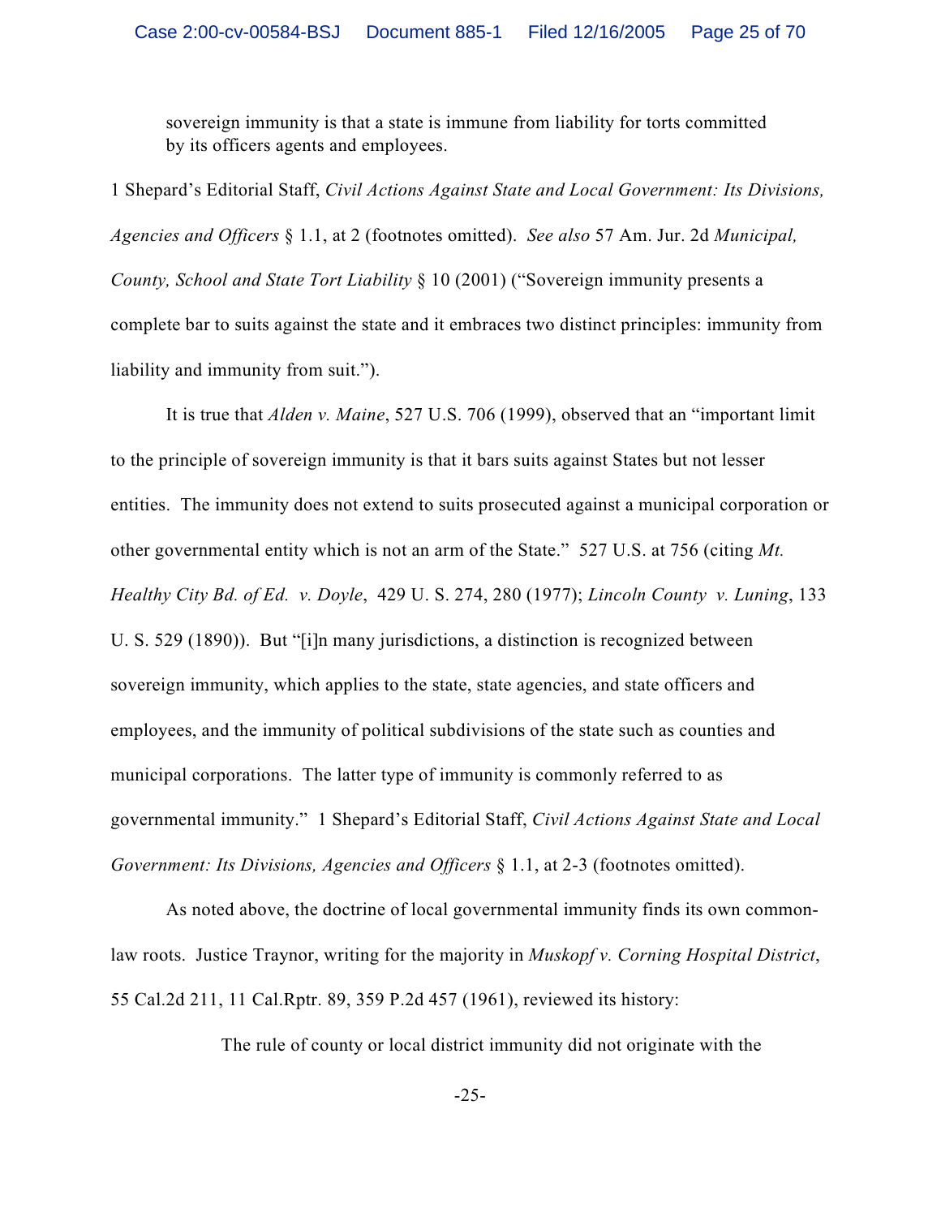> sovereign immunity is that a state is immune from liability for torts committed by its officers agents and employees.

1 Shepard's Editorial Staff, *Civil Actions Against State and Local Government: Its Divisions, Agencies and Officers* § 1.1, at 2 (footnotes omitted). *See also* 57 Am. Jur. 2d *Municipal, County, School and State Tort Liability* § 10 (2001) ("Sovereign immunity presents a complete bar to suits against the state and it embraces two distinct principles: immunity from liability and immunity from suit.").

It is true that *Alden v. Maine*, 527 U.S. 706 (1999), observed that an "important limit to the principle of sovereign immunity is that it bars suits against States but not lesser entities. The immunity does not extend to suits prosecuted against a municipal corporation or other governmental entity which is not an arm of the State." 527 U.S. at 756 (citing *Mt. Healthy City Bd. of Ed. v. Doyle*, 429 U. S. 274, 280 (1977); *Lincoln County v. Luning*, 133 U. S. 529 (1890)). But "[i]n many jurisdictions, a distinction is recognized between sovereign immunity, which applies to the state, state agencies, and state officers and employees, and the immunity of political subdivisions of the state such as counties and municipal corporations. The latter type of immunity is commonly referred to as governmental immunity." 1 Shepard's Editorial Staff, *Civil Actions Against State and Local Government: Its Divisions, Agencies and Officers* § 1.1, at 2-3 (footnotes omitted).

As noted above, the doctrine of local governmental immunity finds its own common-law roots. Justice Traynor, writing for the majority in *Muskopf v. Corning Hospital District*, 55 Cal.2d 211, 11 Cal.Rptr. 89, 359 P.2d 457 (1961), reviewed its history:

> The rule of county or local district immunity did not originate with the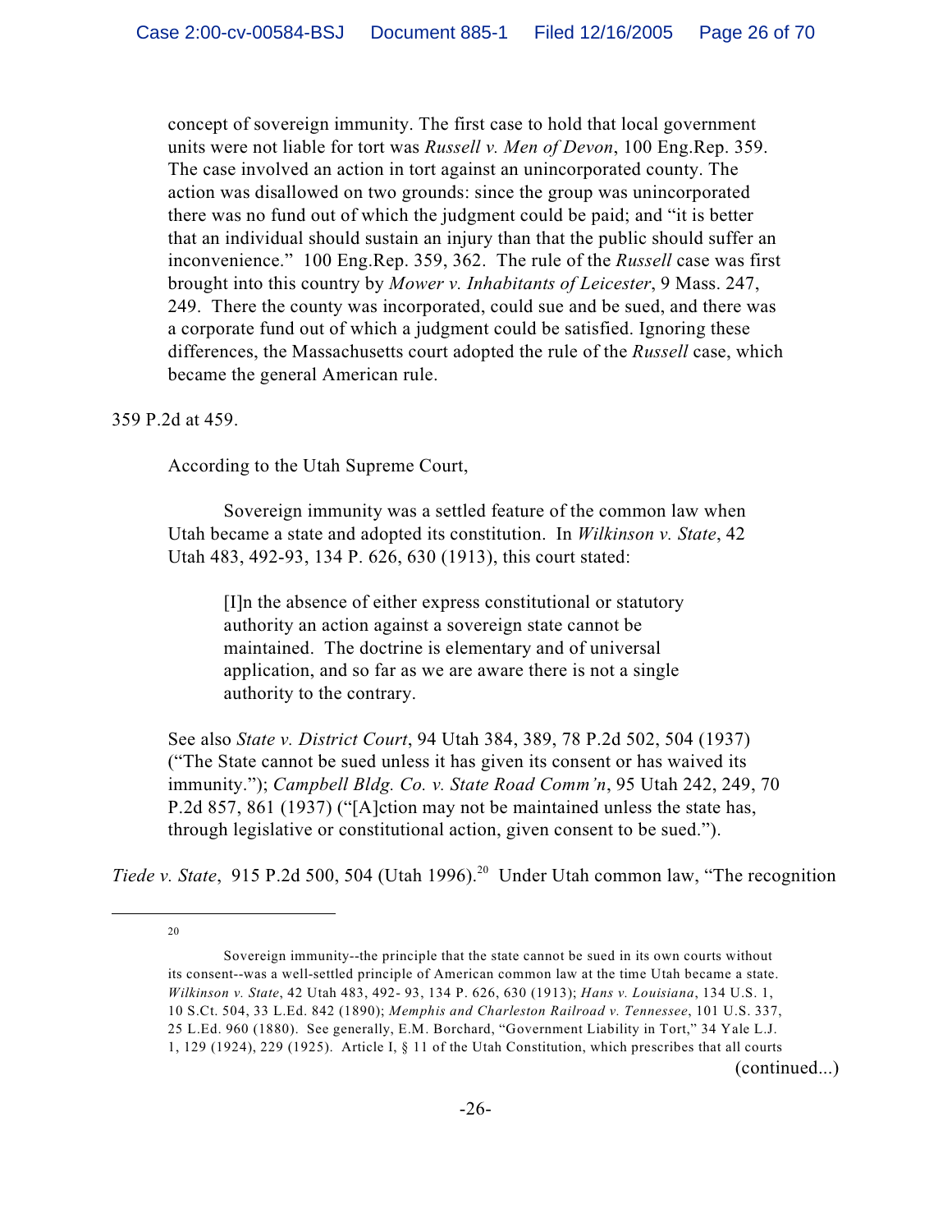> concept of sovereign immunity. The first case to hold that local government units were not liable for tort was *Russell v. Men of Devon*, 100 Eng.Rep. 359. The case involved an action in tort against an unincorporated county. The action was disallowed on two grounds: since the group was unincorporated there was no fund out of which the judgment could be paid; and "it is better that an individual should sustain an injury than that the public should suffer an inconvenience." 100 Eng.Rep. 359, 362. The rule of the *Russell* case was first brought into this country by *Mower v. Inhabitants of Leicester*, 9 Mass. 247, 249. There the county was incorporated, could sue and be sued, and there was a corporate fund out of which a judgment could be satisfied. Ignoring these differences, the Massachusetts court adopted the rule of the *Russell* case, which became the general American rule.

359 P.2d at 459.

> According to the Utah Supreme Court,
>
> Sovereign immunity was a settled feature of the common law when Utah became a state and adopted its constitution. In *Wilkinson v. State*, 42 Utah 483, 492-93, 134 P. 626, 630 (1913), this court stated:
>
> > [I]n the absence of either express constitutional or statutory authority an action against a sovereign state cannot be maintained. The doctrine is elementary and of universal application, and so far as we are aware there is not a single authority to the contrary.
>
> See also *State v. District Court*, 94 Utah 384, 389, 78 P.2d 502, 504 (1937) ("The State cannot be sued unless it has given its consent or has waived its immunity."); *Campbell Bldg. Co. v. State Road Comm'n*, 95 Utah 242, 249, 70 P.2d 857, 861 (1937) ("[A]ction may not be maintained unless the state has, through legislative or constitutional action, given consent to be sued.").

*Tiede v. State*, 915 P.2d 500, 504 (Utah 1996).[20] Under Utah common law, "The recognition

---

[20] Sovereign immunity--the principle that the state cannot be sued in its own courts without its consent--was a well-settled principle of American common law at the time Utah became a state. *Wilkinson v. State*, 42 Utah 483, 492- 93, 134 P. 626, 630 (1913); *Hans v. Louisiana*, 134 U.S. 1, 10 S.Ct. 504, 33 L.Ed. 842 (1890); *Memphis and Charleston Railroad v. Tennessee*, 101 U.S. 337, 25 L.Ed. 960 (1880). See generally, E.M. Borchard, "Government Liability in Tort," 34 Yale L.J. 1, 129 (1924), 229 (1925). Article I, § 11 of the Utah Constitution, which prescribes that all courts (continued...)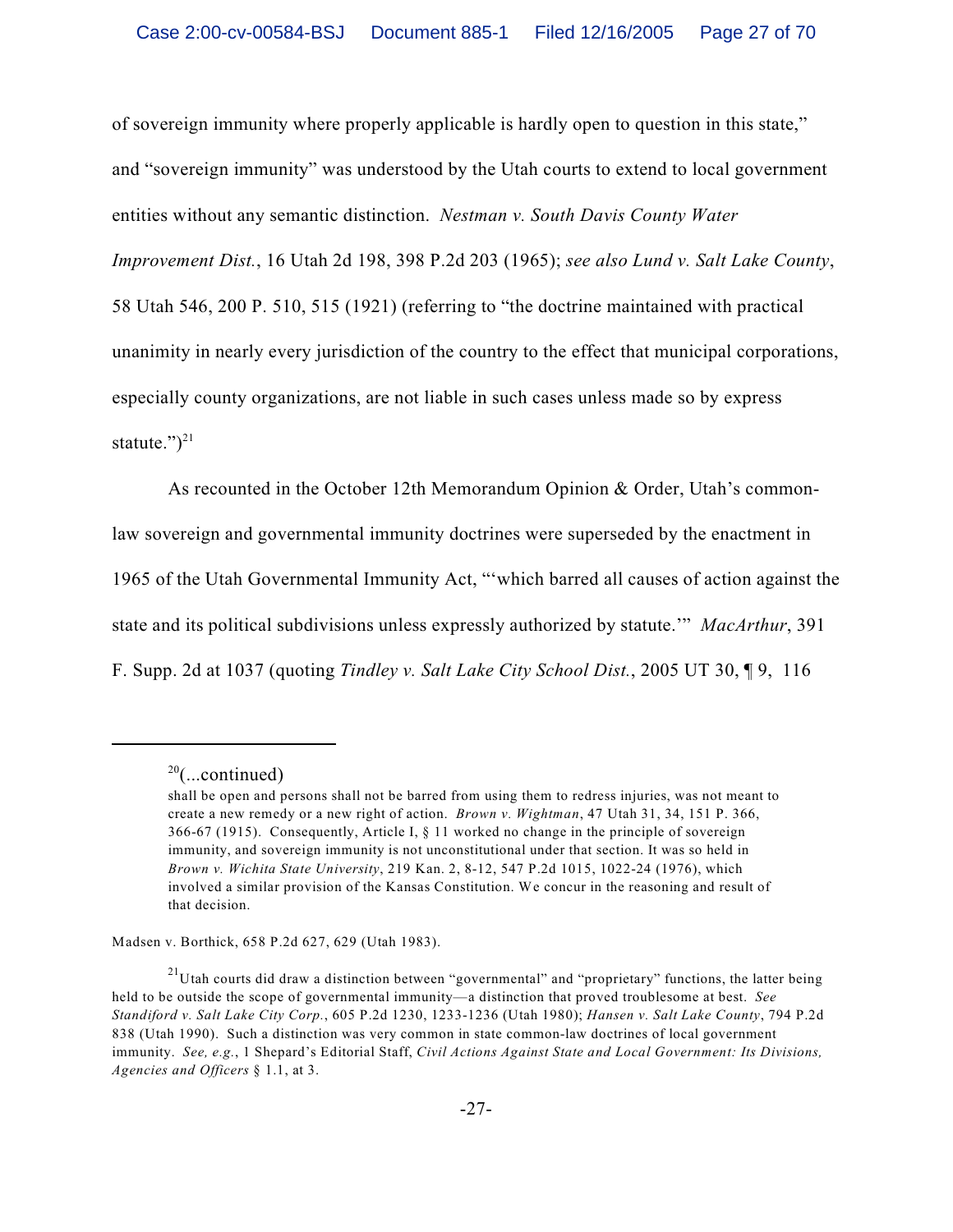of sovereign immunity where properly applicable is hardly open to question in this state," and "sovereign immunity" was understood by the Utah courts to extend to local government entities without any semantic distinction. *Nestman v. South Davis County Water Improvement Dist.*, 16 Utah 2d 198, 398 P.2d 203 (1965); *see also Lund v. Salt Lake County*, 58 Utah 546, 200 P. 510, 515 (1921) (referring to "the doctrine maintained with practical unanimity in nearly every jurisdiction of the country to the effect that municipal corporations, especially county organizations, are not liable in such cases unless made so by express statute.")[21]

As recounted in the October 12th Memorandum Opinion & Order, Utah's common-law sovereign and governmental immunity doctrines were superseded by the enactment in 1965 of the Utah Governmental Immunity Act, "'which barred all causes of action against the state and its political subdivisions unless expressly authorized by statute.'" *MacArthur*, 391 F. Supp. 2d at 1037 (quoting *Tindley v. Salt Lake City School Dist.*, 2005 UT 30, ¶ 9, 116

---

[20](...continued)

shall be open and persons shall not be barred from using them to redress injuries, was not meant to create a new remedy or a new right of action. *Brown v. Wightman*, 47 Utah 31, 34, 151 P. 366, 366-67 (1915). Consequently, Article I, § 11 worked no change in the principle of sovereign immunity, and sovereign immunity is not unconstitutional under that section. It was so held in *Brown v. Wichita State University*, 219 Kan. 2, 8-12, 547 P.2d 1015, 1022-24 (1976), which involved a similar provision of the Kansas Constitution. We concur in the reasoning and result of that decision.

Madsen v. Borthick, 658 P.2d 627, 629 (Utah 1983).

[21]Utah courts did draw a distinction between "governmental" and "proprietary" functions, the latter being held to be outside the scope of governmental immunity—a distinction that proved troublesome at best. *See Standiford v. Salt Lake City Corp.*, 605 P.2d 1230, 1233-1236 (Utah 1980); *Hansen v. Salt Lake County*, 794 P.2d 838 (Utah 1990). Such a distinction was very common in state common-law doctrines of local government immunity. *See, e.g.*, 1 Shepard's Editorial Staff, *Civil Actions Against State and Local Government: Its Divisions, Agencies and Officers* § 1.1, at 3.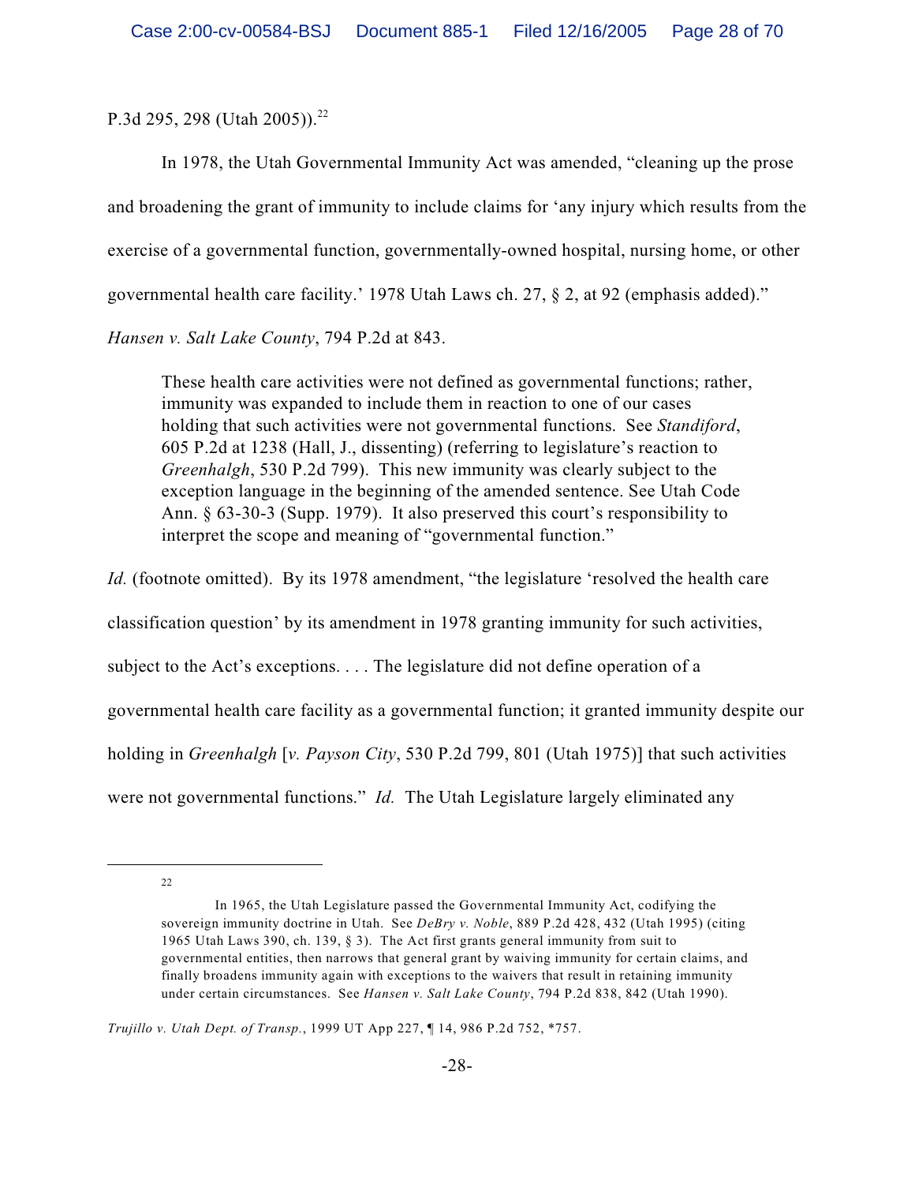P.3d 295, 298 (Utah 2005)).[22]

In 1978, the Utah Governmental Immunity Act was amended, "cleaning up the prose and broadening the grant of immunity to include claims for 'any injury which results from the exercise of a governmental function, governmentally-owned hospital, nursing home, or other governmental health care facility.' 1978 Utah Laws ch. 27, § 2, at 92 (emphasis added)." *Hansen v. Salt Lake County*, 794 P.2d at 843.

> These health care activities were not defined as governmental functions; rather, immunity was expanded to include them in reaction to one of our cases holding that such activities were not governmental functions. See *Standiford*, 605 P.2d at 1238 (Hall, J., dissenting) (referring to legislature's reaction to *Greenhalgh*, 530 P.2d 799). This new immunity was clearly subject to the exception language in the beginning of the amended sentence. See Utah Code Ann. § 63-30-3 (Supp. 1979). It also preserved this court's responsibility to interpret the scope and meaning of "governmental function."

*Id.* (footnote omitted). By its 1978 amendment, "the legislature 'resolved the health care classification question' by its amendment in 1978 granting immunity for such activities, subject to the Act's exceptions. . . . The legislature did not define operation of a governmental health care facility as a governmental function; it granted immunity despite our holding in *Greenhalgh* [*v. Payson City*, 530 P.2d 799, 801 (Utah 1975)] that such activities were not governmental functions." *Id.* The Utah Legislature largely eliminated any

---

[22] In 1965, the Utah Legislature passed the Governmental Immunity Act, codifying the sovereign immunity doctrine in Utah. See *DeBry v. Noble*, 889 P.2d 428, 432 (Utah 1995) (citing 1965 Utah Laws 390, ch. 139, § 3). The Act first grants general immunity from suit to governmental entities, then narrows that general grant by waiving immunity for certain claims, and finally broadens immunity again with exceptions to the waivers that result in retaining immunity under certain circumstances. See *Hansen v. Salt Lake County*, 794 P.2d 838, 842 (Utah 1990).

*Trujillo v. Utah Dept. of Transp.*, 1999 UT App 227, ¶ 14, 986 P.2d 752, *757.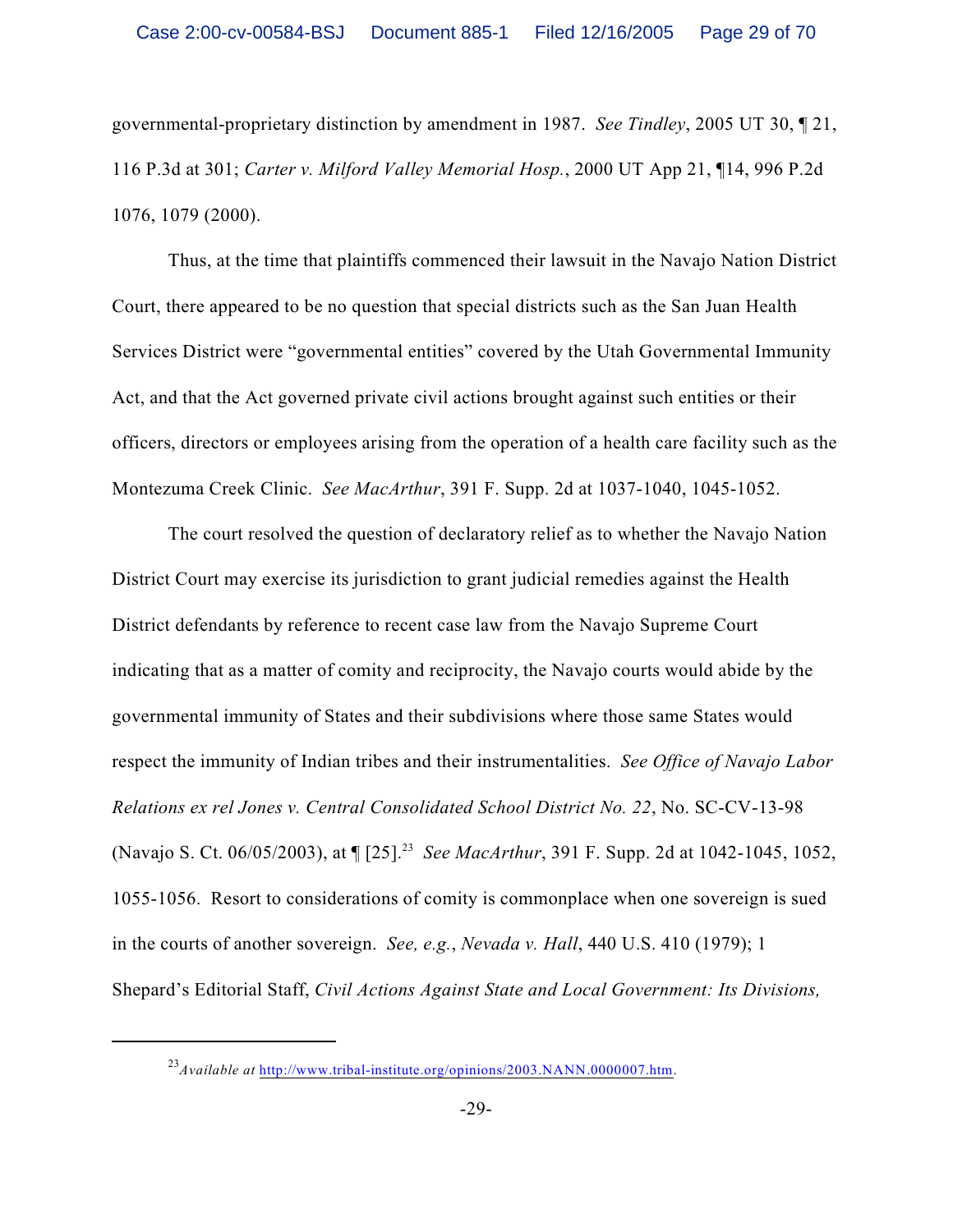governmental-proprietary distinction by amendment in 1987. *See Tindley*, 2005 UT 30, ¶ 21, 116 P.3d at 301; *Carter v. Milford Valley Memorial Hosp.*, 2000 UT App 21, ¶14, 996 P.2d 1076, 1079 (2000).

Thus, at the time that plaintiffs commenced their lawsuit in the Navajo Nation District Court, there appeared to be no question that special districts such as the San Juan Health Services District were "governmental entities" covered by the Utah Governmental Immunity Act, and that the Act governed private civil actions brought against such entities or their officers, directors or employees arising from the operation of a health care facility such as the Montezuma Creek Clinic. *See MacArthur*, 391 F. Supp. 2d at 1037-1040, 1045-1052.

The court resolved the question of declaratory relief as to whether the Navajo Nation District Court may exercise its jurisdiction to grant judicial remedies against the Health District defendants by reference to recent case law from the Navajo Supreme Court indicating that as a matter of comity and reciprocity, the Navajo courts would abide by the governmental immunity of States and their subdivisions where those same States would respect the immunity of Indian tribes and their instrumentalities. *See Office of Navajo Labor Relations ex rel Jones v. Central Consolidated School District No. 22*, No. SC-CV-13-98 (Navajo S. Ct. 06/05/2003), at ¶ [25].[23] *See MacArthur*, 391 F. Supp. 2d at 1042-1045, 1052, 1055-1056. Resort to considerations of comity is commonplace when one sovereign is sued in the courts of another sovereign. *See, e.g.*, *Nevada v. Hall*, 440 U.S. 410 (1979); 1 Shepard's Editorial Staff, *Civil Actions Against State and Local Government: Its Divisions,*

---

[23] *Available at* http://www.tribal-institute.org/opinions/2003.NANN.0000007.htm.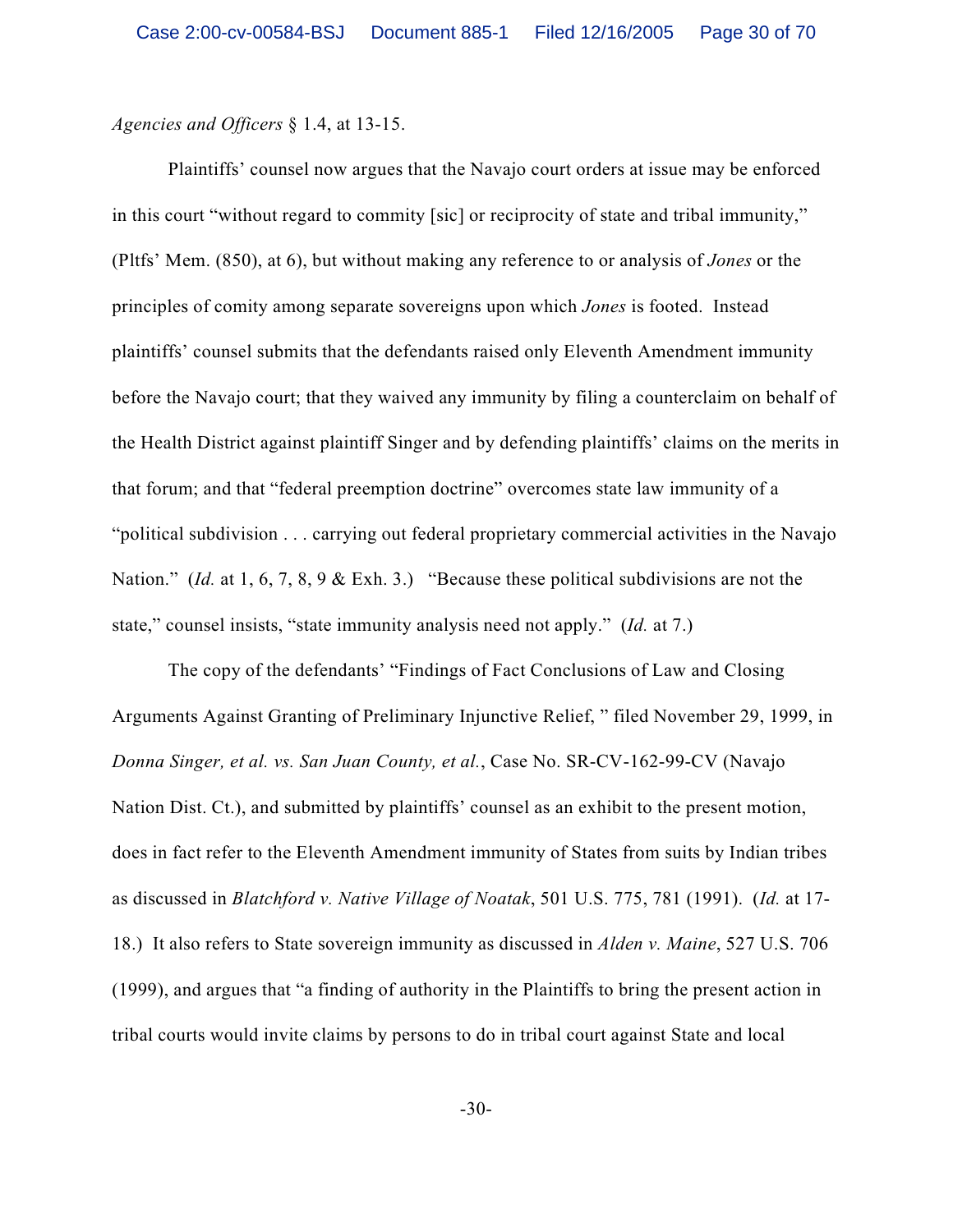*Agencies and Officers* § 1.4, at 13-15.

Plaintiffs' counsel now argues that the Navajo court orders at issue may be enforced in this court "without regard to commity [sic] or reciprocity of state and tribal immunity," (Pltfs' Mem. (850), at 6), but without making any reference to or analysis of *Jones* or the principles of comity among separate sovereigns upon which *Jones* is footed. Instead plaintiffs' counsel submits that the defendants raised only Eleventh Amendment immunity before the Navajo court; that they waived any immunity by filing a counterclaim on behalf of the Health District against plaintiff Singer and by defending plaintiffs' claims on the merits in that forum; and that "federal preemption doctrine" overcomes state law immunity of a "political subdivision . . . carrying out federal proprietary commercial activities in the Navajo Nation." (*Id.* at 1, 6, 7, 8, 9 & Exh. 3.) "Because these political subdivisions are not the state," counsel insists, "state immunity analysis need not apply." (*Id.* at 7.)

The copy of the defendants' "Findings of Fact Conclusions of Law and Closing Arguments Against Granting of Preliminary Injunctive Relief, " filed November 29, 1999, in *Donna Singer, et al. vs. San Juan County, et al.*, Case No. SR-CV-162-99-CV (Navajo Nation Dist. Ct.), and submitted by plaintiffs' counsel as an exhibit to the present motion, does in fact refer to the Eleventh Amendment immunity of States from suits by Indian tribes as discussed in *Blatchford v. Native Village of Noatak*, 501 U.S. 775, 781 (1991). (*Id.* at 17-18.) It also refers to State sovereign immunity as discussed in *Alden v. Maine*, 527 U.S. 706 (1999), and argues that "a finding of authority in the Plaintiffs to bring the present action in tribal courts would invite claims by persons to do in tribal court against State and local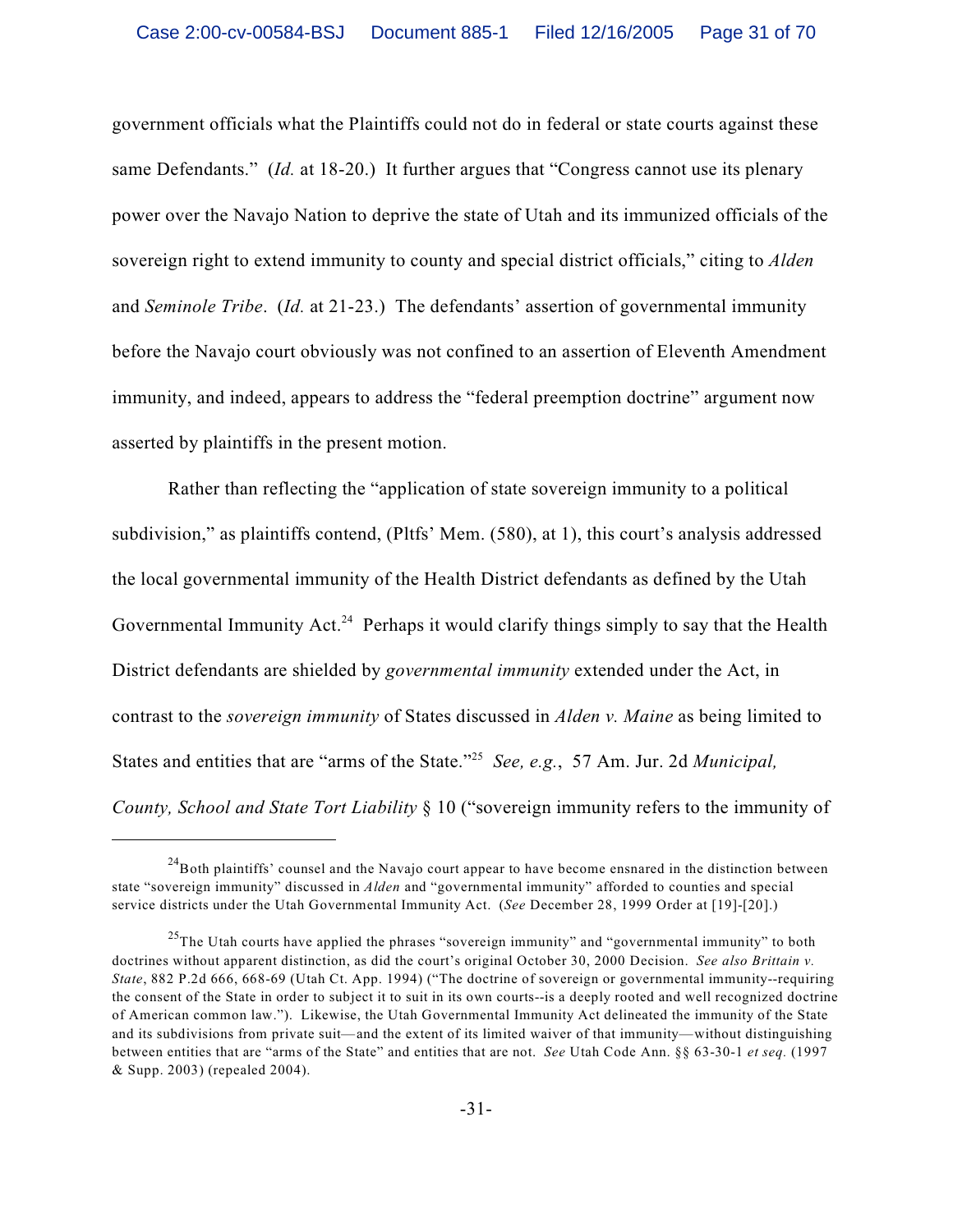government officials what the Plaintiffs could not do in federal or state courts against these same Defendants." (*Id.* at 18-20.) It further argues that "Congress cannot use its plenary power over the Navajo Nation to deprive the state of Utah and its immunized officials of the sovereign right to extend immunity to county and special district officials," citing to *Alden* and *Seminole Tribe*. (*Id.* at 21-23.) The defendants' assertion of governmental immunity before the Navajo court obviously was not confined to an assertion of Eleventh Amendment immunity, and indeed, appears to address the "federal preemption doctrine" argument now asserted by plaintiffs in the present motion.

Rather than reflecting the "application of state sovereign immunity to a political subdivision," as plaintiffs contend, (Pltfs' Mem. (580), at 1), this court's analysis addressed the local governmental immunity of the Health District defendants as defined by the Utah Governmental Immunity Act.[24] Perhaps it would clarify things simply to say that the Health District defendants are shielded by *governmental immunity* extended under the Act, in contrast to the *sovereign immunity* of States discussed in *Alden v. Maine* as being limited to States and entities that are "arms of the State."[25] *See, e.g.*, 57 Am. Jur. 2d *Municipal, County, School and State Tort Liability* § 10 ("sovereign immunity refers to the immunity of

---

[24] Both plaintiffs' counsel and the Navajo court appear to have become ensnared in the distinction between state "sovereign immunity" discussed in *Alden* and "governmental immunity" afforded to counties and special service districts under the Utah Governmental Immunity Act. (*See* December 28, 1999 Order at [19]-[20].)

[25] The Utah courts have applied the phrases "sovereign immunity" and "governmental immunity" to both doctrines without apparent distinction, as did the court's original October 30, 2000 Decision. *See also Brittain v. State*, 882 P.2d 666, 668-69 (Utah Ct. App. 1994) ("The doctrine of sovereign or governmental immunity--requiring the consent of the State in order to subject it to suit in its own courts--is a deeply rooted and well recognized doctrine of American common law."). Likewise, the Utah Governmental Immunity Act delineated the immunity of the State and its subdivisions from private suit—and the extent of its limited waiver of that immunity—without distinguishing between entities that are "arms of the State" and entities that are not. *See* Utah Code Ann. §§ 63-30-1 *et seq.* (1997 & Supp. 2003) (repealed 2004).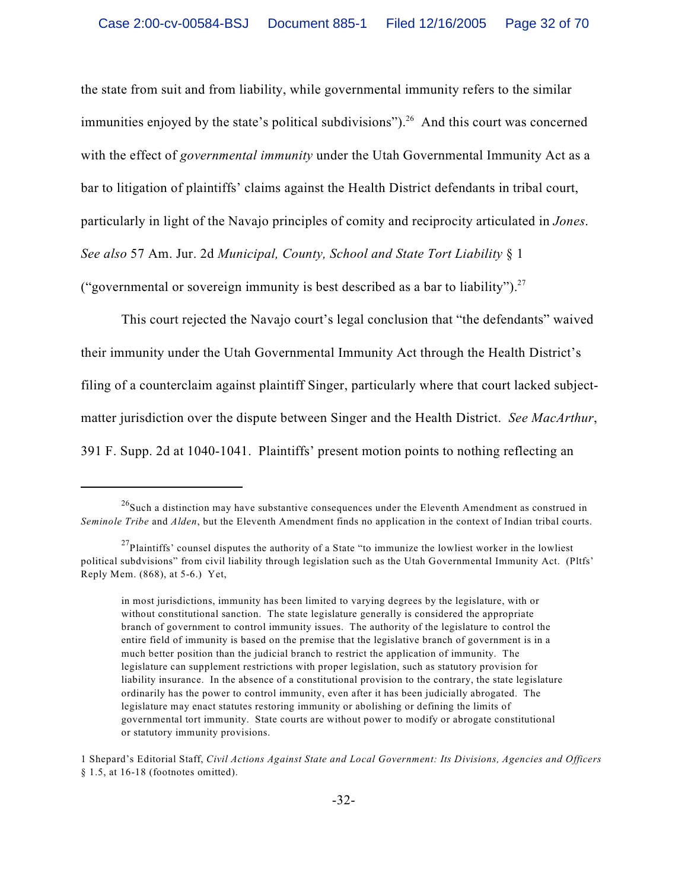the state from suit and from liability, while governmental immunity refers to the similar immunities enjoyed by the state's political subdivisions").[26] And this court was concerned with the effect of *governmental immunity* under the Utah Governmental Immunity Act as a bar to litigation of plaintiffs' claims against the Health District defendants in tribal court, particularly in light of the Navajo principles of comity and reciprocity articulated in *Jones*. *See also* 57 Am. Jur. 2d *Municipal, County, School and State Tort Liability* § 1 ("governmental or sovereign immunity is best described as a bar to liability").[27]

This court rejected the Navajo court's legal conclusion that "the defendants" waived their immunity under the Utah Governmental Immunity Act through the Health District's filing of a counterclaim against plaintiff Singer, particularly where that court lacked subject-matter jurisdiction over the dispute between Singer and the Health District. *See MacArthur*, 391 F. Supp. 2d at 1040-1041. Plaintiffs' present motion points to nothing reflecting an

---

[26] Such a distinction may have substantive consequences under the Eleventh Amendment as construed in *Seminole Tribe* and *Alden*, but the Eleventh Amendment finds no application in the context of Indian tribal courts.

[27] Plaintiffs' counsel disputes the authority of a State "to immunize the lowliest worker in the lowliest political subdvisions" from civil liability through legislation such as the Utah Governmental Immunity Act. (Pltfs' Reply Mem. (868), at 5-6.) Yet,

> in most jurisdictions, immunity has been limited to varying degrees by the legislature, with or without constitutional sanction. The state legislature generally is considered the appropriate branch of government to control immunity issues. The authority of the legislature to control the entire field of immunity is based on the premise that the legislative branch of government is in a much better position than the judicial branch to restrict the application of immunity. The legislature can supplement restrictions with proper legislation, such as statutory provision for liability insurance. In the absence of a constitutional provision to the contrary, the state legislature ordinarily has the power to control immunity, even after it has been judicially abrogated. The legislature may enact statutes restoring immunity or abolishing or defining the limits of governmental tort immunity. State courts are without power to modify or abrogate constitutional or statutory immunity provisions.

1 Shepard's Editorial Staff, *Civil Actions Against State and Local Government: Its Divisions, Agencies and Officers* § 1.5, at 16-18 (footnotes omitted).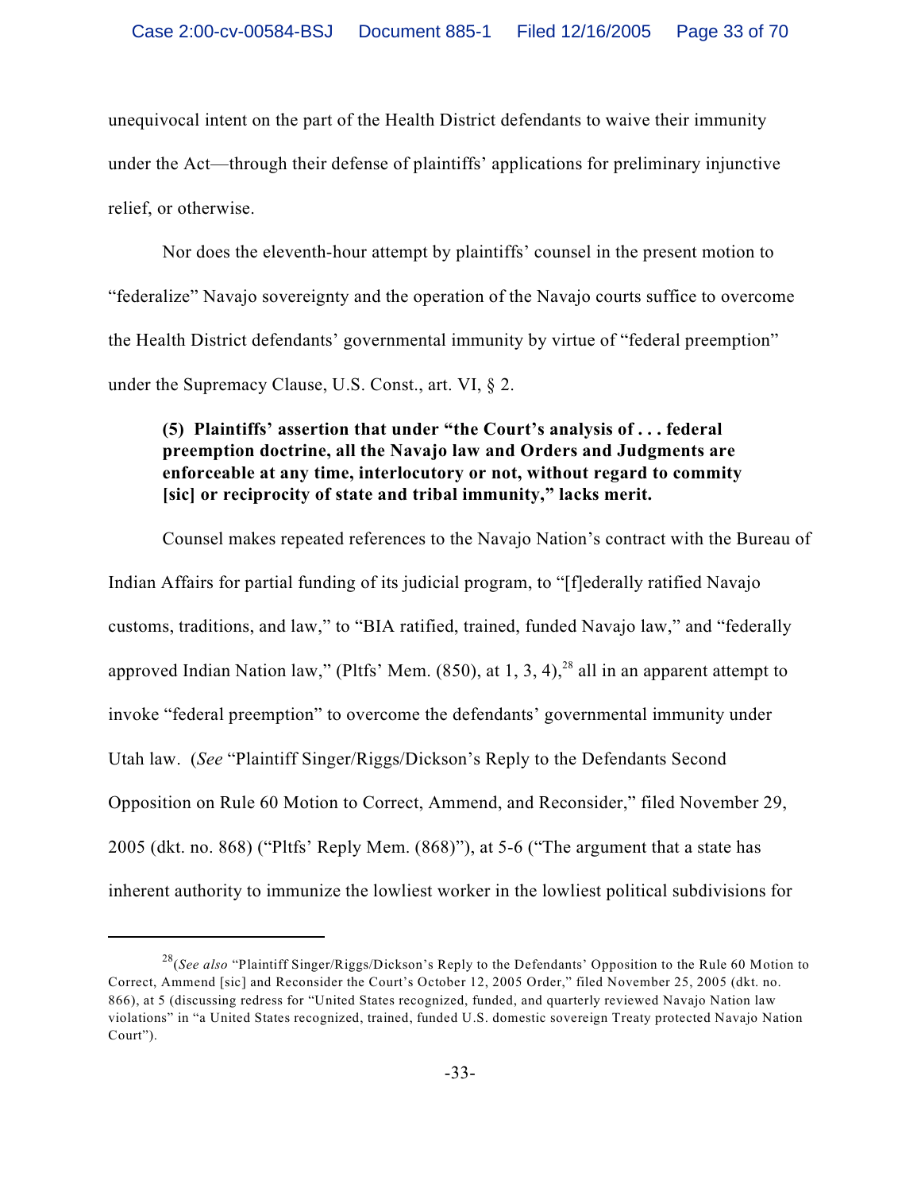unequivocal intent on the part of the Health District defendants to waive their immunity under the Act—through their defense of plaintiffs' applications for preliminary injunctive relief, or otherwise.

Nor does the eleventh-hour attempt by plaintiffs' counsel in the present motion to "federalize" Navajo sovereignty and the operation of the Navajo courts suffice to overcome the Health District defendants' governmental immunity by virtue of "federal preemption" under the Supremacy Clause, U.S. Const., art. VI, § 2.

**(5) Plaintiffs' assertion that under "the Court's analysis of . . . federal preemption doctrine, all the Navajo law and Orders and Judgments are enforceable at any time, interlocutory or not, without regard to commity [sic] or reciprocity of state and tribal immunity," lacks merit.**

Counsel makes repeated references to the Navajo Nation's contract with the Bureau of Indian Affairs for partial funding of its judicial program, to "[f]ederally ratified Navajo customs, traditions, and law," to "BIA ratified, trained, funded Navajo law," and "federally approved Indian Nation law," (Pltfs' Mem. (850), at 1, 3, 4),[28] all in an apparent attempt to invoke "federal preemption" to overcome the defendants' governmental immunity under Utah law. (*See* "Plaintiff Singer/Riggs/Dickson's Reply to the Defendants Second Opposition on Rule 60 Motion to Correct, Ammend, and Reconsider," filed November 29, 2005 (dkt. no. 868) ("Pltfs' Reply Mem. (868)"), at 5-6 ("The argument that a state has inherent authority to immunize the lowliest worker in the lowliest political subdivisions for

---

[28](*See also* "Plaintiff Singer/Riggs/Dickson's Reply to the Defendants' Opposition to the Rule 60 Motion to Correct, Ammend [sic] and Reconsider the Court's October 12, 2005 Order," filed November 25, 2005 (dkt. no. 866), at 5 (discussing redress for "United States recognized, funded, and quarterly reviewed Navajo Nation law violations" in "a United States recognized, trained, funded U.S. domestic sovereign Treaty protected Navajo Nation Court").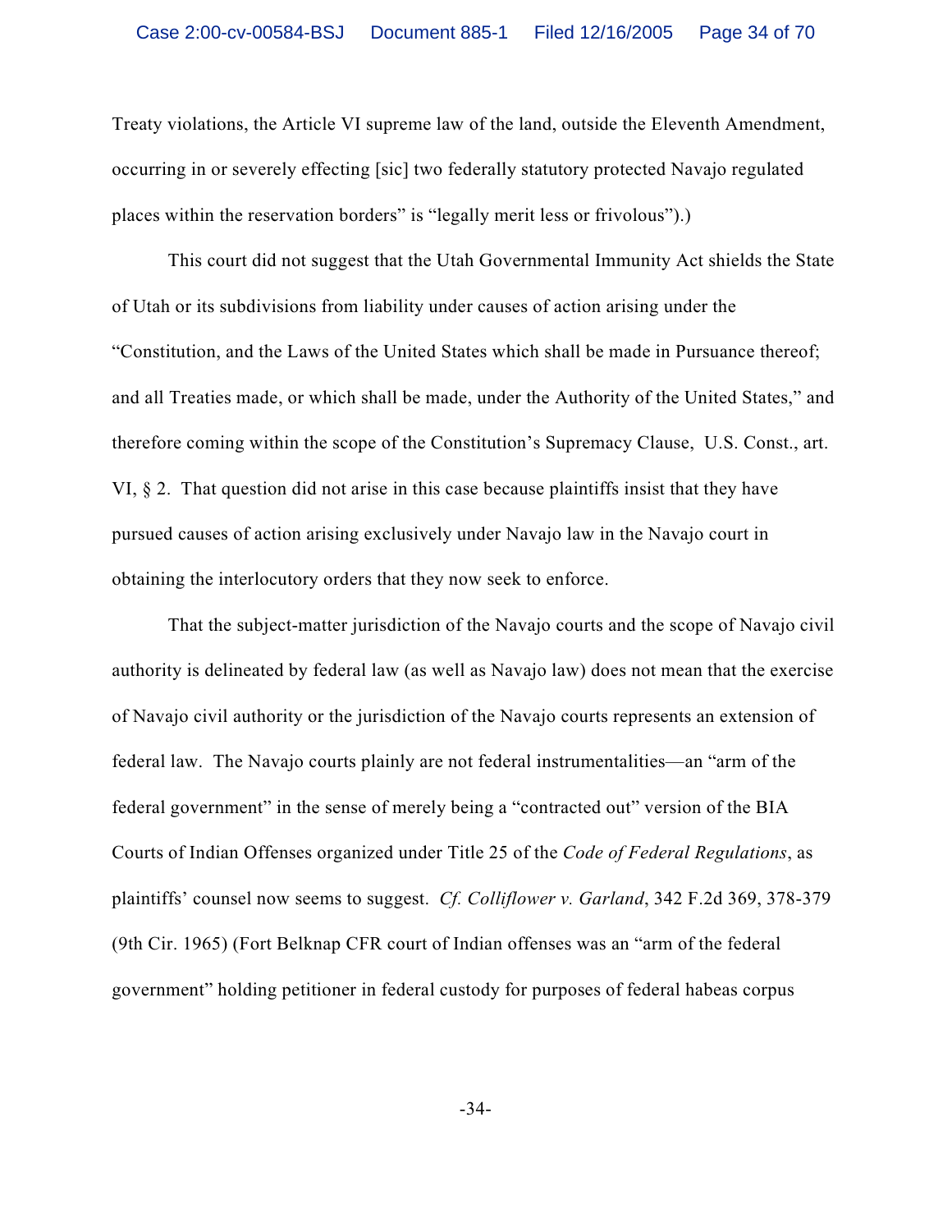Treaty violations, the Article VI supreme law of the land, outside the Eleventh Amendment, occurring in or severely effecting [sic] two federally statutory protected Navajo regulated places within the reservation borders" is "legally merit less or frivolous").)

This court did not suggest that the Utah Governmental Immunity Act shields the State of Utah or its subdivisions from liability under causes of action arising under the "Constitution, and the Laws of the United States which shall be made in Pursuance thereof; and all Treaties made, or which shall be made, under the Authority of the United States," and therefore coming within the scope of the Constitution's Supremacy Clause, U.S. Const., art. VI, § 2. That question did not arise in this case because plaintiffs insist that they have pursued causes of action arising exclusively under Navajo law in the Navajo court in obtaining the interlocutory orders that they now seek to enforce.

That the subject-matter jurisdiction of the Navajo courts and the scope of Navajo civil authority is delineated by federal law (as well as Navajo law) does not mean that the exercise of Navajo civil authority or the jurisdiction of the Navajo courts represents an extension of federal law. The Navajo courts plainly are not federal instrumentalities—an "arm of the federal government" in the sense of merely being a "contracted out" version of the BIA Courts of Indian Offenses organized under Title 25 of the *Code of Federal Regulations*, as plaintiffs' counsel now seems to suggest. *Cf. Colliflower v. Garland*, 342 F.2d 369, 378-379 (9th Cir. 1965) (Fort Belknap CFR court of Indian offenses was an "arm of the federal government" holding petitioner in federal custody for purposes of federal habeas corpus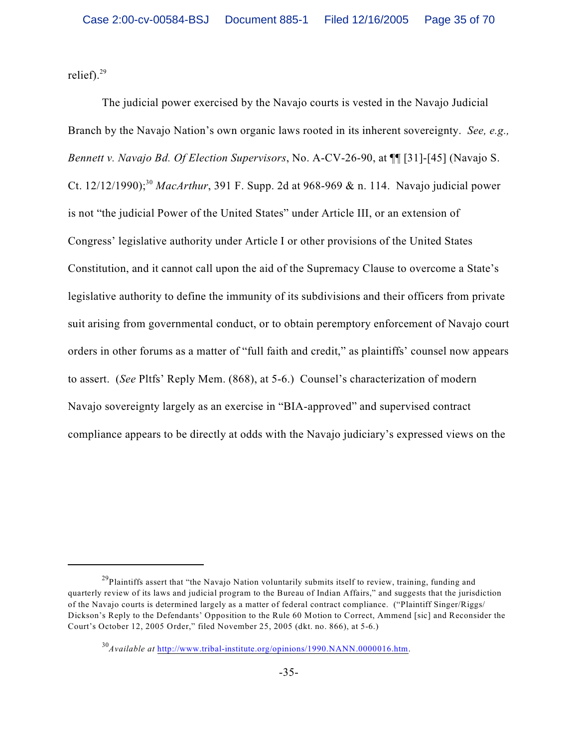relief).[29]

The judicial power exercised by the Navajo courts is vested in the Navajo Judicial Branch by the Navajo Nation's own organic laws rooted in its inherent sovereignty. *See, e.g., Bennett v. Navajo Bd. Of Election Supervisors*, No. A-CV-26-90, at ¶¶ [31]-[45] (Navajo S. Ct. 12/12/1990);[30] *MacArthur*, 391 F. Supp. 2d at 968-969 & n. 114. Navajo judicial power is not "the judicial Power of the United States" under Article III, or an extension of Congress' legislative authority under Article I or other provisions of the United States Constitution, and it cannot call upon the aid of the Supremacy Clause to overcome a State's legislative authority to define the immunity of its subdivisions and their officers from private suit arising from governmental conduct, or to obtain peremptory enforcement of Navajo court orders in other forums as a matter of "full faith and credit," as plaintiffs' counsel now appears to assert. (*See* Pltfs' Reply Mem. (868), at 5-6.) Counsel's characterization of modern Navajo sovereignty largely as an exercise in "BIA-approved" and supervised contract compliance appears to be directly at odds with the Navajo judiciary's expressed views on the

---

[29] Plaintiffs assert that "the Navajo Nation voluntarily submits itself to review, training, funding and quarterly review of its laws and judicial program to the Bureau of Indian Affairs," and suggests that the jurisdiction of the Navajo courts is determined largely as a matter of federal contract compliance. ("Plaintiff Singer/Riggs/Dickson's Reply to the Defendants' Opposition to the Rule 60 Motion to Correct, Ammend [sic] and Reconsider the Court's October 12, 2005 Order," filed November 25, 2005 (dkt. no. 866), at 5-6.)

[30] *Available at* http://www.tribal-institute.org/opinions/1990.NANN.0000016.htm.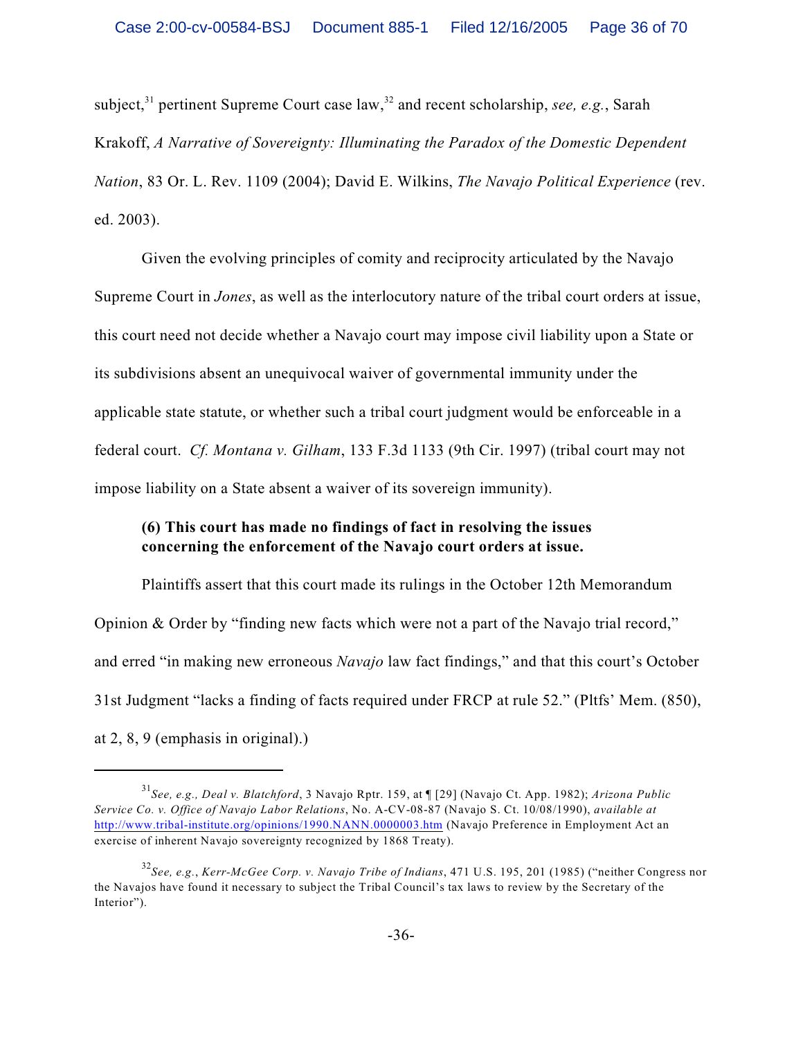subject,[31] pertinent Supreme Court case law,[32] and recent scholarship, *see, e.g.*, Sarah Krakoff, *A Narrative of Sovereignty: Illuminating the Paradox of the Domestic Dependent Nation*, 83 Or. L. Rev. 1109 (2004); David E. Wilkins, *The Navajo Political Experience* (rev. ed. 2003).

Given the evolving principles of comity and reciprocity articulated by the Navajo Supreme Court in *Jones*, as well as the interlocutory nature of the tribal court orders at issue, this court need not decide whether a Navajo court may impose civil liability upon a State or its subdivisions absent an unequivocal waiver of governmental immunity under the applicable state statute, or whether such a tribal court judgment would be enforceable in a federal court. *Cf. Montana v. Gilham*, 133 F.3d 1133 (9th Cir. 1997) (tribal court may not impose liability on a State absent a waiver of its sovereign immunity).

**(6) This court has made no findings of fact in resolving the issues concerning the enforcement of the Navajo court orders at issue.**

Plaintiffs assert that this court made its rulings in the October 12th Memorandum Opinion & Order by "finding new facts which were not a part of the Navajo trial record," and erred "in making new erroneous *Navajo* law fact findings," and that this court's October 31st Judgment "lacks a finding of facts required under FRCP at rule 52." (Pltfs' Mem. (850), at 2, 8, 9 (emphasis in original).)

---

[31] *See, e.g., Deal v. Blatchford*, 3 Navajo Rptr. 159, at ¶ [29] (Navajo Ct. App. 1982); *Arizona Public Service Co. v. Office of Navajo Labor Relations*, No. A-CV-08-87 (Navajo S. Ct. 10/08/1990), *available at* http://www.tribal-institute.org/opinions/1990.NANN.0000003.htm (Navajo Preference in Employment Act an exercise of inherent Navajo sovereignty recognized by 1868 Treaty).

[32] *See, e.g.*, *Kerr-McGee Corp. v. Navajo Tribe of Indians*, 471 U.S. 195, 201 (1985) ("neither Congress nor the Navajos have found it necessary to subject the Tribal Council's tax laws to review by the Secretary of the Interior").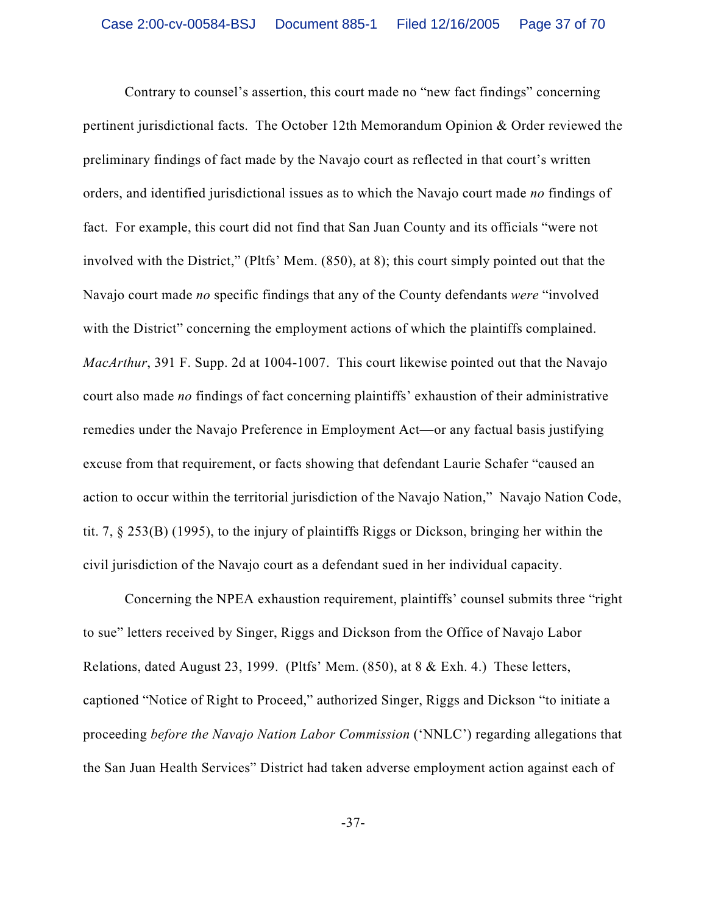Contrary to counsel's assertion, this court made no "new fact findings" concerning pertinent jurisdictional facts. The October 12th Memorandum Opinion & Order reviewed the preliminary findings of fact made by the Navajo court as reflected in that court's written orders, and identified jurisdictional issues as to which the Navajo court made *no* findings of fact. For example, this court did not find that San Juan County and its officials "were not involved with the District," (Pltfs' Mem. (850), at 8); this court simply pointed out that the Navajo court made *no* specific findings that any of the County defendants *were* "involved with the District" concerning the employment actions of which the plaintiffs complained. *MacArthur*, 391 F. Supp. 2d at 1004-1007. This court likewise pointed out that the Navajo court also made *no* findings of fact concerning plaintiffs' exhaustion of their administrative remedies under the Navajo Preference in Employment Act—or any factual basis justifying excuse from that requirement, or facts showing that defendant Laurie Schafer "caused an action to occur within the territorial jurisdiction of the Navajo Nation," Navajo Nation Code, tit. 7, § 253(B) (1995), to the injury of plaintiffs Riggs or Dickson, bringing her within the civil jurisdiction of the Navajo court as a defendant sued in her individual capacity.

Concerning the NPEA exhaustion requirement, plaintiffs' counsel submits three "right to sue" letters received by Singer, Riggs and Dickson from the Office of Navajo Labor Relations, dated August 23, 1999. (Pltfs' Mem. (850), at 8 & Exh. 4.) These letters, captioned "Notice of Right to Proceed," authorized Singer, Riggs and Dickson "to initiate a proceeding *before the Navajo Nation Labor Commission* ('NNLC') regarding allegations that the San Juan Health Services" District had taken adverse employment action against each of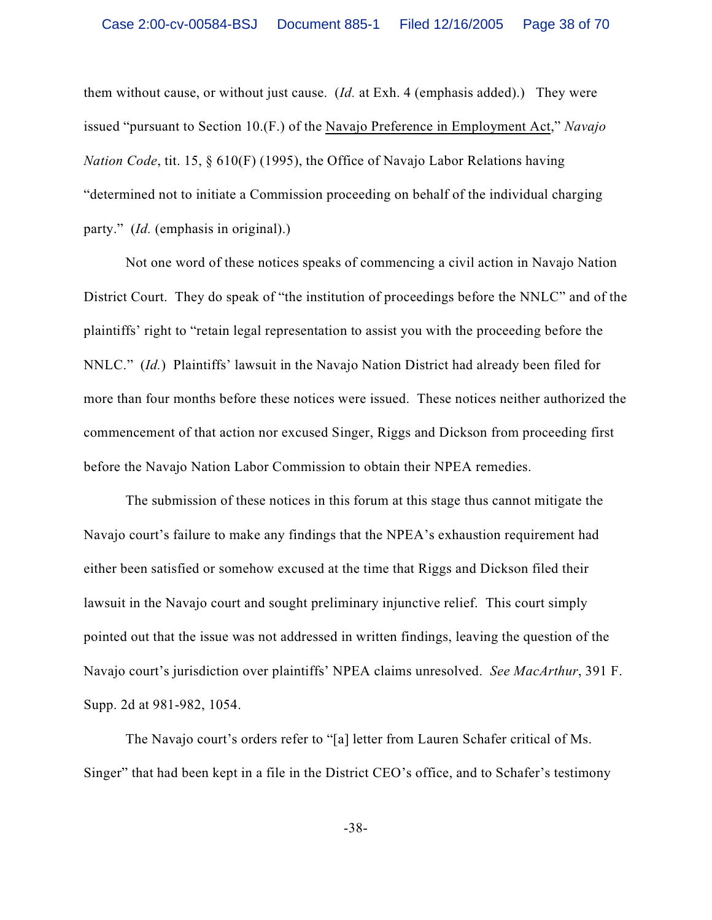them without cause, or without just cause. (*Id.* at Exh. 4 (emphasis added).) They were issued "pursuant to Section 10.(F.) of the Navajo Preference in Employment Act," *Navajo Nation Code*, tit. 15, § 610(F) (1995), the Office of Navajo Labor Relations having "determined not to initiate a Commission proceeding on behalf of the individual charging party." (*Id.* (emphasis in original).)

Not one word of these notices speaks of commencing a civil action in Navajo Nation District Court. They do speak of "the institution of proceedings before the NNLC" and of the plaintiffs' right to "retain legal representation to assist you with the proceeding before the NNLC." (*Id.*) Plaintiffs' lawsuit in the Navajo Nation District had already been filed for more than four months before these notices were issued. These notices neither authorized the commencement of that action nor excused Singer, Riggs and Dickson from proceeding first before the Navajo Nation Labor Commission to obtain their NPEA remedies.

The submission of these notices in this forum at this stage thus cannot mitigate the Navajo court's failure to make any findings that the NPEA's exhaustion requirement had either been satisfied or somehow excused at the time that Riggs and Dickson filed their lawsuit in the Navajo court and sought preliminary injunctive relief. This court simply pointed out that the issue was not addressed in written findings, leaving the question of the Navajo court's jurisdiction over plaintiffs' NPEA claims unresolved. *See MacArthur*, 391 F. Supp. 2d at 981-982, 1054.

The Navajo court's orders refer to "[a] letter from Lauren Schafer critical of Ms. Singer" that had been kept in a file in the District CEO's office, and to Schafer's testimony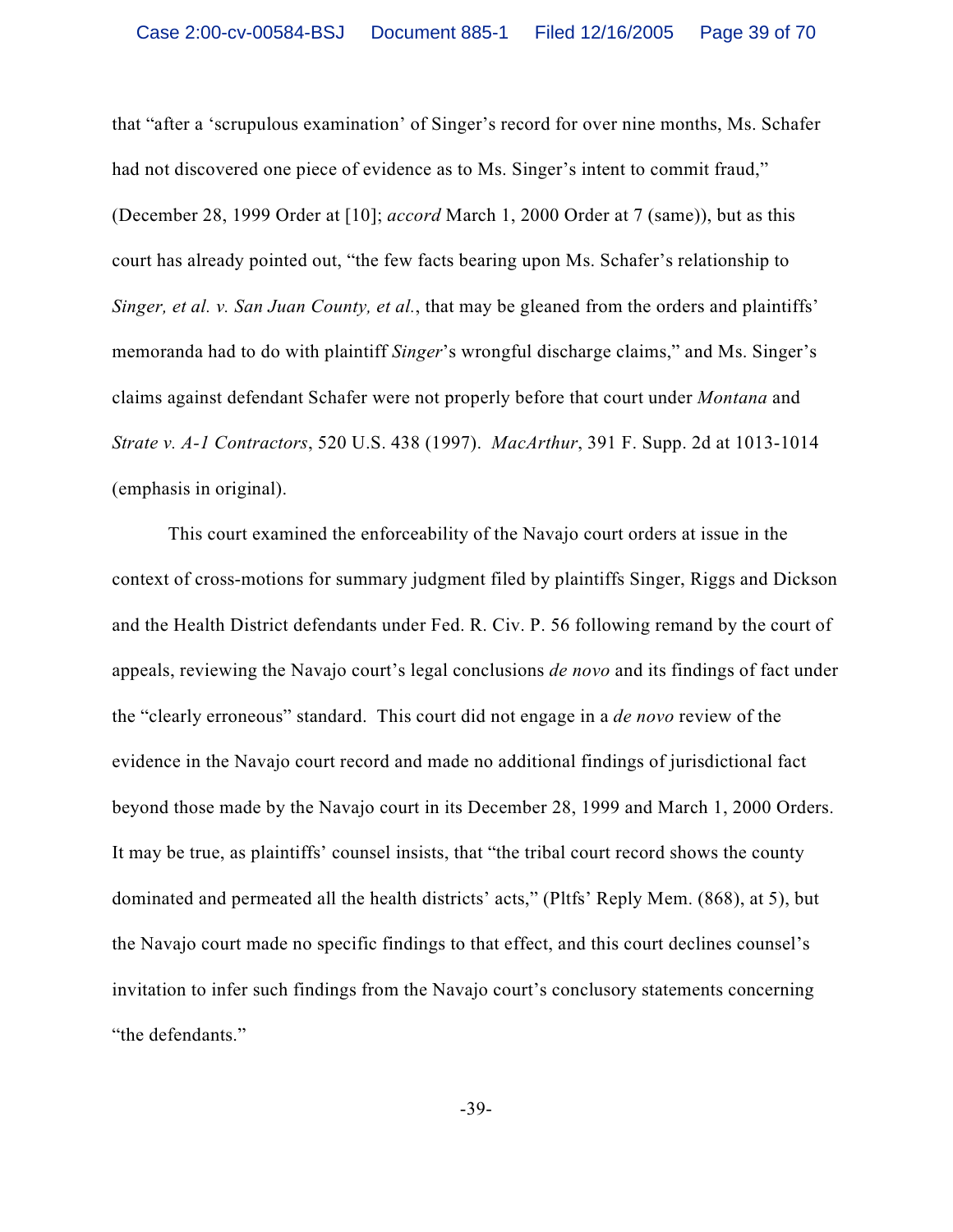that "after a 'scrupulous examination' of Singer's record for over nine months, Ms. Schafer had not discovered one piece of evidence as to Ms. Singer's intent to commit fraud," (December 28, 1999 Order at [10]; *accord* March 1, 2000 Order at 7 (same)), but as this court has already pointed out, "the few facts bearing upon Ms. Schafer's relationship to *Singer, et al. v. San Juan County, et al.*, that may be gleaned from the orders and plaintiffs' memoranda had to do with plaintiff *Singer*'s wrongful discharge claims," and Ms. Singer's claims against defendant Schafer were not properly before that court under *Montana* and *Strate v. A-1 Contractors*, 520 U.S. 438 (1997). *MacArthur*, 391 F. Supp. 2d at 1013-1014 (emphasis in original).

This court examined the enforceability of the Navajo court orders at issue in the context of cross-motions for summary judgment filed by plaintiffs Singer, Riggs and Dickson and the Health District defendants under Fed. R. Civ. P. 56 following remand by the court of appeals, reviewing the Navajo court's legal conclusions *de novo* and its findings of fact under the "clearly erroneous" standard. This court did not engage in a *de novo* review of the evidence in the Navajo court record and made no additional findings of jurisdictional fact beyond those made by the Navajo court in its December 28, 1999 and March 1, 2000 Orders. It may be true, as plaintiffs' counsel insists, that "the tribal court record shows the county dominated and permeated all the health districts' acts," (Pltfs' Reply Mem. (868), at 5), but the Navajo court made no specific findings to that effect, and this court declines counsel's invitation to infer such findings from the Navajo court's conclusory statements concerning "the defendants."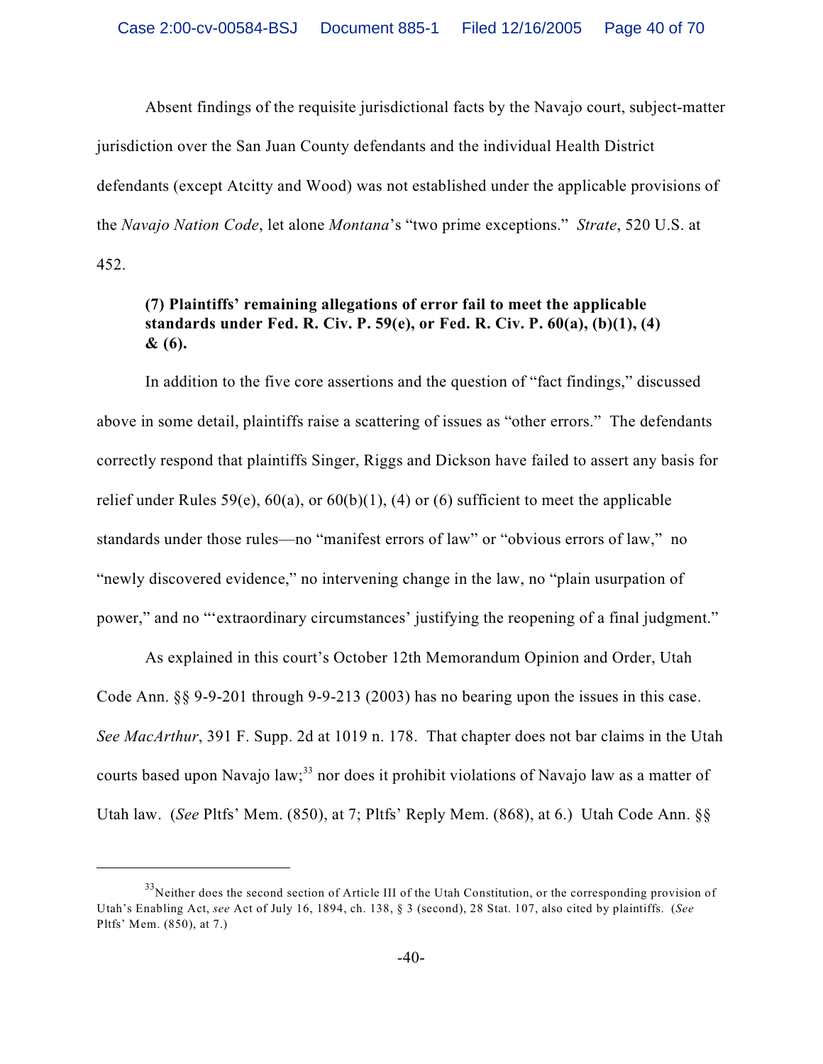Absent findings of the requisite jurisdictional facts by the Navajo court, subject-matter jurisdiction over the San Juan County defendants and the individual Health District defendants (except Atcitty and Wood) was not established under the applicable provisions of the *Navajo Nation Code*, let alone *Montana*'s "two prime exceptions." *Strate*, 520 U.S. at 452.

**(7) Plaintiffs' remaining allegations of error fail to meet the applicable standards under Fed. R. Civ. P. 59(e), or Fed. R. Civ. P. 60(a), (b)(1), (4) & (6).**

In addition to the five core assertions and the question of "fact findings," discussed above in some detail, plaintiffs raise a scattering of issues as "other errors." The defendants correctly respond that plaintiffs Singer, Riggs and Dickson have failed to assert any basis for relief under Rules 59(e), 60(a), or 60(b)(1), (4) or (6) sufficient to meet the applicable standards under those rules—no "manifest errors of law" or "obvious errors of law," no "newly discovered evidence," no intervening change in the law, no "plain usurpation of power," and no "'extraordinary circumstances' justifying the reopening of a final judgment."

As explained in this court's October 12th Memorandum Opinion and Order, Utah Code Ann. §§ 9-9-201 through 9-9-213 (2003) has no bearing upon the issues in this case. *See MacArthur*, 391 F. Supp. 2d at 1019 n. 178. That chapter does not bar claims in the Utah courts based upon Navajo law;[33] nor does it prohibit violations of Navajo law as a matter of Utah law. (*See* Pltfs' Mem. (850), at 7; Pltfs' Reply Mem. (868), at 6.) Utah Code Ann. §§

[33] Neither does the second section of Article III of the Utah Constitution, or the corresponding provision of Utah's Enabling Act, *see* Act of July 16, 1894, ch. 138, § 3 (second), 28 Stat. 107, also cited by plaintiffs. (*See* Pltfs' Mem. (850), at 7.)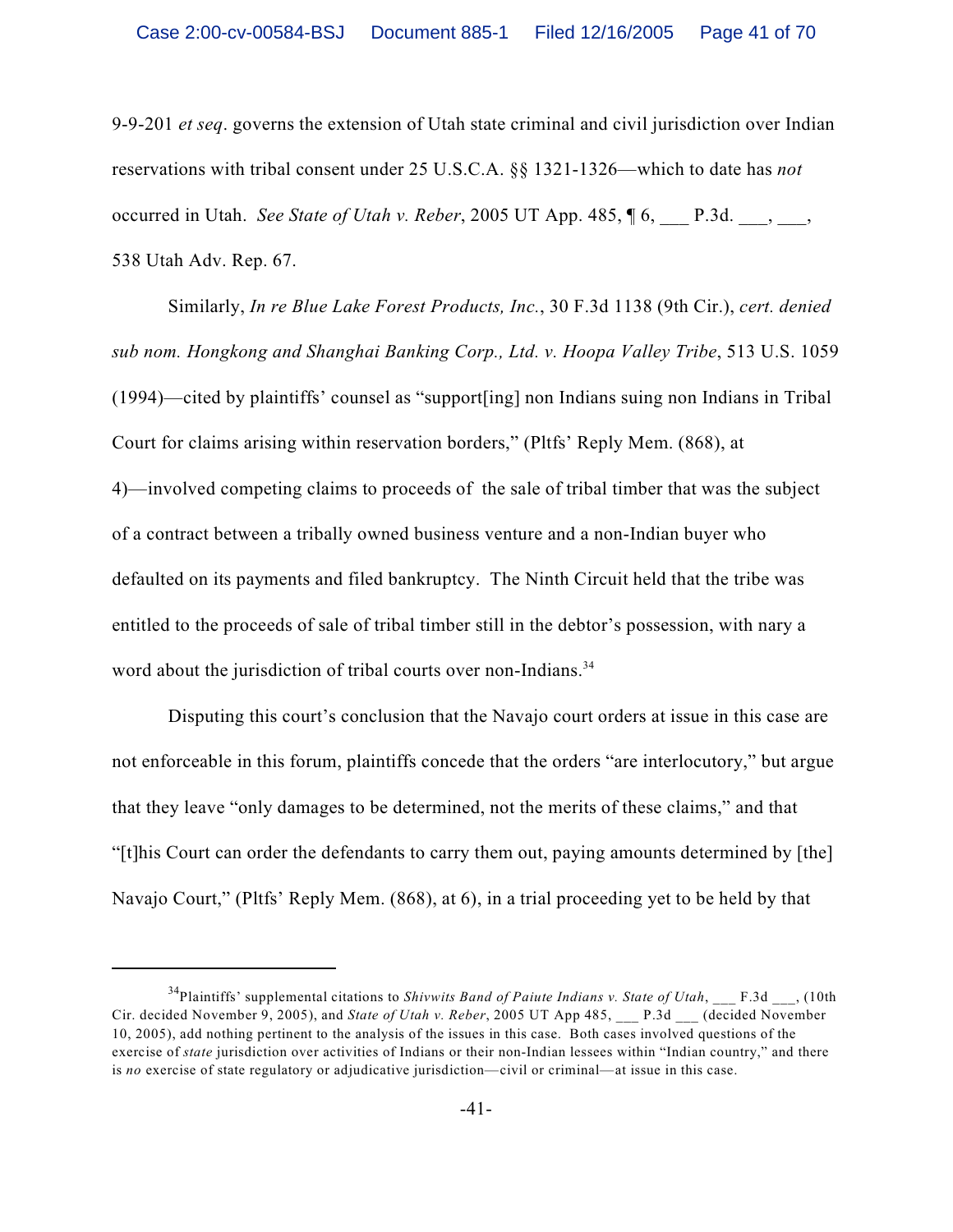9-9-201 *et seq*. governs the extension of Utah state criminal and civil jurisdiction over Indian reservations with tribal consent under 25 U.S.C.A. §§ 1321-1326—which to date has *not* occurred in Utah. *See State of Utah v. Reber*, 2005 UT App. 485, ¶ 6, ___ P.3d. ___, ___, 538 Utah Adv. Rep. 67.

Similarly, *In re Blue Lake Forest Products, Inc.*, 30 F.3d 1138 (9th Cir.), *cert. denied sub nom. Hongkong and Shanghai Banking Corp., Ltd. v. Hoopa Valley Tribe*, 513 U.S. 1059 (1994)—cited by plaintiffs' counsel as "support[ing] non Indians suing non Indians in Tribal Court for claims arising within reservation borders," (Pltfs' Reply Mem. (868), at 4)—involved competing claims to proceeds of the sale of tribal timber that was the subject of a contract between a tribally owned business venture and a non-Indian buyer who defaulted on its payments and filed bankruptcy. The Ninth Circuit held that the tribe was entitled to the proceeds of sale of tribal timber still in the debtor's possession, with nary a word about the jurisdiction of tribal courts over non-Indians.[34]

Disputing this court's conclusion that the Navajo court orders at issue in this case are not enforceable in this forum, plaintiffs concede that the orders "are interlocutory," but argue that they leave "only damages to be determined, not the merits of these claims," and that "[t]his Court can order the defendants to carry them out, paying amounts determined by [the] Navajo Court," (Pltfs' Reply Mem. (868), at 6), in a trial proceeding yet to be held by that

---

[34] Plaintiffs' supplemental citations to *Shivwits Band of Paiute Indians v. State of Utah*, ___ F.3d ___, (10th Cir. decided November 9, 2005), and *State of Utah v. Reber*, 2005 UT App 485, ___ P.3d ___ (decided November 10, 2005), add nothing pertinent to the analysis of the issues in this case. Both cases involved questions of the exercise of *state* jurisdiction over activities of Indians or their non-Indian lessees within "Indian country," and there is *no* exercise of state regulatory or adjudicative jurisdiction—civil or criminal—at issue in this case.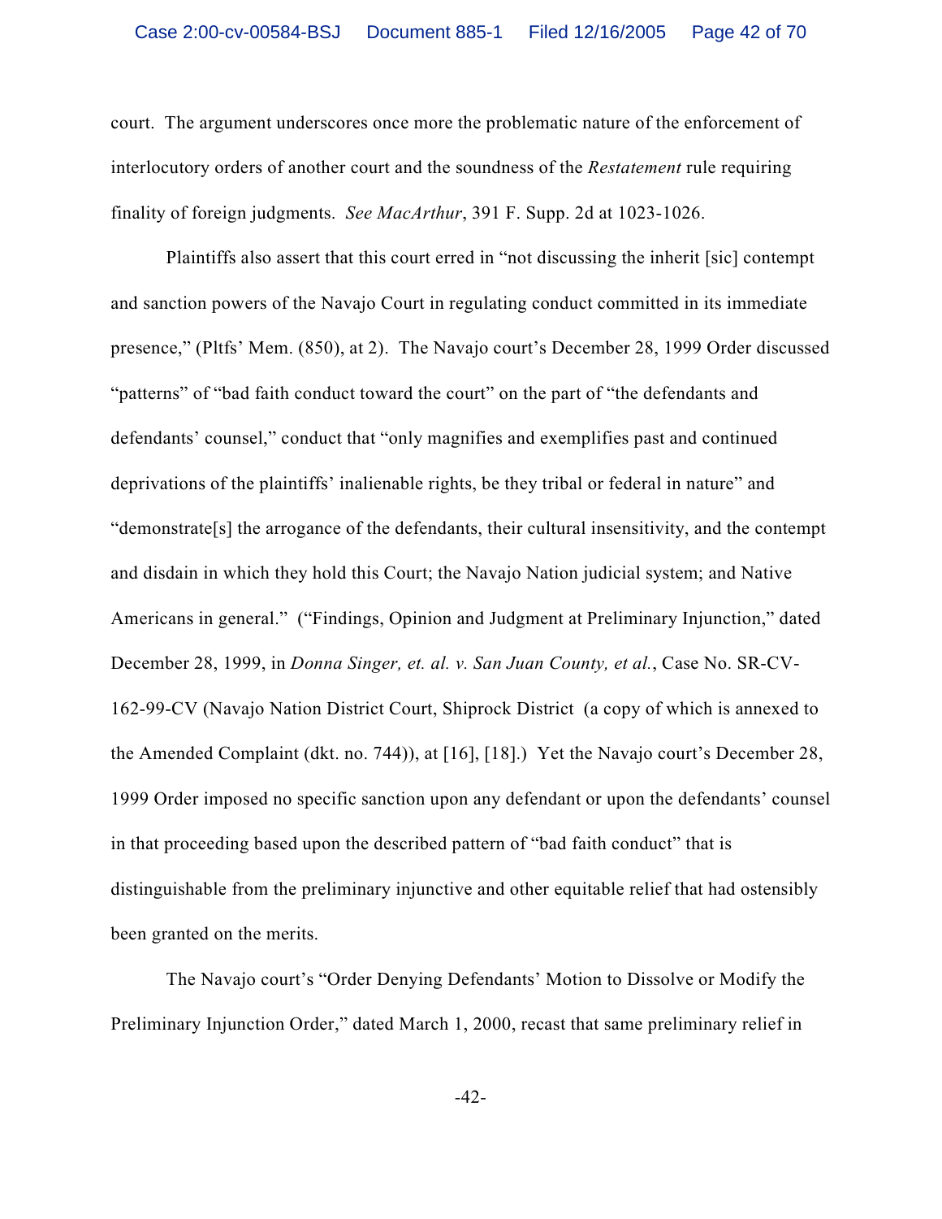court. The argument underscores once more the problematic nature of the enforcement of interlocutory orders of another court and the soundness of the *Restatement* rule requiring finality of foreign judgments. *See MacArthur*, 391 F. Supp. 2d at 1023-1026.

Plaintiffs also assert that this court erred in "not discussing the inherit [sic] contempt and sanction powers of the Navajo Court in regulating conduct committed in its immediate presence," (Pltfs' Mem. (850), at 2). The Navajo court's December 28, 1999 Order discussed "patterns" of "bad faith conduct toward the court" on the part of "the defendants and defendants' counsel," conduct that "only magnifies and exemplifies past and continued deprivations of the plaintiffs' inalienable rights, be they tribal or federal in nature" and "demonstrate[s] the arrogance of the defendants, their cultural insensitivity, and the contempt and disdain in which they hold this Court; the Navajo Nation judicial system; and Native Americans in general." ("Findings, Opinion and Judgment at Preliminary Injunction," dated December 28, 1999, in *Donna Singer, et. al. v. San Juan County, et al.*, Case No. SR-CV-162-99-CV (Navajo Nation District Court, Shiprock District (a copy of which is annexed to the Amended Complaint (dkt. no. 744)), at [16], [18].) Yet the Navajo court's December 28, 1999 Order imposed no specific sanction upon any defendant or upon the defendants' counsel in that proceeding based upon the described pattern of "bad faith conduct" that is distinguishable from the preliminary injunctive and other equitable relief that had ostensibly been granted on the merits.

The Navajo court's "Order Denying Defendants' Motion to Dissolve or Modify the Preliminary Injunction Order," dated March 1, 2000, recast that same preliminary relief in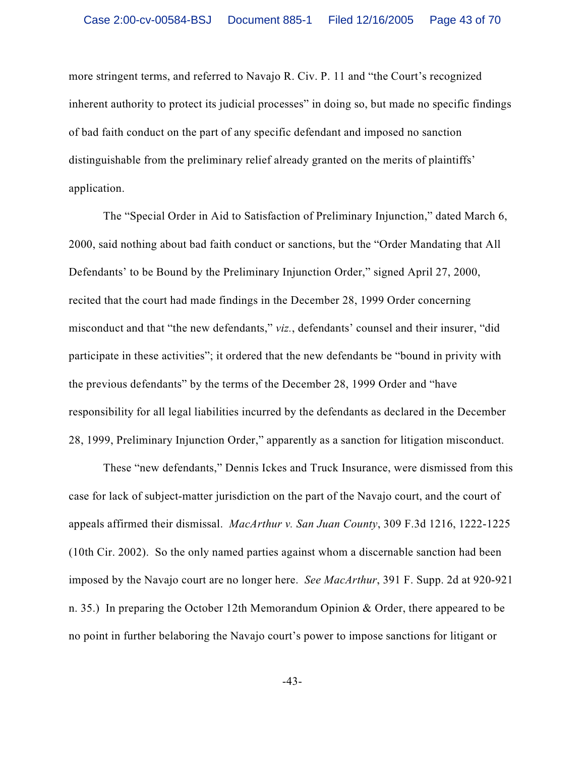more stringent terms, and referred to Navajo R. Civ. P. 11 and "the Court's recognized inherent authority to protect its judicial processes" in doing so, but made no specific findings of bad faith conduct on the part of any specific defendant and imposed no sanction distinguishable from the preliminary relief already granted on the merits of plaintiffs' application.

The "Special Order in Aid to Satisfaction of Preliminary Injunction," dated March 6, 2000, said nothing about bad faith conduct or sanctions, but the "Order Mandating that All Defendants' to be Bound by the Preliminary Injunction Order," signed April 27, 2000, recited that the court had made findings in the December 28, 1999 Order concerning misconduct and that "the new defendants," *viz.*, defendants' counsel and their insurer, "did participate in these activities"; it ordered that the new defendants be "bound in privity with the previous defendants" by the terms of the December 28, 1999 Order and "have responsibility for all legal liabilities incurred by the defendants as declared in the December 28, 1999, Preliminary Injunction Order," apparently as a sanction for litigation misconduct.

These "new defendants," Dennis Ickes and Truck Insurance, were dismissed from this case for lack of subject-matter jurisdiction on the part of the Navajo court, and the court of appeals affirmed their dismissal. *MacArthur v. San Juan County*, 309 F.3d 1216, 1222-1225 (10th Cir. 2002). So the only named parties against whom a discernable sanction had been imposed by the Navajo court are no longer here. *See MacArthur*, 391 F. Supp. 2d at 920-921 n. 35.) In preparing the October 12th Memorandum Opinion & Order, there appeared to be no point in further belaboring the Navajo court's power to impose sanctions for litigant or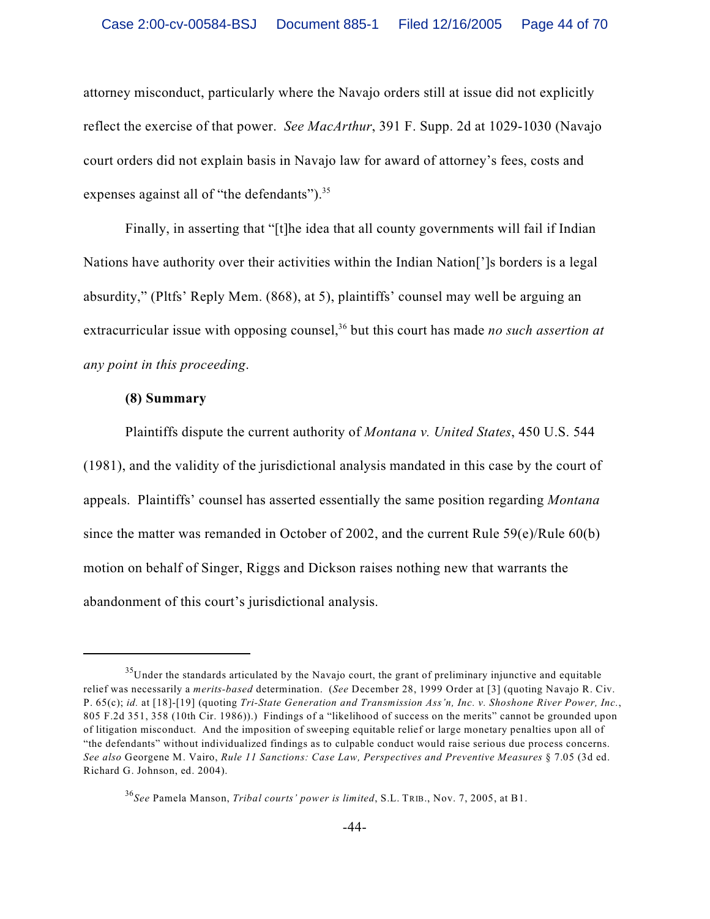attorney misconduct, particularly where the Navajo orders still at issue did not explicitly reflect the exercise of that power. *See MacArthur*, 391 F. Supp. 2d at 1029-1030 (Navajo court orders did not explain basis in Navajo law for award of attorney's fees, costs and expenses against all of "the defendants").[35]

Finally, in asserting that "[t]he idea that all county governments will fail if Indian Nations have authority over their activities within the Indian Nation[']s borders is a legal absurdity," (Pltfs' Reply Mem. (868), at 5), plaintiffs' counsel may well be arguing an extracurricular issue with opposing counsel,[36] but this court has made *no such assertion at any point in this proceeding*.

**(8) Summary**

Plaintiffs dispute the current authority of *Montana v. United States*, 450 U.S. 544 (1981), and the validity of the jurisdictional analysis mandated in this case by the court of appeals. Plaintiffs' counsel has asserted essentially the same position regarding *Montana* since the matter was remanded in October of 2002, and the current Rule 59(e)/Rule 60(b) motion on behalf of Singer, Riggs and Dickson raises nothing new that warrants the abandonment of this court's jurisdictional analysis.

---

[35] Under the standards articulated by the Navajo court, the grant of preliminary injunctive and equitable relief was necessarily a *merits-based* determination. (*See* December 28, 1999 Order at [3] (quoting Navajo R. Civ. P. 65(c); *id.* at [18]-[19] (quoting *Tri-State Generation and Transmission Ass'n, Inc. v. Shoshone River Power, Inc.*, 805 F.2d 351, 358 (10th Cir. 1986)).) Findings of a "likelihood of success on the merits" cannot be grounded upon of litigation misconduct. And the imposition of sweeping equitable relief or large monetary penalties upon all of "the defendants" without individualized findings as to culpable conduct would raise serious due process concerns. *See also* Georgene M. Vairo, *Rule 11 Sanctions: Case Law, Perspectives and Preventive Measures* § 7.05 (3d ed. Richard G. Johnson, ed. 2004).

[36] *See* Pamela Manson, *Tribal courts' power is limited*, S.L. TRIB., Nov. 7, 2005, at B1.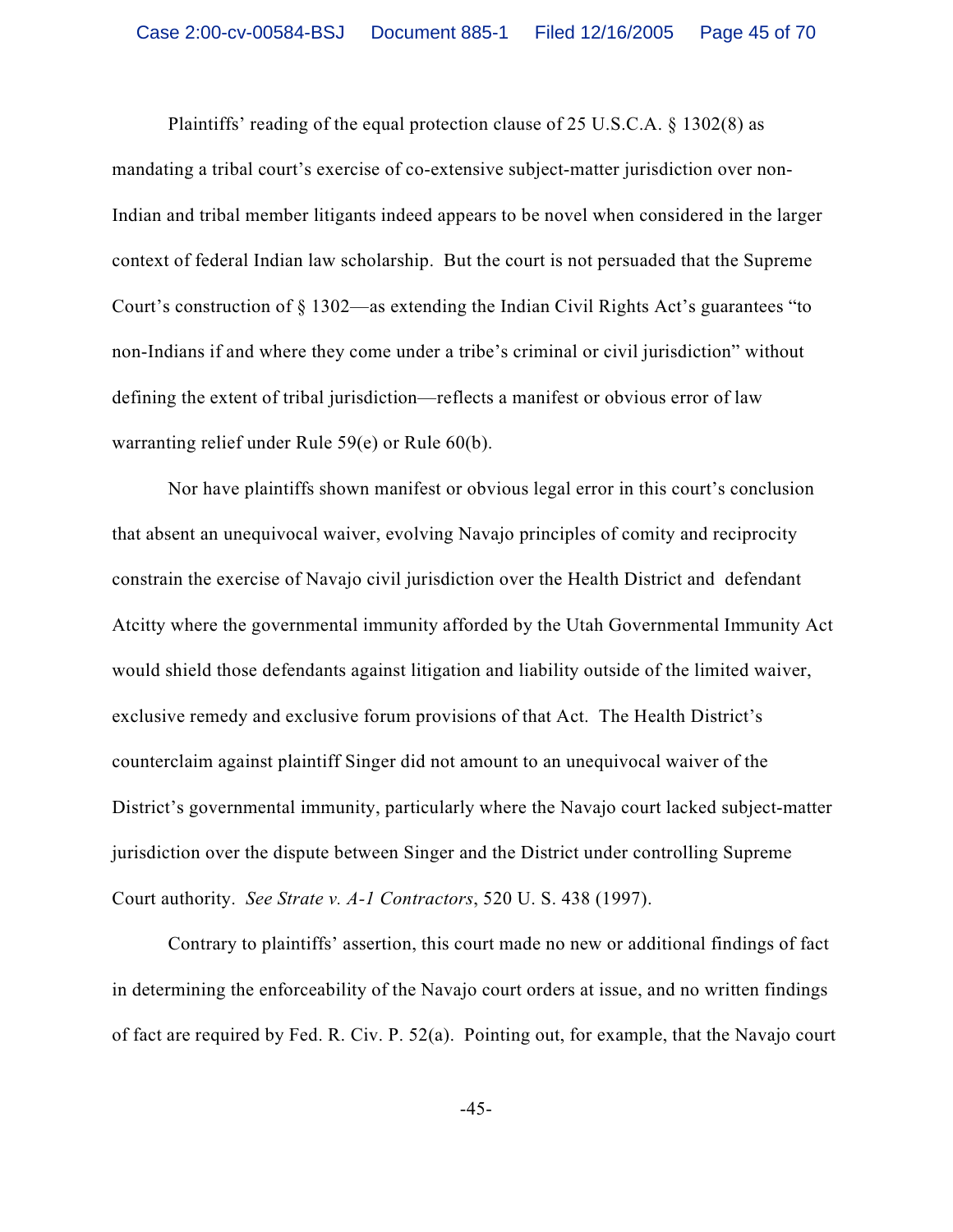Plaintiffs' reading of the equal protection clause of 25 U.S.C.A. § 1302(8) as mandating a tribal court's exercise of co-extensive subject-matter jurisdiction over non-Indian and tribal member litigants indeed appears to be novel when considered in the larger context of federal Indian law scholarship. But the court is not persuaded that the Supreme Court's construction of § 1302—as extending the Indian Civil Rights Act's guarantees "to non-Indians if and where they come under a tribe's criminal or civil jurisdiction" without defining the extent of tribal jurisdiction—reflects a manifest or obvious error of law warranting relief under Rule 59(e) or Rule 60(b).

Nor have plaintiffs shown manifest or obvious legal error in this court's conclusion that absent an unequivocal waiver, evolving Navajo principles of comity and reciprocity constrain the exercise of Navajo civil jurisdiction over the Health District and defendant Atcitty where the governmental immunity afforded by the Utah Governmental Immunity Act would shield those defendants against litigation and liability outside of the limited waiver, exclusive remedy and exclusive forum provisions of that Act. The Health District's counterclaim against plaintiff Singer did not amount to an unequivocal waiver of the District's governmental immunity, particularly where the Navajo court lacked subject-matter jurisdiction over the dispute between Singer and the District under controlling Supreme Court authority. *See Strate v. A-1 Contractors*, 520 U. S. 438 (1997).

Contrary to plaintiffs' assertion, this court made no new or additional findings of fact in determining the enforceability of the Navajo court orders at issue, and no written findings of fact are required by Fed. R. Civ. P. 52(a). Pointing out, for example, that the Navajo court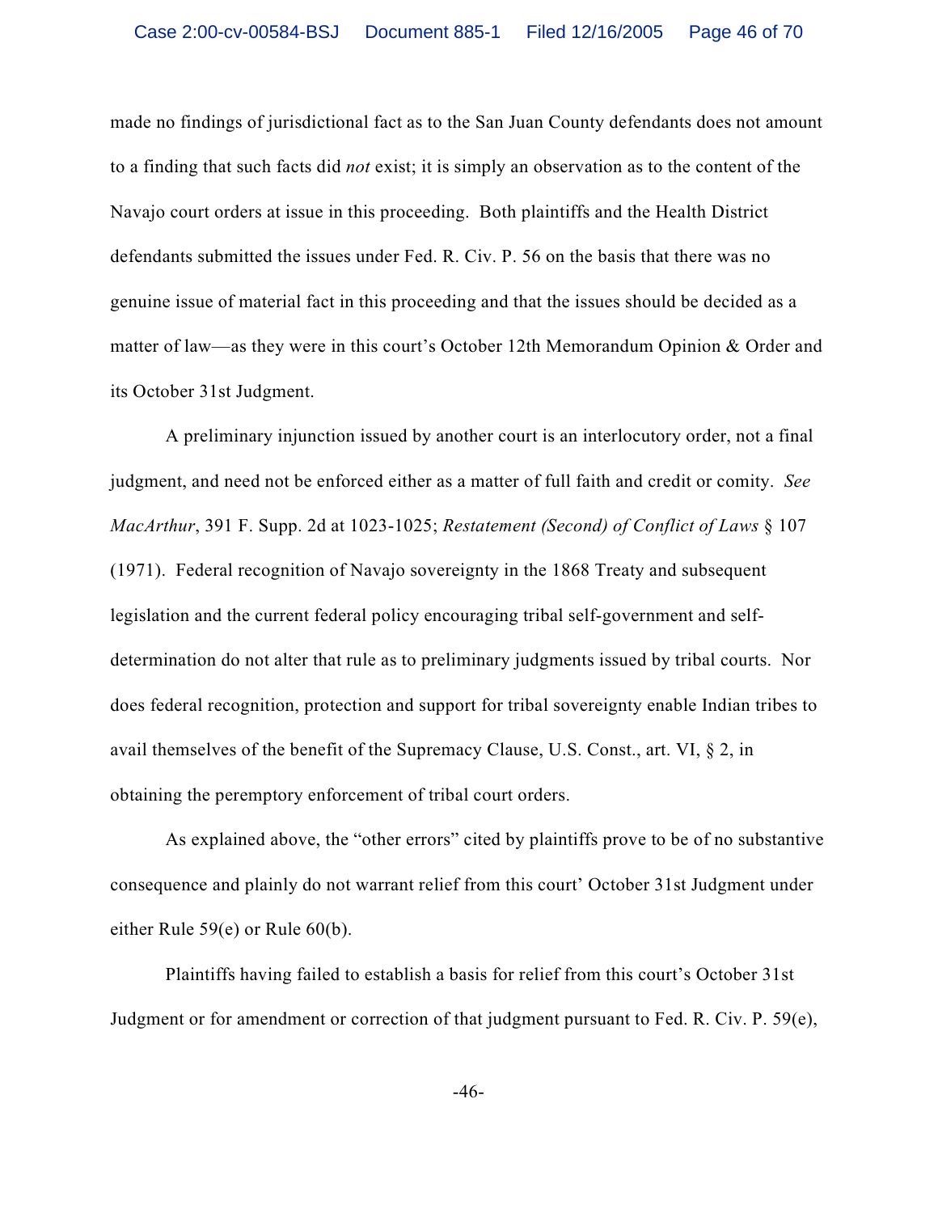made no findings of jurisdictional fact as to the San Juan County defendants does not amount to a finding that such facts did *not* exist; it is simply an observation as to the content of the Navajo court orders at issue in this proceeding. Both plaintiffs and the Health District defendants submitted the issues under Fed. R. Civ. P. 56 on the basis that there was no genuine issue of material fact in this proceeding and that the issues should be decided as a matter of law—as they were in this court's October 12th Memorandum Opinion & Order and its October 31st Judgment.

A preliminary injunction issued by another court is an interlocutory order, not a final judgment, and need not be enforced either as a matter of full faith and credit or comity. *See MacArthur*, 391 F. Supp. 2d at 1023-1025; *Restatement (Second) of Conflict of Laws* § 107 (1971). Federal recognition of Navajo sovereignty in the 1868 Treaty and subsequent legislation and the current federal policy encouraging tribal self-government and self-determination do not alter that rule as to preliminary judgments issued by tribal courts. Nor does federal recognition, protection and support for tribal sovereignty enable Indian tribes to avail themselves of the benefit of the Supremacy Clause, U.S. Const., art. VI, § 2, in obtaining the peremptory enforcement of tribal court orders.

As explained above, the "other errors" cited by plaintiffs prove to be of no substantive consequence and plainly do not warrant relief from this court' October 31st Judgment under either Rule 59(e) or Rule 60(b).

Plaintiffs having failed to establish a basis for relief from this court's October 31st Judgment or for amendment or correction of that judgment pursuant to Fed. R. Civ. P. 59(e),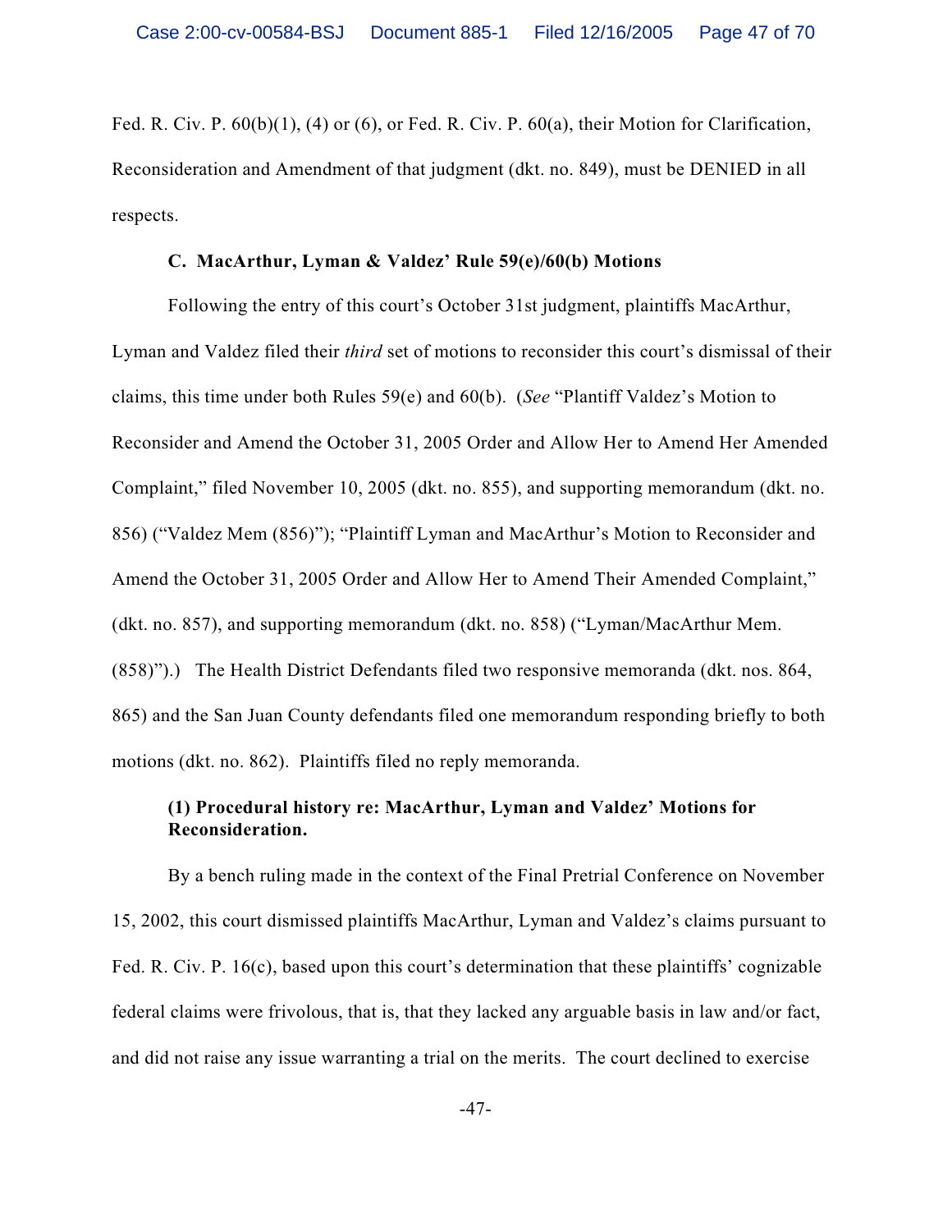Fed. R. Civ. P. 60(b)(1), (4) or (6), or Fed. R. Civ. P. 60(a), their Motion for Clarification, Reconsideration and Amendment of that judgment (dkt. no. 849), must be DENIED in all respects.

### C. MacArthur, Lyman & Valdez' Rule 59(e)/60(b) Motions

Following the entry of this court's October 31st judgment, plaintiffs MacArthur, Lyman and Valdez filed their *third* set of motions to reconsider this court's dismissal of their claims, this time under both Rules 59(e) and 60(b). (*See* "Plantiff Valdez's Motion to Reconsider and Amend the October 31, 2005 Order and Allow Her to Amend Her Amended Complaint," filed November 10, 2005 (dkt. no. 855), and supporting memorandum (dkt. no. 856) ("Valdez Mem (856)"); "Plaintiff Lyman and MacArthur's Motion to Reconsider and Amend the October 31, 2005 Order and Allow Her to Amend Their Amended Complaint," (dkt. no. 857), and supporting memorandum (dkt. no. 858) ("Lyman/MacArthur Mem. (858)").) The Health District Defendants filed two responsive memoranda (dkt. nos. 864, 865) and the San Juan County defendants filed one memorandum responding briefly to both motions (dkt. no. 862). Plaintiffs filed no reply memoranda.

#### (1) Procedural history re: MacArthur, Lyman and Valdez' Motions for Reconsideration.

By a bench ruling made in the context of the Final Pretrial Conference on November 15, 2002, this court dismissed plaintiffs MacArthur, Lyman and Valdez's claims pursuant to Fed. R. Civ. P. 16(c), based upon this court's determination that these plaintiffs' cognizable federal claims were frivolous, that is, that they lacked any arguable basis in law and/or fact, and did not raise any issue warranting a trial on the merits. The court declined to exercise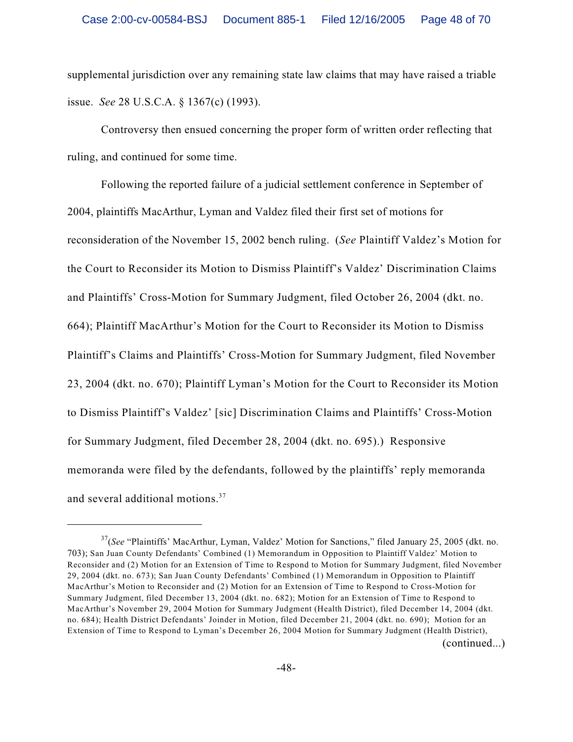supplemental jurisdiction over any remaining state law claims that may have raised a triable issue. *See* 28 U.S.C.A. § 1367(c) (1993).

Controversy then ensued concerning the proper form of written order reflecting that ruling, and continued for some time.

Following the reported failure of a judicial settlement conference in September of 2004, plaintiffs MacArthur, Lyman and Valdez filed their first set of motions for reconsideration of the November 15, 2002 bench ruling. (*See* Plaintiff Valdez's Motion for the Court to Reconsider its Motion to Dismiss Plaintiff's Valdez' Discrimination Claims and Plaintiffs' Cross-Motion for Summary Judgment, filed October 26, 2004 (dkt. no. 664); Plaintiff MacArthur's Motion for the Court to Reconsider its Motion to Dismiss Plaintiff's Claims and Plaintiffs' Cross-Motion for Summary Judgment, filed November 23, 2004 (dkt. no. 670); Plaintiff Lyman's Motion for the Court to Reconsider its Motion to Dismiss Plaintiff's Valdez' [sic] Discrimination Claims and Plaintiffs' Cross-Motion for Summary Judgment, filed December 28, 2004 (dkt. no. 695).) Responsive memoranda were filed by the defendants, followed by the plaintiffs' reply memoranda and several additional motions.[37]

---

[37](*See* "Plaintiffs' MacArthur, Lyman, Valdez' Motion for Sanctions," filed January 25, 2005 (dkt. no. 703); San Juan County Defendants' Combined (1) Memorandum in Opposition to Plaintiff Valdez' Motion to Reconsider and (2) Motion for an Extension of Time to Respond to Motion for Summary Judgment, filed November 29, 2004 (dkt. no. 673); San Juan County Defendants' Combined (1) Memorandum in Opposition to Plaintiff MacArthur's Motion to Reconsider and (2) Motion for an Extension of Time to Respond to Cross-Motion for Summary Judgment, filed December 13, 2004 (dkt. no. 682); Motion for an Extension of Time to Respond to MacArthur's November 29, 2004 Motion for Summary Judgment (Health District), filed December 14, 2004 (dkt. no. 684); Health District Defendants' Joinder in Motion, filed December 21, 2004 (dkt. no. 690); Motion for an Extension of Time to Respond to Lyman's December 26, 2004 Motion for Summary Judgment (Health District), (continued...)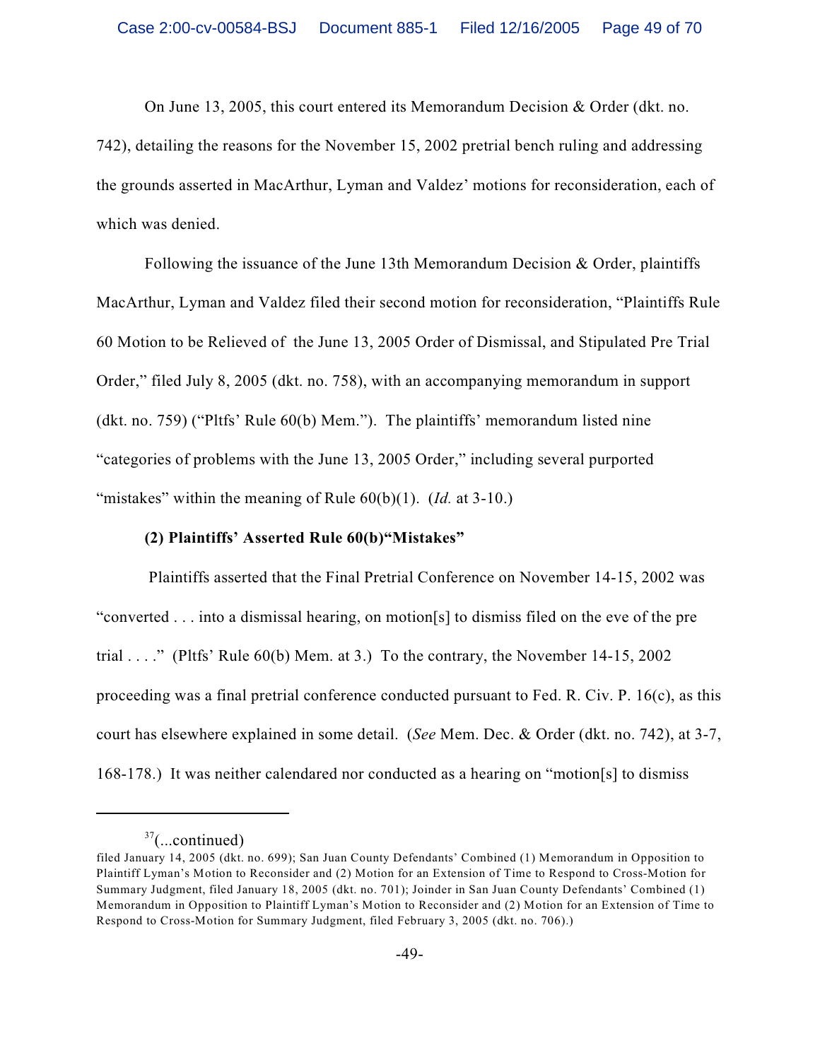On June 13, 2005, this court entered its Memorandum Decision & Order (dkt. no. 742), detailing the reasons for the November 15, 2002 pretrial bench ruling and addressing the grounds asserted in MacArthur, Lyman and Valdez' motions for reconsideration, each of which was denied.

Following the issuance of the June 13th Memorandum Decision & Order, plaintiffs MacArthur, Lyman and Valdez filed their second motion for reconsideration, "Plaintiffs Rule 60 Motion to be Relieved of the June 13, 2005 Order of Dismissal, and Stipulated Pre Trial Order," filed July 8, 2005 (dkt. no. 758), with an accompanying memorandum in support (dkt. no. 759) ("Pltfs' Rule 60(b) Mem."). The plaintiffs' memorandum listed nine "categories of problems with the June 13, 2005 Order," including several purported "mistakes" within the meaning of Rule 60(b)(1). (*Id.* at 3-10.)

**(2) Plaintiffs' Asserted Rule 60(b)"Mistakes"**

Plaintiffs asserted that the Final Pretrial Conference on November 14-15, 2002 was "converted . . . into a dismissal hearing, on motion[s] to dismiss filed on the eve of the pre trial . . . ." (Pltfs' Rule 60(b) Mem. at 3.) To the contrary, the November 14-15, 2002 proceeding was a final pretrial conference conducted pursuant to Fed. R. Civ. P. 16(c), as this court has elsewhere explained in some detail. (*See* Mem. Dec. & Order (dkt. no. 742), at 3-7, 168-178.) It was neither calendared nor conducted as a hearing on "motion[s] to dismiss

---

[37](...continued)
filed January 14, 2005 (dkt. no. 699); San Juan County Defendants' Combined (1) Memorandum in Opposition to Plaintiff Lyman's Motion to Reconsider and (2) Motion for an Extension of Time to Respond to Cross-Motion for Summary Judgment, filed January 18, 2005 (dkt. no. 701); Joinder in San Juan County Defendants' Combined (1) Memorandum in Opposition to Plaintiff Lyman's Motion to Reconsider and (2) Motion for an Extension of Time to Respond to Cross-Motion for Summary Judgment, filed February 3, 2005 (dkt. no. 706).)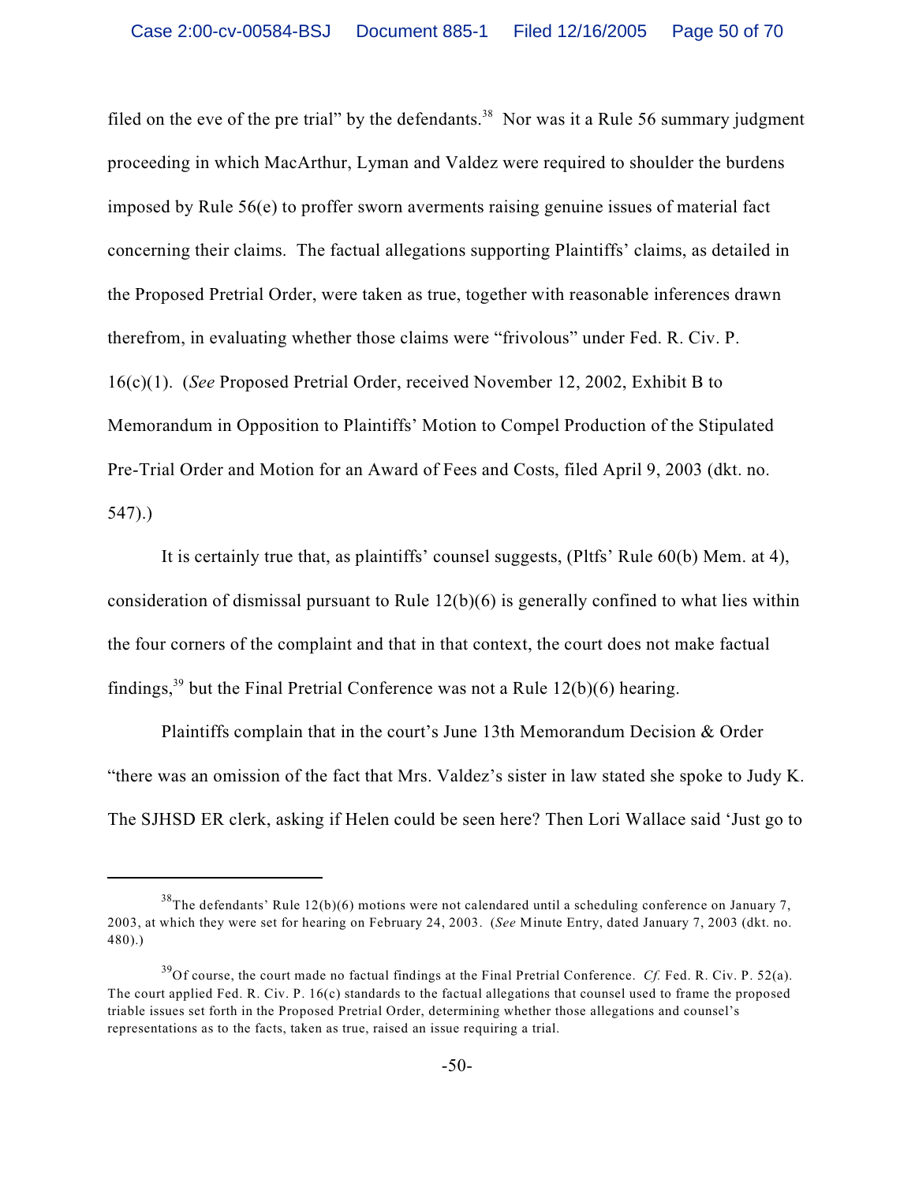filed on the eve of the pre trial" by the defendants.[38] Nor was it a Rule 56 summary judgment proceeding in which MacArthur, Lyman and Valdez were required to shoulder the burdens imposed by Rule 56(e) to proffer sworn averments raising genuine issues of material fact concerning their claims. The factual allegations supporting Plaintiffs' claims, as detailed in the Proposed Pretrial Order, were taken as true, together with reasonable inferences drawn therefrom, in evaluating whether those claims were "frivolous" under Fed. R. Civ. P. 16(c)(1). (*See* Proposed Pretrial Order, received November 12, 2002, Exhibit B to Memorandum in Opposition to Plaintiffs' Motion to Compel Production of the Stipulated Pre-Trial Order and Motion for an Award of Fees and Costs, filed April 9, 2003 (dkt. no. 547).)

It is certainly true that, as plaintiffs' counsel suggests, (Pltfs' Rule 60(b) Mem. at 4), consideration of dismissal pursuant to Rule 12(b)(6) is generally confined to what lies within the four corners of the complaint and that in that context, the court does not make factual findings,[39] but the Final Pretrial Conference was not a Rule 12(b)(6) hearing.

Plaintiffs complain that in the court's June 13th Memorandum Decision & Order "there was an omission of the fact that Mrs. Valdez's sister in law stated she spoke to Judy K. The SJHSD ER clerk, asking if Helen could be seen here? Then Lori Wallace said 'Just go to

---

[38] The defendants' Rule 12(b)(6) motions were not calendared until a scheduling conference on January 7, 2003, at which they were set for hearing on February 24, 2003. (*See* Minute Entry, dated January 7, 2003 (dkt. no. 480).)

[39] Of course, the court made no factual findings at the Final Pretrial Conference. *Cf.* Fed. R. Civ. P. 52(a). The court applied Fed. R. Civ. P. 16(c) standards to the factual allegations that counsel used to frame the proposed triable issues set forth in the Proposed Pretrial Order, determining whether those allegations and counsel's representations as to the facts, taken as true, raised an issue requiring a trial.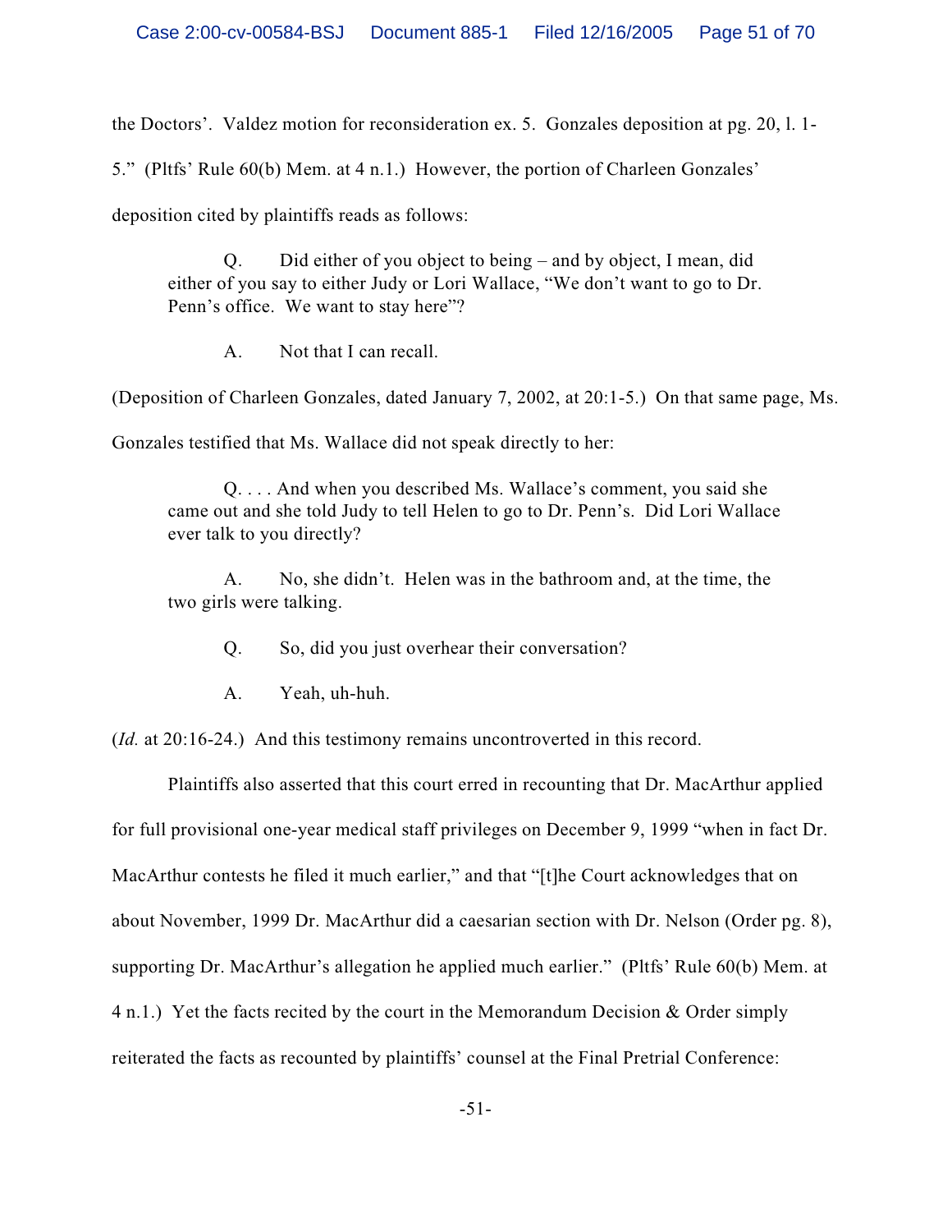the Doctors'. Valdez motion for reconsideration ex. 5. Gonzales deposition at pg. 20, l. 1-5." (Pltfs' Rule 60(b) Mem. at 4 n.1.) However, the portion of Charleen Gonzales' deposition cited by plaintiffs reads as follows:

> Q. Did either of you object to being – and by object, I mean, did either of you say to either Judy or Lori Wallace, "We don't want to go to Dr. Penn's office. We want to stay here"?
>
> A. Not that I can recall.

(Deposition of Charleen Gonzales, dated January 7, 2002, at 20:1-5.) On that same page, Ms. Gonzales testified that Ms. Wallace did not speak directly to her:

> Q. . . . And when you described Ms. Wallace's comment, you said she came out and she told Judy to tell Helen to go to Dr. Penn's. Did Lori Wallace ever talk to you directly?
>
> A. No, she didn't. Helen was in the bathroom and, at the time, the two girls were talking.
>
> Q. So, did you just overhear their conversation?
>
> A. Yeah, uh-huh.

(*Id.* at 20:16-24.) And this testimony remains uncontroverted in this record.

Plaintiffs also asserted that this court erred in recounting that Dr. MacArthur applied for full provisional one-year medical staff privileges on December 9, 1999 "when in fact Dr. MacArthur contests he filed it much earlier," and that "[t]he Court acknowledges that on about November, 1999 Dr. MacArthur did a caesarian section with Dr. Nelson (Order pg. 8), supporting Dr. MacArthur's allegation he applied much earlier." (Pltfs' Rule 60(b) Mem. at 4 n.1.) Yet the facts recited by the court in the Memorandum Decision & Order simply reiterated the facts as recounted by plaintiffs' counsel at the Final Pretrial Conference: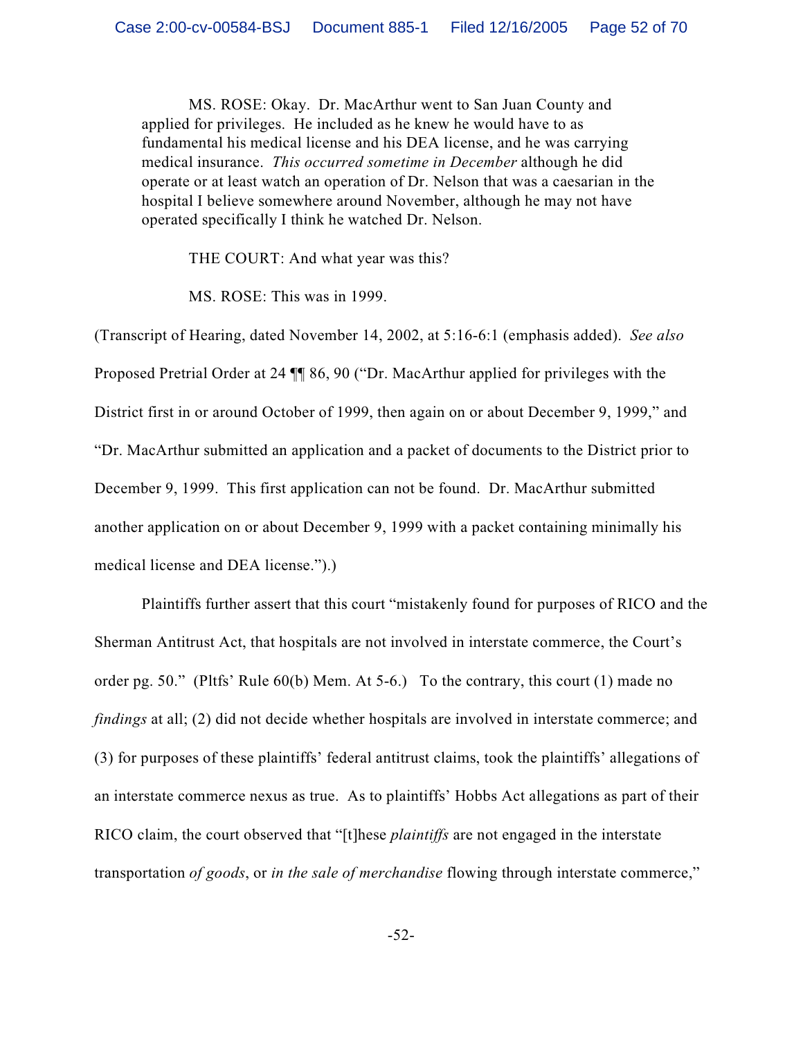> MS. ROSE: Okay. Dr. MacArthur went to San Juan County and applied for privileges. He included as he knew he would have to as fundamental his medical license and his DEA license, and he was carrying medical insurance. *This occurred sometime in December* although he did operate or at least watch an operation of Dr. Nelson that was a caesarian in the hospital I believe somewhere around November, although he may not have operated specifically I think he watched Dr. Nelson.
>
> THE COURT: And what year was this?
>
> MS. ROSE: This was in 1999.

(Transcript of Hearing, dated November 14, 2002, at 5:16-6:1 (emphasis added). *See also* Proposed Pretrial Order at 24 ¶¶ 86, 90 ("Dr. MacArthur applied for privileges with the District first in or around October of 1999, then again on or about December 9, 1999," and "Dr. MacArthur submitted an application and a packet of documents to the District prior to December 9, 1999. This first application can not be found. Dr. MacArthur submitted another application on or about December 9, 1999 with a packet containing minimally his medical license and DEA license.").)

Plaintiffs further assert that this court "mistakenly found for purposes of RICO and the Sherman Antitrust Act, that hospitals are not involved in interstate commerce, the Court's order pg. 50." (Pltfs' Rule 60(b) Mem. At 5-6.) To the contrary, this court (1) made no *findings* at all; (2) did not decide whether hospitals are involved in interstate commerce; and (3) for purposes of these plaintiffs' federal antitrust claims, took the plaintiffs' allegations of an interstate commerce nexus as true. As to plaintiffs' Hobbs Act allegations as part of their RICO claim, the court observed that "[t]hese *plaintiffs* are not engaged in the interstate transportation *of goods*, or *in the sale of merchandise* flowing through interstate commerce,"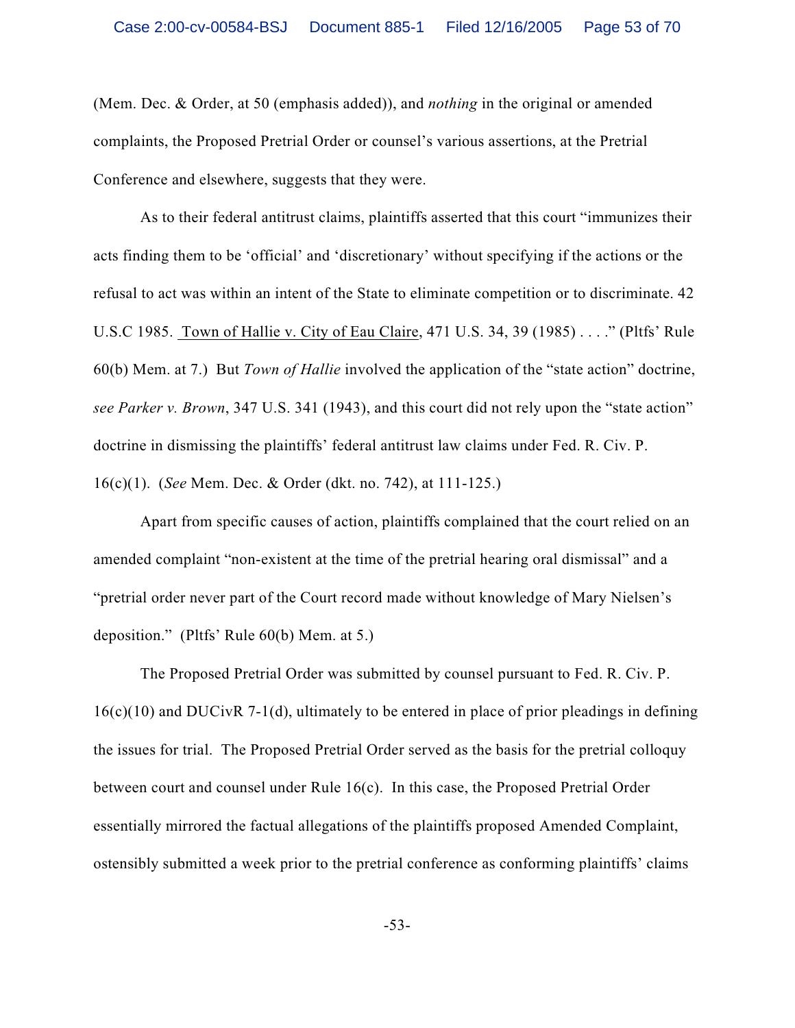(Mem. Dec. & Order, at 50 (emphasis added)), and *nothing* in the original or amended complaints, the Proposed Pretrial Order or counsel's various assertions, at the Pretrial Conference and elsewhere, suggests that they were.

As to their federal antitrust claims, plaintiffs asserted that this court "immunizes their acts finding them to be 'official' and 'discretionary' without specifying if the actions or the refusal to act was within an intent of the State to eliminate competition or to discriminate. 42 U.S.C 1985. Town of Hallie v. City of Eau Claire, 471 U.S. 34, 39 (1985) . . . ." (Pltfs' Rule 60(b) Mem. at 7.) But *Town of Hallie* involved the application of the "state action" doctrine, *see Parker v. Brown*, 347 U.S. 341 (1943), and this court did not rely upon the "state action" doctrine in dismissing the plaintiffs' federal antitrust law claims under Fed. R. Civ. P. 16(c)(1). (*See* Mem. Dec. & Order (dkt. no. 742), at 111-125.)

Apart from specific causes of action, plaintiffs complained that the court relied on an amended complaint "non-existent at the time of the pretrial hearing oral dismissal" and a "pretrial order never part of the Court record made without knowledge of Mary Nielsen's deposition." (Pltfs' Rule 60(b) Mem. at 5.)

The Proposed Pretrial Order was submitted by counsel pursuant to Fed. R. Civ. P. 16(c)(10) and DUCivR 7-1(d), ultimately to be entered in place of prior pleadings in defining the issues for trial. The Proposed Pretrial Order served as the basis for the pretrial colloquy between court and counsel under Rule 16(c). In this case, the Proposed Pretrial Order essentially mirrored the factual allegations of the plaintiffs proposed Amended Complaint, ostensibly submitted a week prior to the pretrial conference as conforming plaintiffs' claims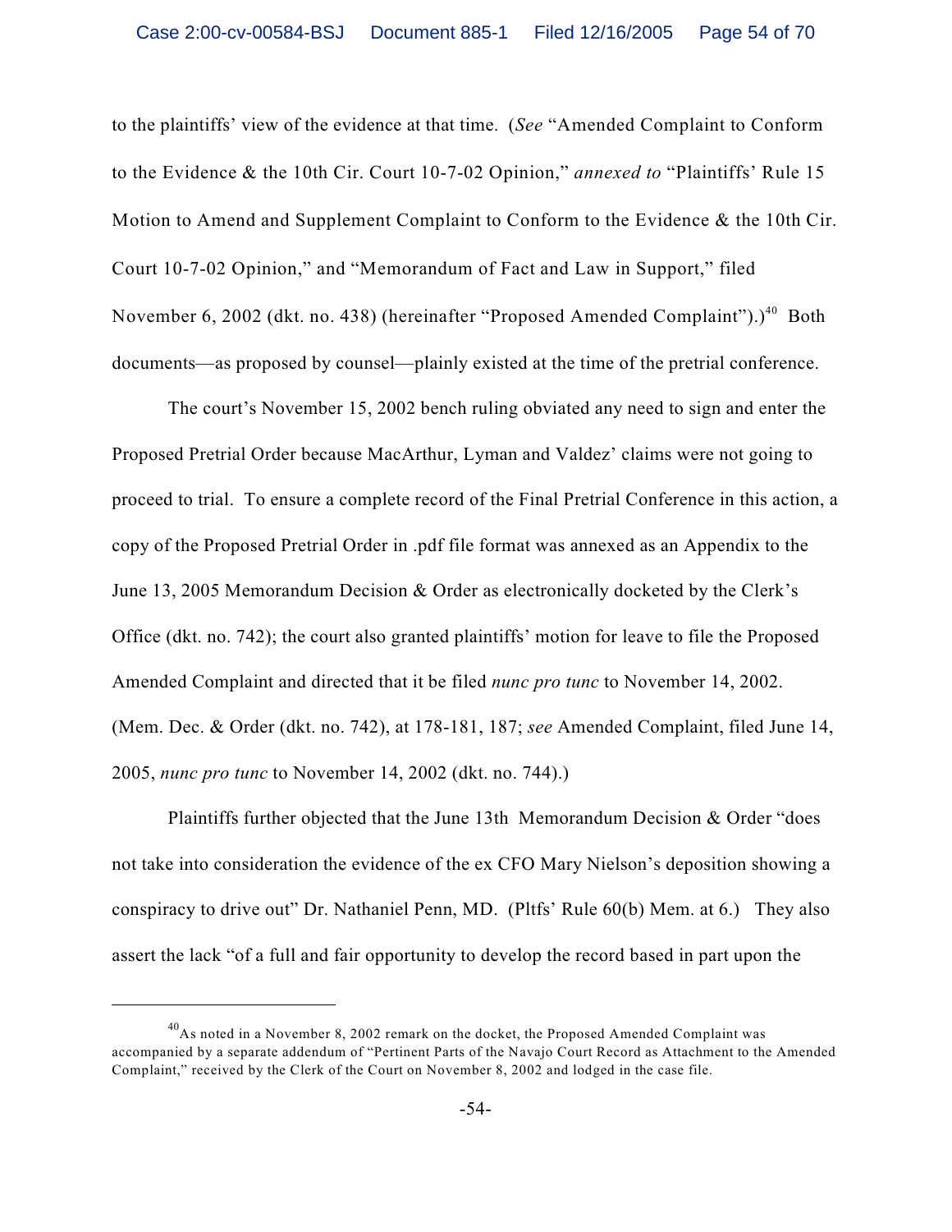to the plaintiffs' view of the evidence at that time. (*See* "Amended Complaint to Conform to the Evidence & the 10th Cir. Court 10-7-02 Opinion," *annexed to* "Plaintiffs' Rule 15 Motion to Amend and Supplement Complaint to Conform to the Evidence & the 10th Cir. Court 10-7-02 Opinion," and "Memorandum of Fact and Law in Support," filed November 6, 2002 (dkt. no. 438) (hereinafter "Proposed Amended Complaint").)[40] Both documents—as proposed by counsel—plainly existed at the time of the pretrial conference.

The court's November 15, 2002 bench ruling obviated any need to sign and enter the Proposed Pretrial Order because MacArthur, Lyman and Valdez' claims were not going to proceed to trial. To ensure a complete record of the Final Pretrial Conference in this action, a copy of the Proposed Pretrial Order in .pdf file format was annexed as an Appendix to the June 13, 2005 Memorandum Decision & Order as electronically docketed by the Clerk's Office (dkt. no. 742); the court also granted plaintiffs' motion for leave to file the Proposed Amended Complaint and directed that it be filed *nunc pro tunc* to November 14, 2002. (Mem. Dec. & Order (dkt. no. 742), at 178-181, 187; *see* Amended Complaint, filed June 14, 2005, *nunc pro tunc* to November 14, 2002 (dkt. no. 744).)

Plaintiffs further objected that the June 13th Memorandum Decision & Order "does not take into consideration the evidence of the ex CFO Mary Nielson's deposition showing a conspiracy to drive out" Dr. Nathaniel Penn, MD. (Pltfs' Rule 60(b) Mem. at 6.) They also assert the lack "of a full and fair opportunity to develop the record based in part upon the

[40] As noted in a November 8, 2002 remark on the docket, the Proposed Amended Complaint was accompanied by a separate addendum of "Pertinent Parts of the Navajo Court Record as Attachment to the Amended Complaint," received by the Clerk of the Court on November 8, 2002 and lodged in the case file.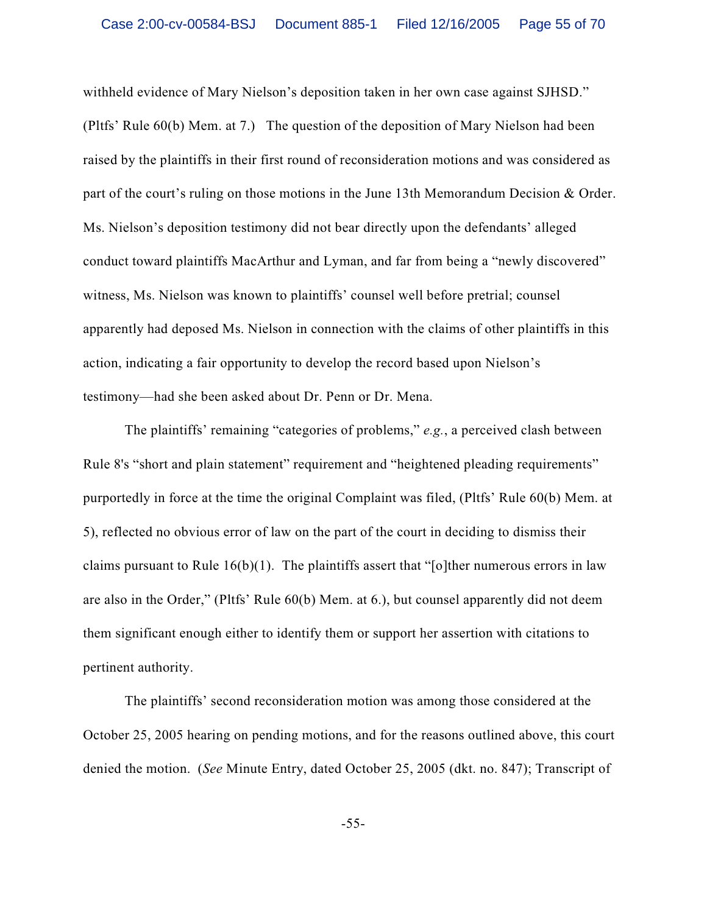withheld evidence of Mary Nielson's deposition taken in her own case against SJHSD." (Pltfs' Rule 60(b) Mem. at 7.) The question of the deposition of Mary Nielson had been raised by the plaintiffs in their first round of reconsideration motions and was considered as part of the court's ruling on those motions in the June 13th Memorandum Decision & Order. Ms. Nielson's deposition testimony did not bear directly upon the defendants' alleged conduct toward plaintiffs MacArthur and Lyman, and far from being a "newly discovered" witness, Ms. Nielson was known to plaintiffs' counsel well before pretrial; counsel apparently had deposed Ms. Nielson in connection with the claims of other plaintiffs in this action, indicating a fair opportunity to develop the record based upon Nielson's testimony—had she been asked about Dr. Penn or Dr. Mena.

The plaintiffs' remaining "categories of problems," *e.g.*, a perceived clash between Rule 8's "short and plain statement" requirement and "heightened pleading requirements" purportedly in force at the time the original Complaint was filed, (Pltfs' Rule 60(b) Mem. at 5), reflected no obvious error of law on the part of the court in deciding to dismiss their claims pursuant to Rule 16(b)(1). The plaintiffs assert that "[o]ther numerous errors in law are also in the Order," (Pltfs' Rule 60(b) Mem. at 6.), but counsel apparently did not deem them significant enough either to identify them or support her assertion with citations to pertinent authority.

The plaintiffs' second reconsideration motion was among those considered at the October 25, 2005 hearing on pending motions, and for the reasons outlined above, this court denied the motion. (*See* Minute Entry, dated October 25, 2005 (dkt. no. 847); Transcript of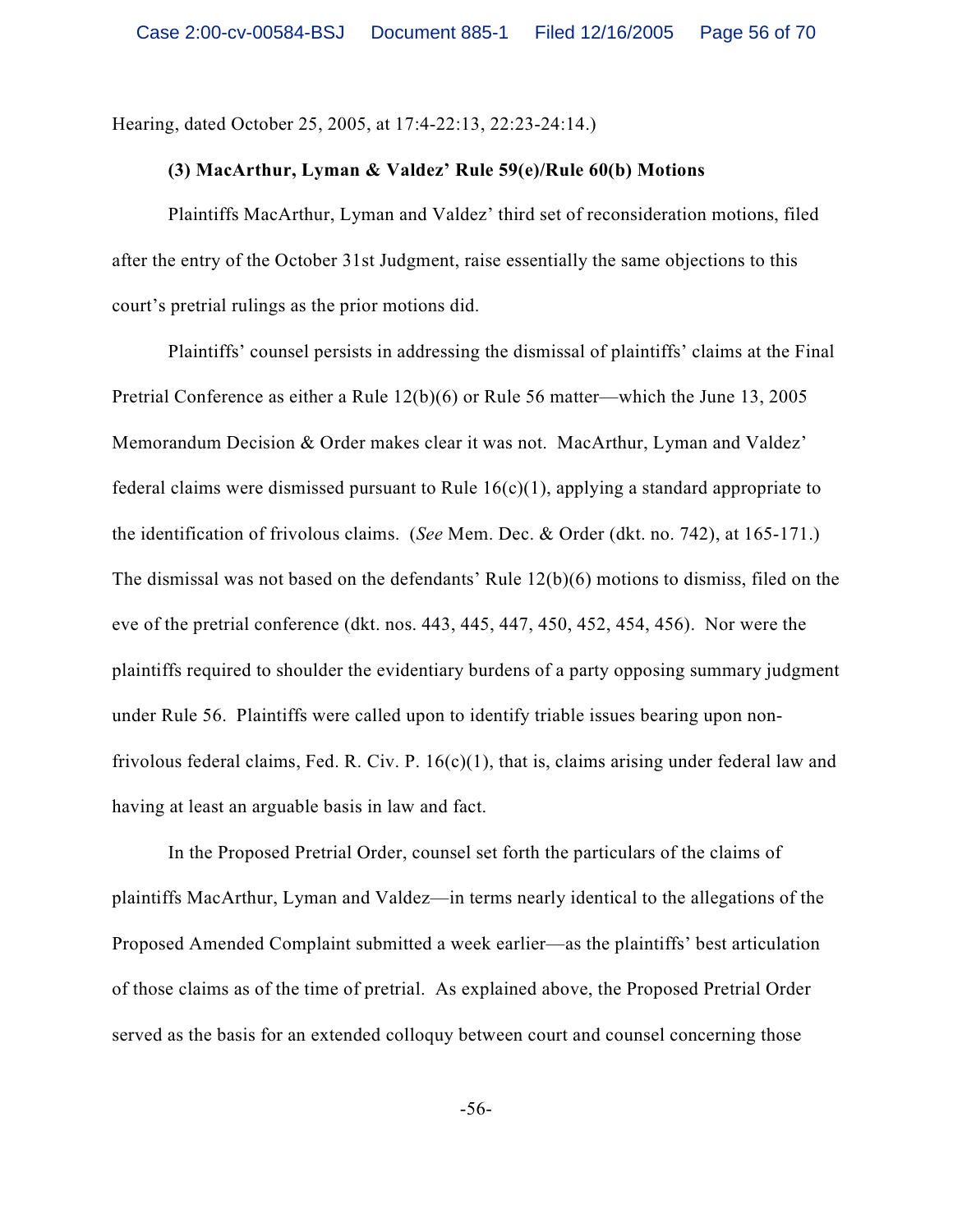Hearing, dated October 25, 2005, at 17:4-22:13, 22:23-24:14.)

**(3) MacArthur, Lyman & Valdez' Rule 59(e)/Rule 60(b) Motions**

Plaintiffs MacArthur, Lyman and Valdez' third set of reconsideration motions, filed after the entry of the October 31st Judgment, raise essentially the same objections to this court's pretrial rulings as the prior motions did.

Plaintiffs' counsel persists in addressing the dismissal of plaintiffs' claims at the Final Pretrial Conference as either a Rule 12(b)(6) or Rule 56 matter—which the June 13, 2005 Memorandum Decision & Order makes clear it was not. MacArthur, Lyman and Valdez' federal claims were dismissed pursuant to Rule 16(c)(1), applying a standard appropriate to the identification of frivolous claims. (*See* Mem. Dec. & Order (dkt. no. 742), at 165-171.) The dismissal was not based on the defendants' Rule 12(b)(6) motions to dismiss, filed on the eve of the pretrial conference (dkt. nos. 443, 445, 447, 450, 452, 454, 456). Nor were the plaintiffs required to shoulder the evidentiary burdens of a party opposing summary judgment under Rule 56. Plaintiffs were called upon to identify triable issues bearing upon non-frivolous federal claims, Fed. R. Civ. P. 16(c)(1), that is, claims arising under federal law and having at least an arguable basis in law and fact.

In the Proposed Pretrial Order, counsel set forth the particulars of the claims of plaintiffs MacArthur, Lyman and Valdez—in terms nearly identical to the allegations of the Proposed Amended Complaint submitted a week earlier—as the plaintiffs' best articulation of those claims as of the time of pretrial. As explained above, the Proposed Pretrial Order served as the basis for an extended colloquy between court and counsel concerning those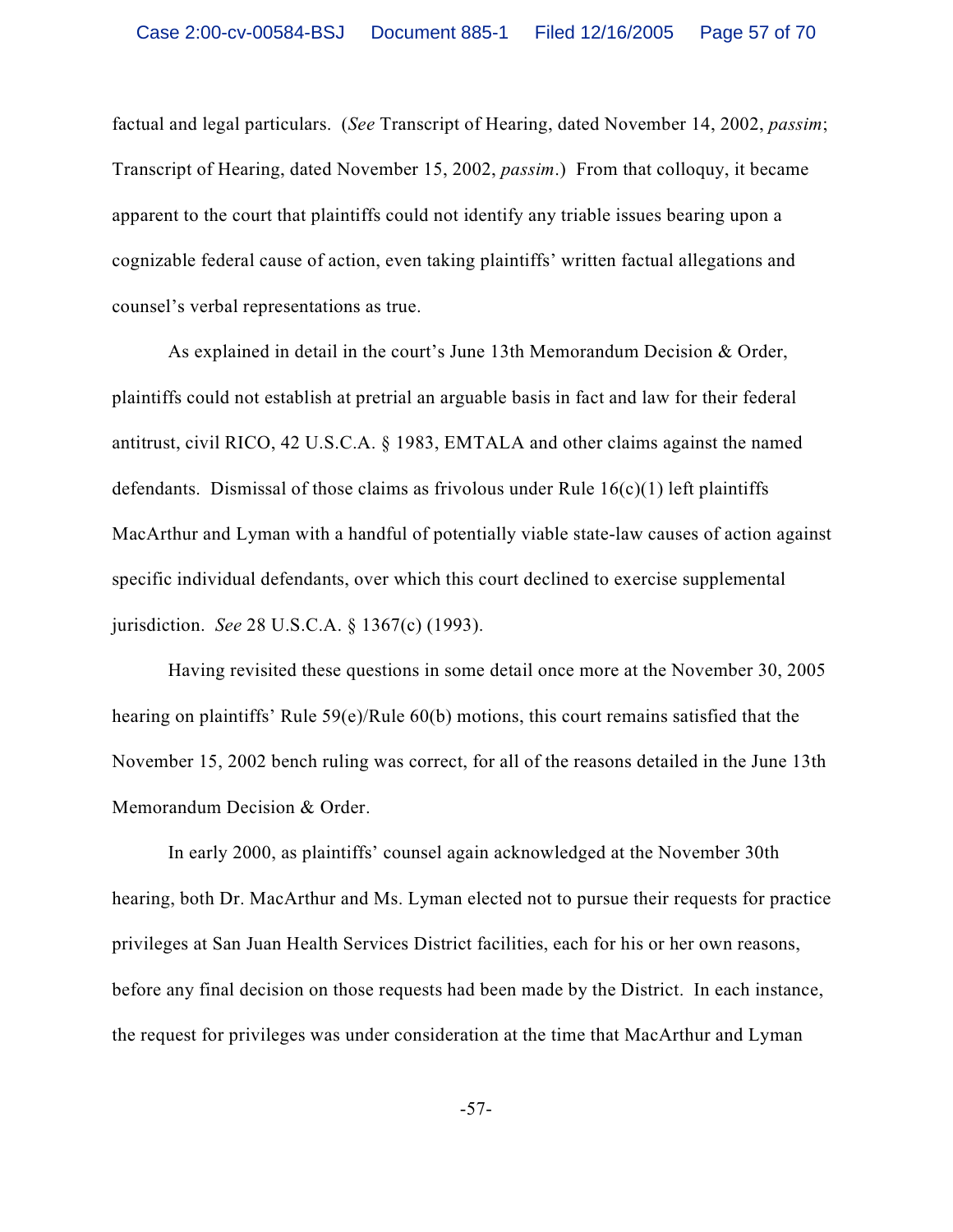factual and legal particulars. (*See* Transcript of Hearing, dated November 14, 2002, *passim*; Transcript of Hearing, dated November 15, 2002, *passim*.) From that colloquy, it became apparent to the court that plaintiffs could not identify any triable issues bearing upon a cognizable federal cause of action, even taking plaintiffs' written factual allegations and counsel's verbal representations as true.

As explained in detail in the court's June 13th Memorandum Decision & Order, plaintiffs could not establish at pretrial an arguable basis in fact and law for their federal antitrust, civil RICO, 42 U.S.C.A. § 1983, EMTALA and other claims against the named defendants. Dismissal of those claims as frivolous under Rule 16(c)(1) left plaintiffs MacArthur and Lyman with a handful of potentially viable state-law causes of action against specific individual defendants, over which this court declined to exercise supplemental jurisdiction. *See* 28 U.S.C.A. § 1367(c) (1993).

Having revisited these questions in some detail once more at the November 30, 2005 hearing on plaintiffs' Rule 59(e)/Rule 60(b) motions, this court remains satisfied that the November 15, 2002 bench ruling was correct, for all of the reasons detailed in the June 13th Memorandum Decision & Order.

In early 2000, as plaintiffs' counsel again acknowledged at the November 30th hearing, both Dr. MacArthur and Ms. Lyman elected not to pursue their requests for practice privileges at San Juan Health Services District facilities, each for his or her own reasons, before any final decision on those requests had been made by the District. In each instance, the request for privileges was under consideration at the time that MacArthur and Lyman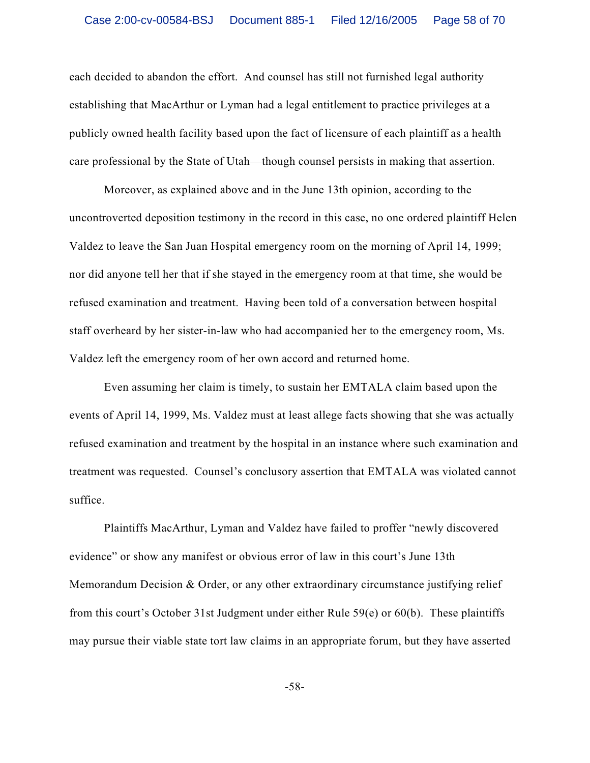each decided to abandon the effort. And counsel has still not furnished legal authority establishing that MacArthur or Lyman had a legal entitlement to practice privileges at a publicly owned health facility based upon the fact of licensure of each plaintiff as a health care professional by the State of Utah—though counsel persists in making that assertion.

Moreover, as explained above and in the June 13th opinion, according to the uncontroverted deposition testimony in the record in this case, no one ordered plaintiff Helen Valdez to leave the San Juan Hospital emergency room on the morning of April 14, 1999; nor did anyone tell her that if she stayed in the emergency room at that time, she would be refused examination and treatment. Having been told of a conversation between hospital staff overheard by her sister-in-law who had accompanied her to the emergency room, Ms. Valdez left the emergency room of her own accord and returned home.

Even assuming her claim is timely, to sustain her EMTALA claim based upon the events of April 14, 1999, Ms. Valdez must at least allege facts showing that she was actually refused examination and treatment by the hospital in an instance where such examination and treatment was requested. Counsel's conclusory assertion that EMTALA was violated cannot suffice.

Plaintiffs MacArthur, Lyman and Valdez have failed to proffer "newly discovered evidence" or show any manifest or obvious error of law in this court's June 13th Memorandum Decision & Order, or any other extraordinary circumstance justifying relief from this court's October 31st Judgment under either Rule 59(e) or 60(b). These plaintiffs may pursue their viable state tort law claims in an appropriate forum, but they have asserted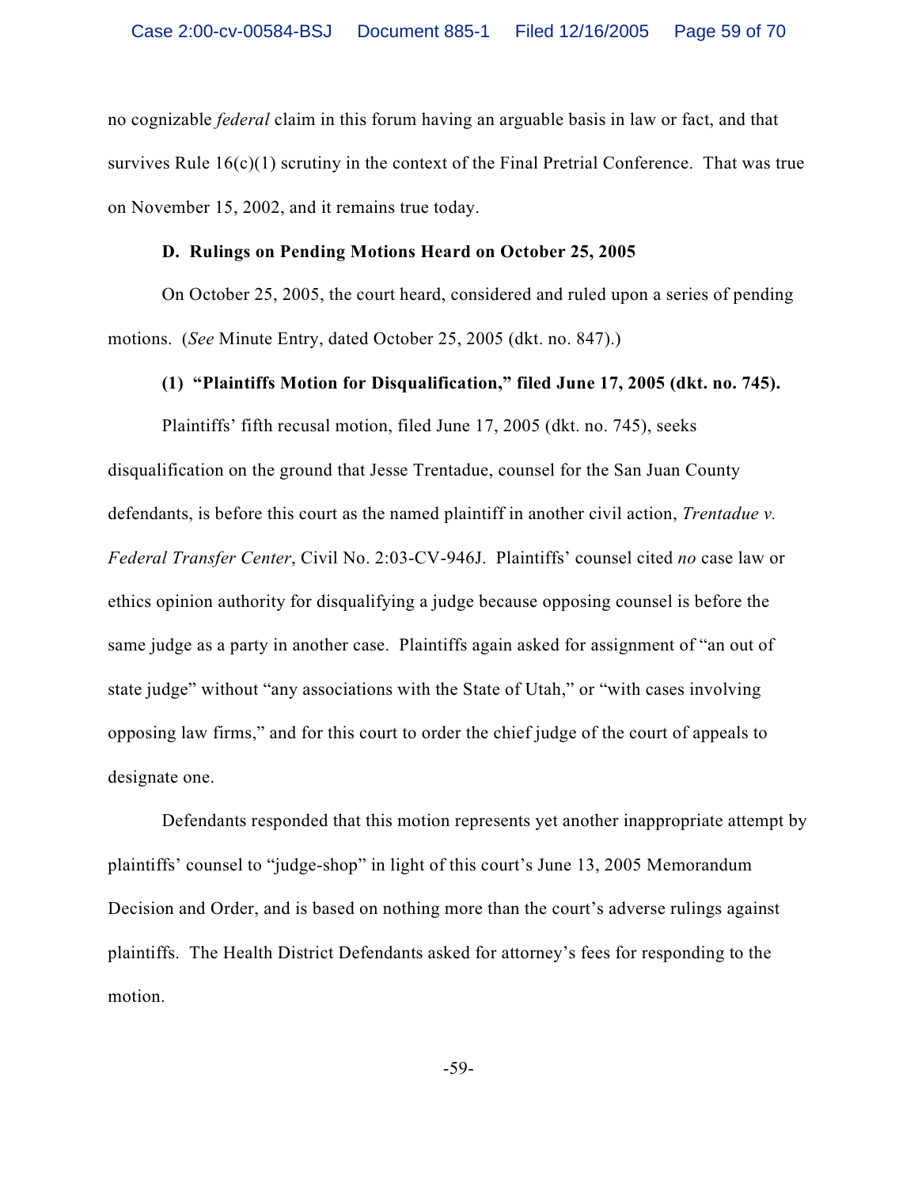no cognizable *federal* claim in this forum having an arguable basis in law or fact, and that survives Rule 16(c)(1) scrutiny in the context of the Final Pretrial Conference. That was true on November 15, 2002, and it remains true today.

**D. Rulings on Pending Motions Heard on October 25, 2005**

On October 25, 2005, the court heard, considered and ruled upon a series of pending motions. (*See* Minute Entry, dated October 25, 2005 (dkt. no. 847).)

**(1) "Plaintiffs Motion for Disqualification," filed June 17, 2005 (dkt. no. 745).**

Plaintiffs' fifth recusal motion, filed June 17, 2005 (dkt. no. 745), seeks disqualification on the ground that Jesse Trentadue, counsel for the San Juan County defendants, is before this court as the named plaintiff in another civil action, *Trentadue v. Federal Transfer Center*, Civil No. 2:03-CV-946J. Plaintiffs' counsel cited *no* case law or ethics opinion authority for disqualifying a judge because opposing counsel is before the same judge as a party in another case. Plaintiffs again asked for assignment of "an out of state judge" without "any associations with the State of Utah," or "with cases involving opposing law firms," and for this court to order the chief judge of the court of appeals to designate one.

Defendants responded that this motion represents yet another inappropriate attempt by plaintiffs' counsel to "judge-shop" in light of this court's June 13, 2005 Memorandum Decision and Order, and is based on nothing more than the court's adverse rulings against plaintiffs. The Health District Defendants asked for attorney's fees for responding to the motion.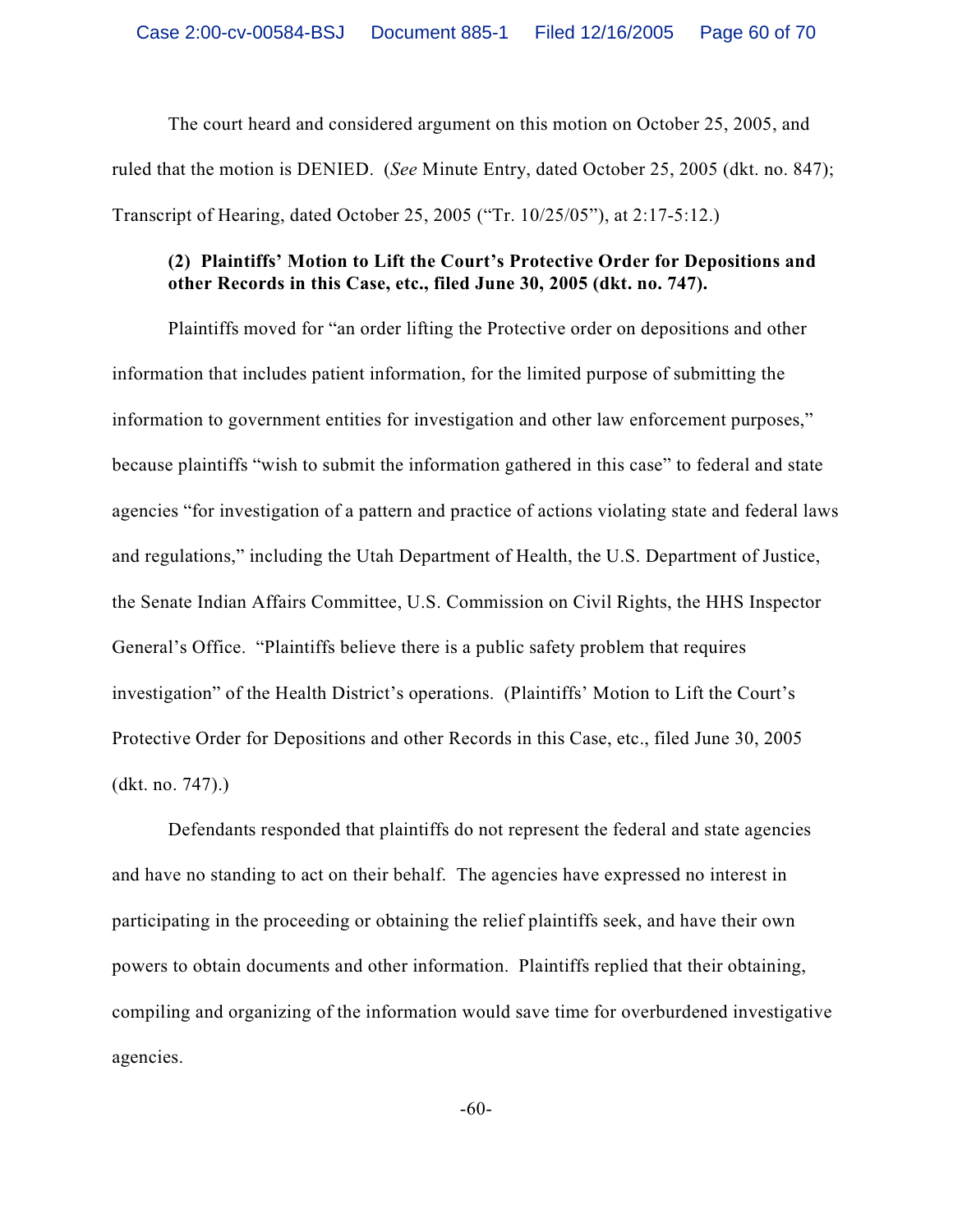The court heard and considered argument on this motion on October 25, 2005, and ruled that the motion is DENIED. (*See* Minute Entry, dated October 25, 2005 (dkt. no. 847); Transcript of Hearing, dated October 25, 2005 ("Tr. 10/25/05"), at 2:17-5:12.)

**(2) Plaintiffs' Motion to Lift the Court's Protective Order for Depositions and other Records in this Case, etc., filed June 30, 2005 (dkt. no. 747).**

Plaintiffs moved for "an order lifting the Protective order on depositions and other information that includes patient information, for the limited purpose of submitting the information to government entities for investigation and other law enforcement purposes," because plaintiffs "wish to submit the information gathered in this case" to federal and state agencies "for investigation of a pattern and practice of actions violating state and federal laws and regulations," including the Utah Department of Health, the U.S. Department of Justice, the Senate Indian Affairs Committee, U.S. Commission on Civil Rights, the HHS Inspector General's Office. "Plaintiffs believe there is a public safety problem that requires investigation" of the Health District's operations. (Plaintiffs' Motion to Lift the Court's Protective Order for Depositions and other Records in this Case, etc., filed June 30, 2005 (dkt. no. 747).)

Defendants responded that plaintiffs do not represent the federal and state agencies and have no standing to act on their behalf. The agencies have expressed no interest in participating in the proceeding or obtaining the relief plaintiffs seek, and have their own powers to obtain documents and other information. Plaintiffs replied that their obtaining, compiling and organizing of the information would save time for overburdened investigative agencies.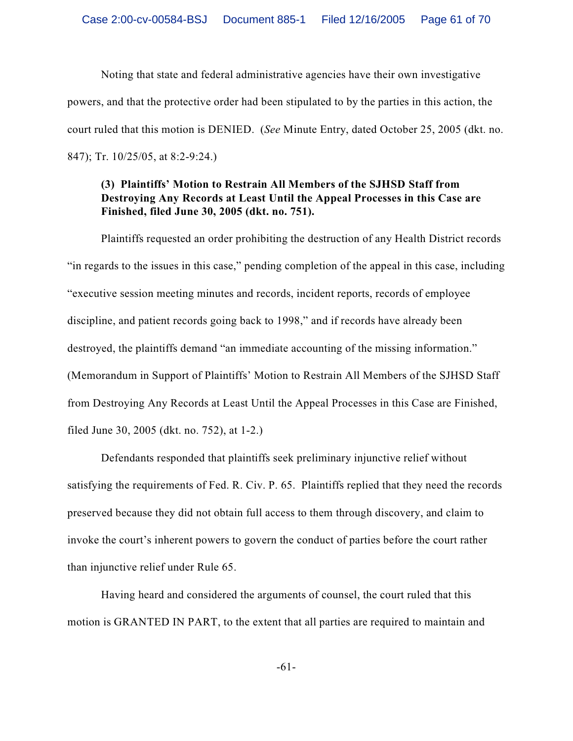Noting that state and federal administrative agencies have their own investigative powers, and that the protective order had been stipulated to by the parties in this action, the court ruled that this motion is DENIED. (*See* Minute Entry, dated October 25, 2005 (dkt. no. 847); Tr. 10/25/05, at 8:2-9:24.)

**(3) Plaintiffs' Motion to Restrain All Members of the SJHSD Staff from Destroying Any Records at Least Until the Appeal Processes in this Case are Finished, filed June 30, 2005 (dkt. no. 751).**

Plaintiffs requested an order prohibiting the destruction of any Health District records "in regards to the issues in this case," pending completion of the appeal in this case, including "executive session meeting minutes and records, incident reports, records of employee discipline, and patient records going back to 1998," and if records have already been destroyed, the plaintiffs demand "an immediate accounting of the missing information." (Memorandum in Support of Plaintiffs' Motion to Restrain All Members of the SJHSD Staff from Destroying Any Records at Least Until the Appeal Processes in this Case are Finished, filed June 30, 2005 (dkt. no. 752), at 1-2.)

Defendants responded that plaintiffs seek preliminary injunctive relief without satisfying the requirements of Fed. R. Civ. P. 65. Plaintiffs replied that they need the records preserved because they did not obtain full access to them through discovery, and claim to invoke the court's inherent powers to govern the conduct of parties before the court rather than injunctive relief under Rule 65.

Having heard and considered the arguments of counsel, the court ruled that this motion is GRANTED IN PART, to the extent that all parties are required to maintain and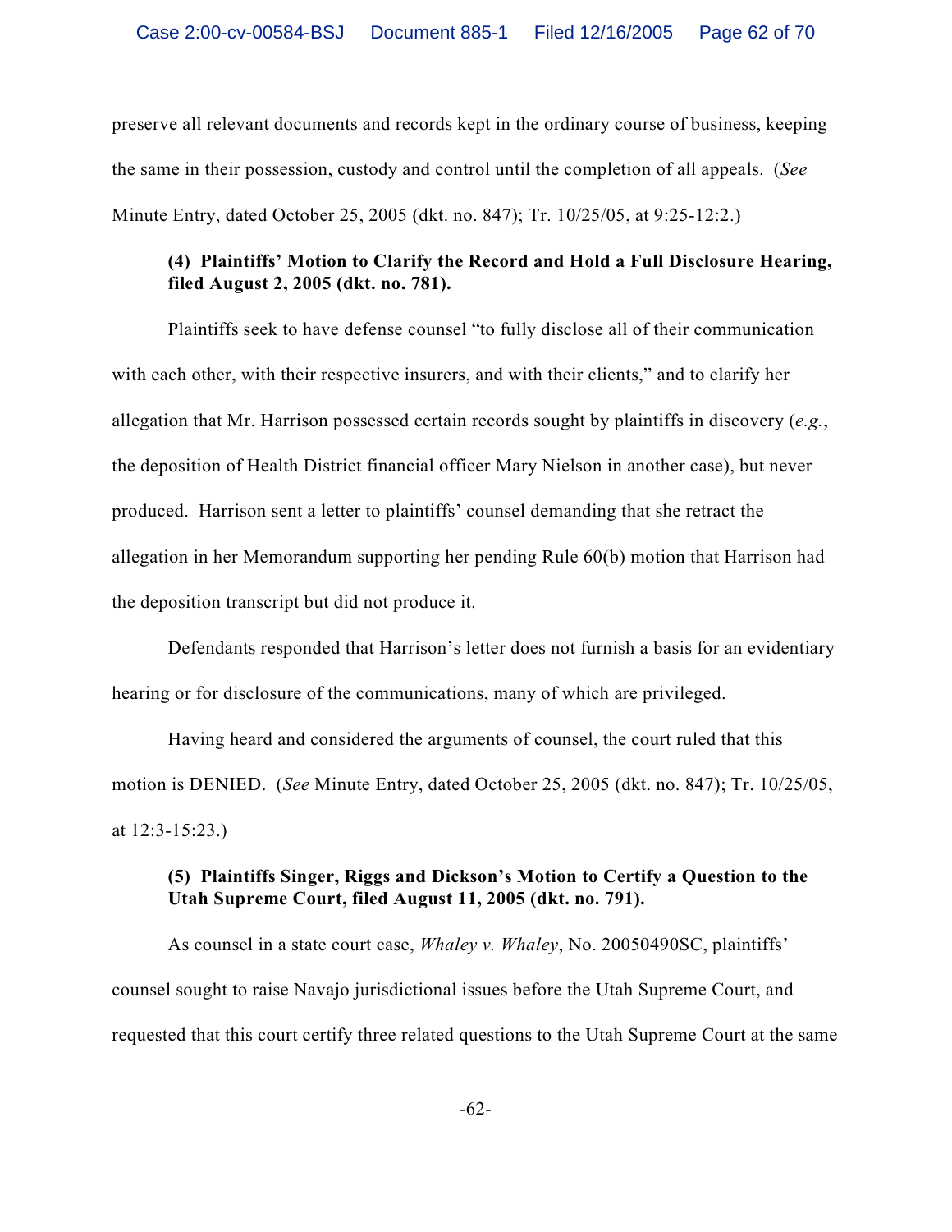preserve all relevant documents and records kept in the ordinary course of business, keeping the same in their possession, custody and control until the completion of all appeals. (*See* Minute Entry, dated October 25, 2005 (dkt. no. 847); Tr. 10/25/05, at 9:25-12:2.)

**(4) Plaintiffs' Motion to Clarify the Record and Hold a Full Disclosure Hearing, filed August 2, 2005 (dkt. no. 781).**

Plaintiffs seek to have defense counsel "to fully disclose all of their communication with each other, with their respective insurers, and with their clients," and to clarify her allegation that Mr. Harrison possessed certain records sought by plaintiffs in discovery (*e.g.*, the deposition of Health District financial officer Mary Nielson in another case), but never produced. Harrison sent a letter to plaintiffs' counsel demanding that she retract the allegation in her Memorandum supporting her pending Rule 60(b) motion that Harrison had the deposition transcript but did not produce it.

Defendants responded that Harrison's letter does not furnish a basis for an evidentiary hearing or for disclosure of the communications, many of which are privileged.

Having heard and considered the arguments of counsel, the court ruled that this motion is DENIED. (*See* Minute Entry, dated October 25, 2005 (dkt. no. 847); Tr. 10/25/05, at 12:3-15:23.)

**(5) Plaintiffs Singer, Riggs and Dickson's Motion to Certify a Question to the Utah Supreme Court, filed August 11, 2005 (dkt. no. 791).**

As counsel in a state court case, *Whaley v. Whaley*, No. 20050490SC, plaintiffs' counsel sought to raise Navajo jurisdictional issues before the Utah Supreme Court, and requested that this court certify three related questions to the Utah Supreme Court at the same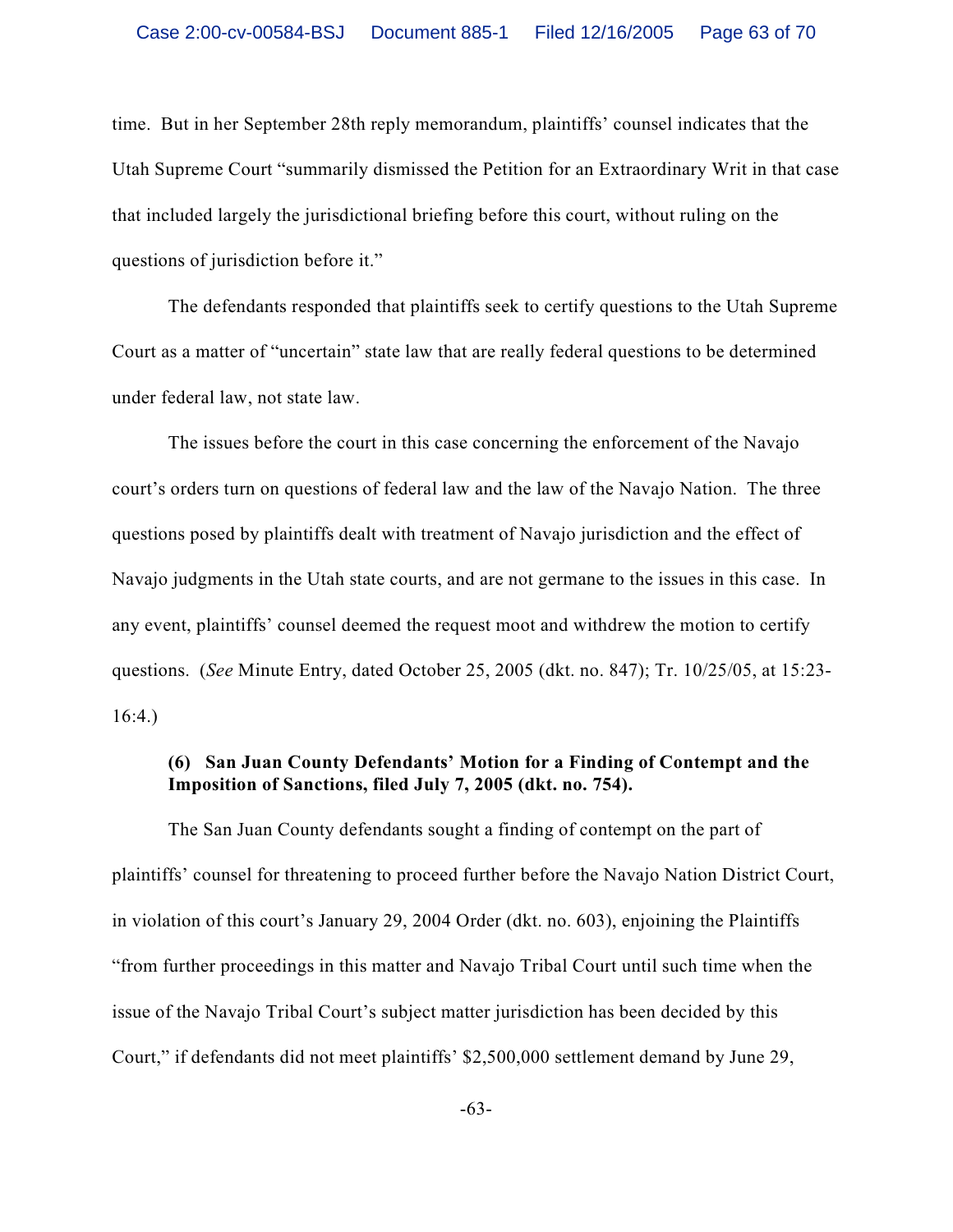time. But in her September 28th reply memorandum, plaintiffs' counsel indicates that the Utah Supreme Court "summarily dismissed the Petition for an Extraordinary Writ in that case that included largely the jurisdictional briefing before this court, without ruling on the questions of jurisdiction before it."

The defendants responded that plaintiffs seek to certify questions to the Utah Supreme Court as a matter of "uncertain" state law that are really federal questions to be determined under federal law, not state law.

The issues before the court in this case concerning the enforcement of the Navajo court's orders turn on questions of federal law and the law of the Navajo Nation. The three questions posed by plaintiffs dealt with treatment of Navajo jurisdiction and the effect of Navajo judgments in the Utah state courts, and are not germane to the issues in this case. In any event, plaintiffs' counsel deemed the request moot and withdrew the motion to certify questions. (*See* Minute Entry, dated October 25, 2005 (dkt. no. 847); Tr. 10/25/05, at 15:23-16:4.)

**(6) San Juan County Defendants' Motion for a Finding of Contempt and the Imposition of Sanctions, filed July 7, 2005 (dkt. no. 754).**

The San Juan County defendants sought a finding of contempt on the part of plaintiffs' counsel for threatening to proceed further before the Navajo Nation District Court, in violation of this court's January 29, 2004 Order (dkt. no. 603), enjoining the Plaintiffs "from further proceedings in this matter and Navajo Tribal Court until such time when the issue of the Navajo Tribal Court's subject matter jurisdiction has been decided by this Court," if defendants did not meet plaintiffs' $2,500,000 settlement demand by June 29,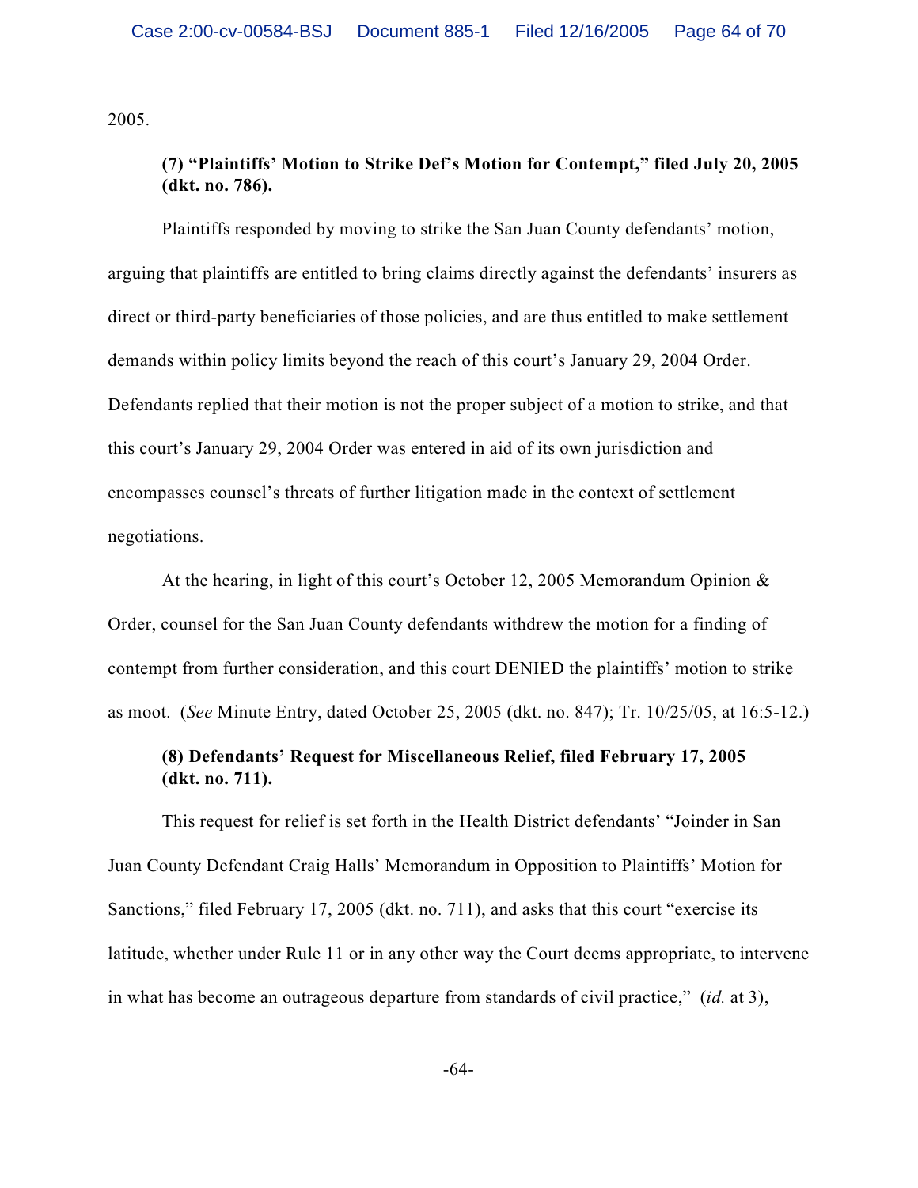2005.

**(7) "Plaintiffs' Motion to Strike Def's Motion for Contempt," filed July 20, 2005 (dkt. no. 786).**

Plaintiffs responded by moving to strike the San Juan County defendants' motion, arguing that plaintiffs are entitled to bring claims directly against the defendants' insurers as direct or third-party beneficiaries of those policies, and are thus entitled to make settlement demands within policy limits beyond the reach of this court's January 29, 2004 Order. Defendants replied that their motion is not the proper subject of a motion to strike, and that this court's January 29, 2004 Order was entered in aid of its own jurisdiction and encompasses counsel's threats of further litigation made in the context of settlement negotiations.

At the hearing, in light of this court's October 12, 2005 Memorandum Opinion & Order, counsel for the San Juan County defendants withdrew the motion for a finding of contempt from further consideration, and this court DENIED the plaintiffs' motion to strike as moot. (*See* Minute Entry, dated October 25, 2005 (dkt. no. 847); Tr. 10/25/05, at 16:5-12.)

**(8) Defendants' Request for Miscellaneous Relief, filed February 17, 2005 (dkt. no. 711).**

This request for relief is set forth in the Health District defendants' "Joinder in San Juan County Defendant Craig Halls' Memorandum in Opposition to Plaintiffs' Motion for Sanctions," filed February 17, 2005 (dkt. no. 711), and asks that this court "exercise its latitude, whether under Rule 11 or in any other way the Court deems appropriate, to intervene in what has become an outrageous departure from standards of civil practice," (*id.* at 3),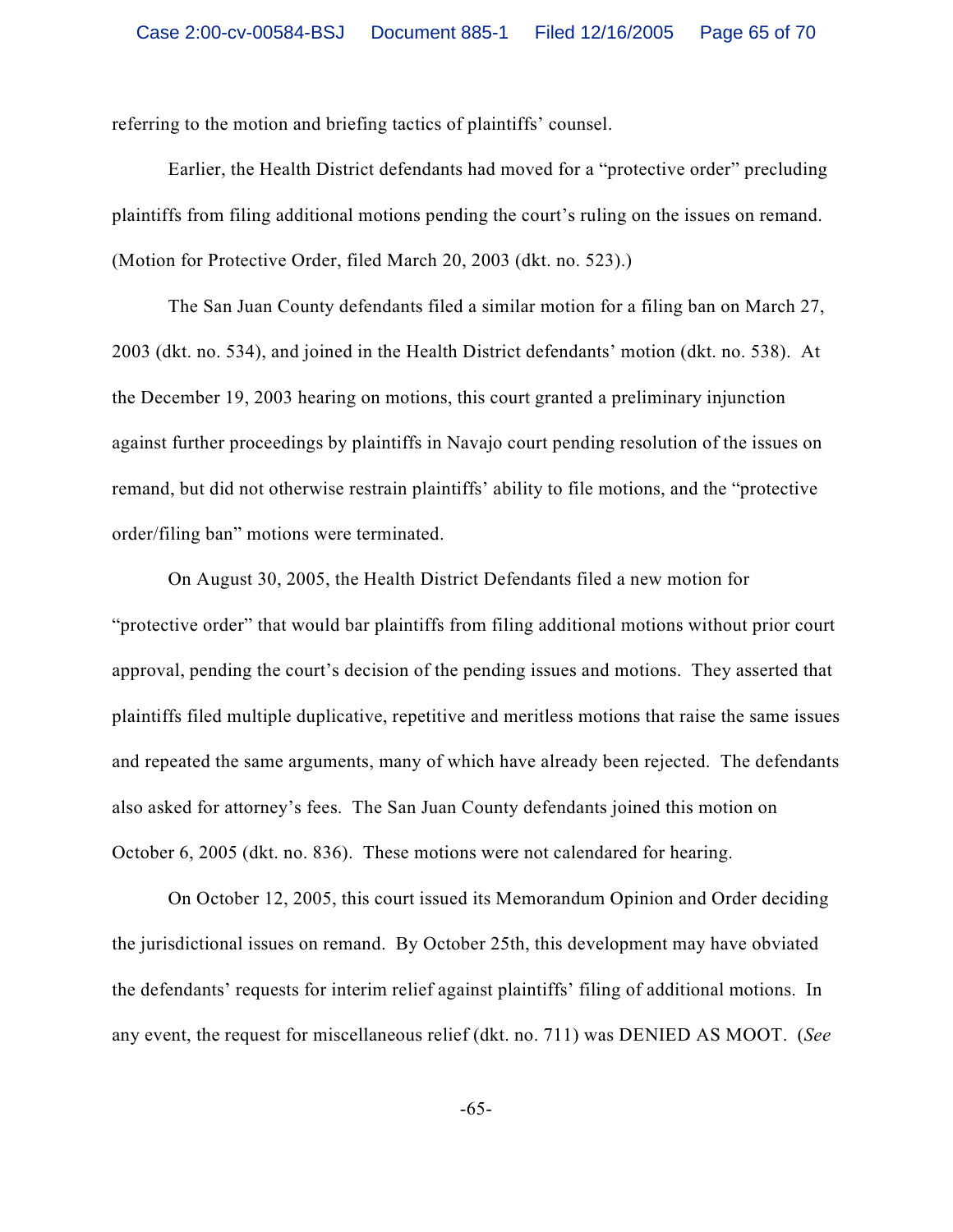referring to the motion and briefing tactics of plaintiffs' counsel.

Earlier, the Health District defendants had moved for a "protective order" precluding plaintiffs from filing additional motions pending the court's ruling on the issues on remand. (Motion for Protective Order, filed March 20, 2003 (dkt. no. 523).)

The San Juan County defendants filed a similar motion for a filing ban on March 27, 2003 (dkt. no. 534), and joined in the Health District defendants' motion (dkt. no. 538). At the December 19, 2003 hearing on motions, this court granted a preliminary injunction against further proceedings by plaintiffs in Navajo court pending resolution of the issues on remand, but did not otherwise restrain plaintiffs' ability to file motions, and the "protective order/filing ban" motions were terminated.

On August 30, 2005, the Health District Defendants filed a new motion for "protective order" that would bar plaintiffs from filing additional motions without prior court approval, pending the court's decision of the pending issues and motions. They asserted that plaintiffs filed multiple duplicative, repetitive and meritless motions that raise the same issues and repeated the same arguments, many of which have already been rejected. The defendants also asked for attorney's fees. The San Juan County defendants joined this motion on October 6, 2005 (dkt. no. 836). These motions were not calendared for hearing.

On October 12, 2005, this court issued its Memorandum Opinion and Order deciding the jurisdictional issues on remand. By October 25th, this development may have obviated the defendants' requests for interim relief against plaintiffs' filing of additional motions. In any event, the request for miscellaneous relief (dkt. no. 711) was DENIED AS MOOT. (*See*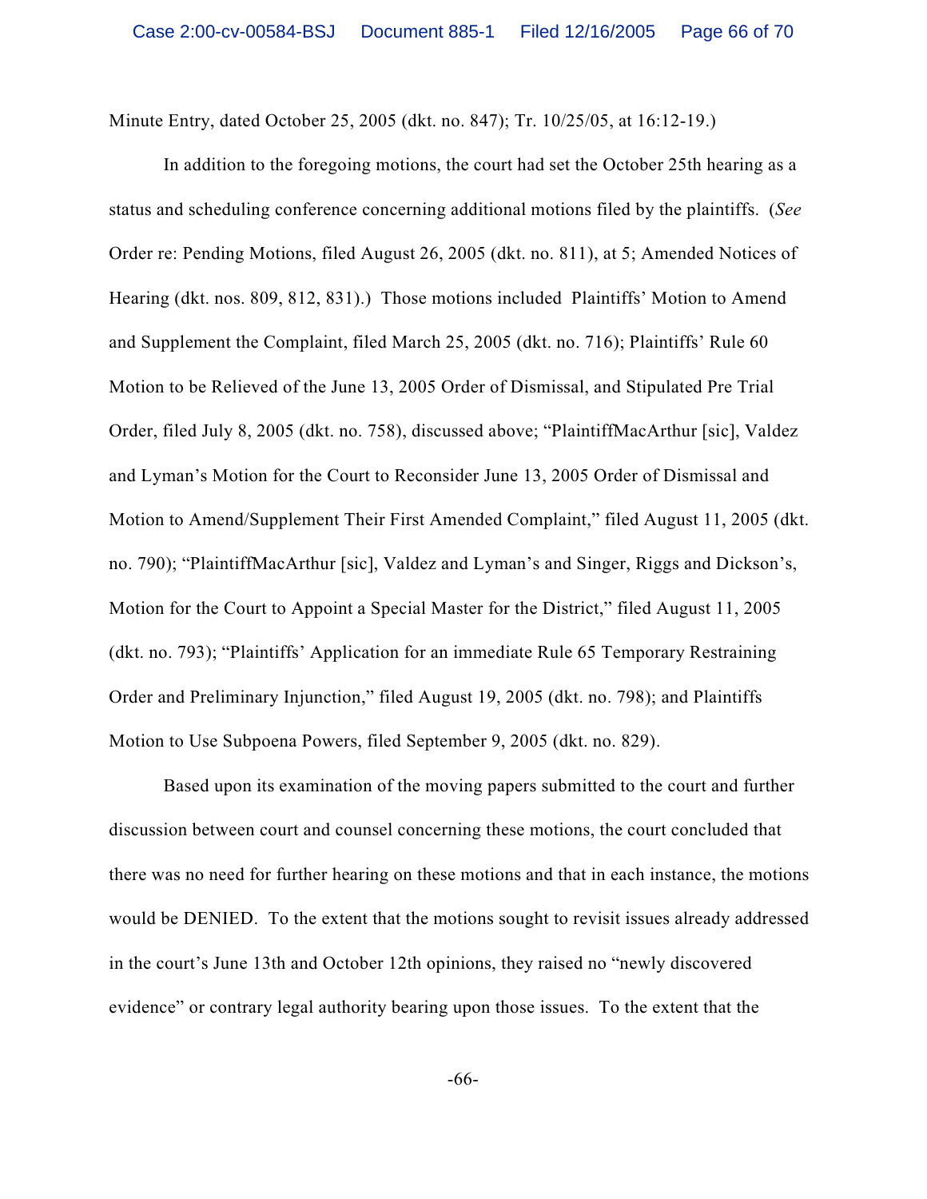Minute Entry, dated October 25, 2005 (dkt. no. 847); Tr. 10/25/05, at 16:12-19.)

In addition to the foregoing motions, the court had set the October 25th hearing as a status and scheduling conference concerning additional motions filed by the plaintiffs. (*See* Order re: Pending Motions, filed August 26, 2005 (dkt. no. 811), at 5; Amended Notices of Hearing (dkt. nos. 809, 812, 831).) Those motions included Plaintiffs' Motion to Amend and Supplement the Complaint, filed March 25, 2005 (dkt. no. 716); Plaintiffs' Rule 60 Motion to be Relieved of the June 13, 2005 Order of Dismissal, and Stipulated Pre Trial Order, filed July 8, 2005 (dkt. no. 758), discussed above; "PlaintiffMacArthur [sic], Valdez and Lyman's Motion for the Court to Reconsider June 13, 2005 Order of Dismissal and Motion to Amend/Supplement Their First Amended Complaint," filed August 11, 2005 (dkt. no. 790); "PlaintiffMacArthur [sic], Valdez and Lyman's and Singer, Riggs and Dickson's, Motion for the Court to Appoint a Special Master for the District," filed August 11, 2005 (dkt. no. 793); "Plaintiffs' Application for an immediate Rule 65 Temporary Restraining Order and Preliminary Injunction," filed August 19, 2005 (dkt. no. 798); and Plaintiffs Motion to Use Subpoena Powers, filed September 9, 2005 (dkt. no. 829).

Based upon its examination of the moving papers submitted to the court and further discussion between court and counsel concerning these motions, the court concluded that there was no need for further hearing on these motions and that in each instance, the motions would be DENIED. To the extent that the motions sought to revisit issues already addressed in the court's June 13th and October 12th opinions, they raised no "newly discovered evidence" or contrary legal authority bearing upon those issues. To the extent that the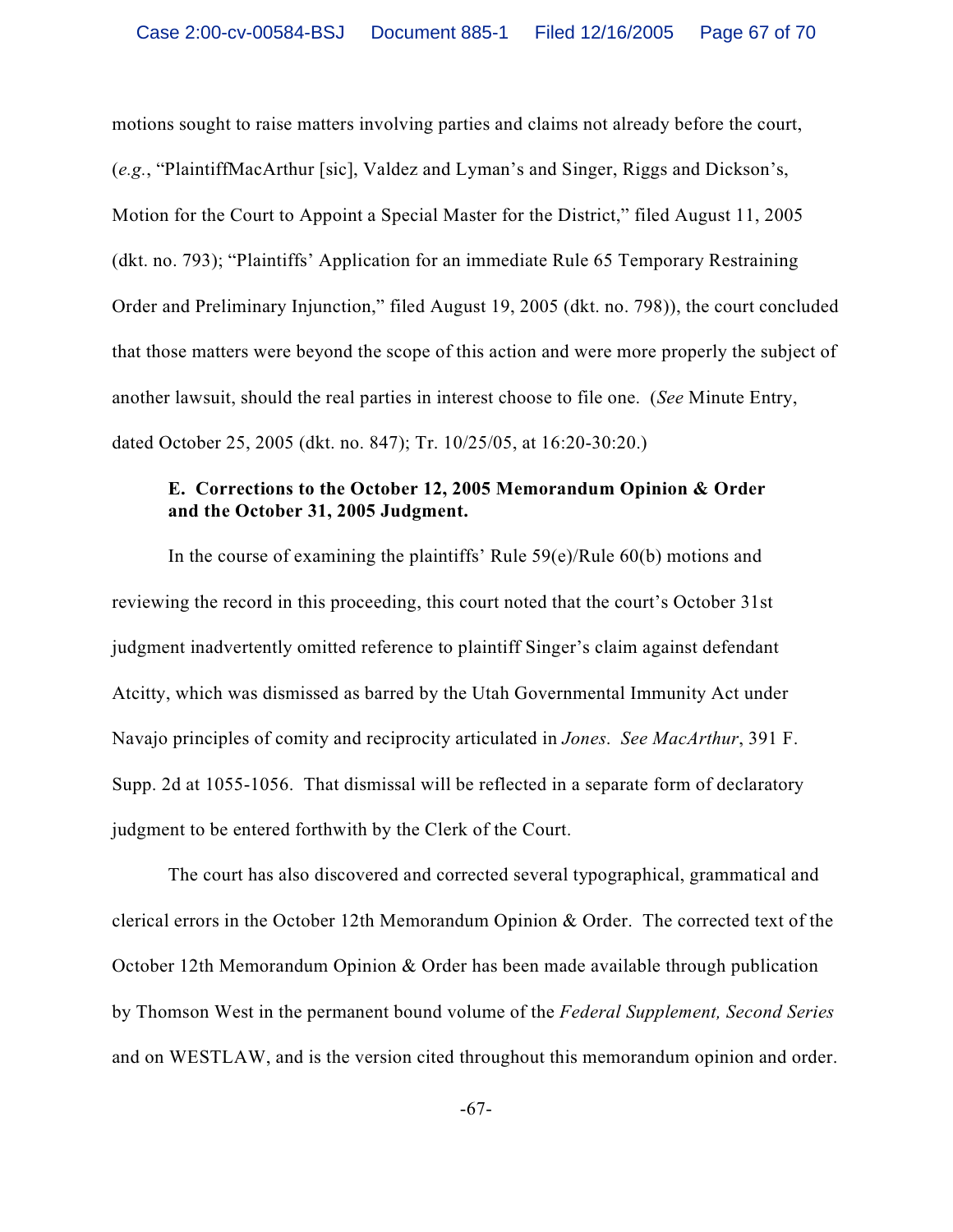motions sought to raise matters involving parties and claims not already before the court, (*e.g.*, "PlaintiffMacArthur [sic], Valdez and Lyman's and Singer, Riggs and Dickson's, Motion for the Court to Appoint a Special Master for the District," filed August 11, 2005 (dkt. no. 793); "Plaintiffs' Application for an immediate Rule 65 Temporary Restraining Order and Preliminary Injunction," filed August 19, 2005 (dkt. no. 798)), the court concluded that those matters were beyond the scope of this action and were more properly the subject of another lawsuit, should the real parties in interest choose to file one. (*See* Minute Entry, dated October 25, 2005 (dkt. no. 847); Tr. 10/25/05, at 16:20-30:20.)

**E. Corrections to the October 12, 2005 Memorandum Opinion & Order and the October 31, 2005 Judgment.**

In the course of examining the plaintiffs' Rule 59(e)/Rule 60(b) motions and reviewing the record in this proceeding, this court noted that the court's October 31st judgment inadvertently omitted reference to plaintiff Singer's claim against defendant Atcitty, which was dismissed as barred by the Utah Governmental Immunity Act under Navajo principles of comity and reciprocity articulated in *Jones*. *See MacArthur*, 391 F. Supp. 2d at 1055-1056. That dismissal will be reflected in a separate form of declaratory judgment to be entered forthwith by the Clerk of the Court.

The court has also discovered and corrected several typographical, grammatical and clerical errors in the October 12th Memorandum Opinion & Order. The corrected text of the October 12th Memorandum Opinion & Order has been made available through publication by Thomson West in the permanent bound volume of the *Federal Supplement, Second Series* and on WESTLAW, and is the version cited throughout this memorandum opinion and order.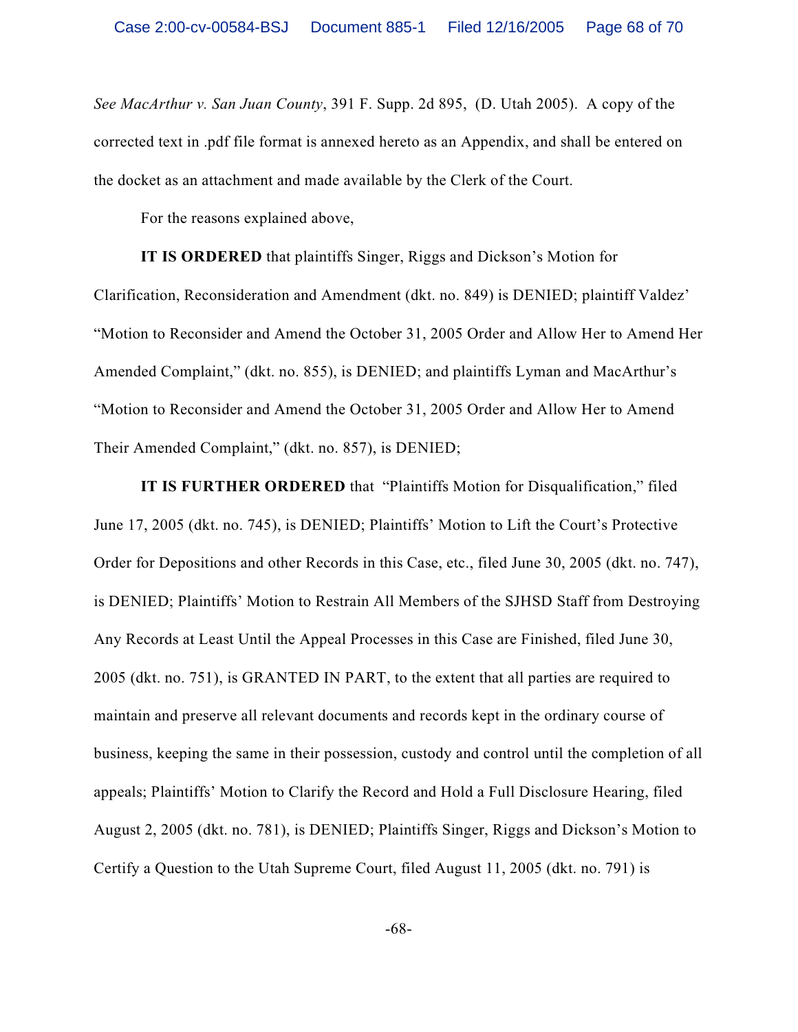*See MacArthur v. San Juan County*, 391 F. Supp. 2d 895, (D. Utah 2005). A copy of the corrected text in .pdf file format is annexed hereto as an Appendix, and shall be entered on the docket as an attachment and made available by the Clerk of the Court.

For the reasons explained above,

**IT IS ORDERED** that plaintiffs Singer, Riggs and Dickson's Motion for Clarification, Reconsideration and Amendment (dkt. no. 849) is DENIED; plaintiff Valdez' "Motion to Reconsider and Amend the October 31, 2005 Order and Allow Her to Amend Her Amended Complaint," (dkt. no. 855), is DENIED; and plaintiffs Lyman and MacArthur's "Motion to Reconsider and Amend the October 31, 2005 Order and Allow Her to Amend Their Amended Complaint," (dkt. no. 857), is DENIED;

**IT IS FURTHER ORDERED** that "Plaintiffs Motion for Disqualification," filed June 17, 2005 (dkt. no. 745), is DENIED; Plaintiffs' Motion to Lift the Court's Protective Order for Depositions and other Records in this Case, etc., filed June 30, 2005 (dkt. no. 747), is DENIED; Plaintiffs' Motion to Restrain All Members of the SJHSD Staff from Destroying Any Records at Least Until the Appeal Processes in this Case are Finished, filed June 30, 2005 (dkt. no. 751), is GRANTED IN PART, to the extent that all parties are required to maintain and preserve all relevant documents and records kept in the ordinary course of business, keeping the same in their possession, custody and control until the completion of all appeals; Plaintiffs' Motion to Clarify the Record and Hold a Full Disclosure Hearing, filed August 2, 2005 (dkt. no. 781), is DENIED; Plaintiffs Singer, Riggs and Dickson's Motion to Certify a Question to the Utah Supreme Court, filed August 11, 2005 (dkt. no. 791) is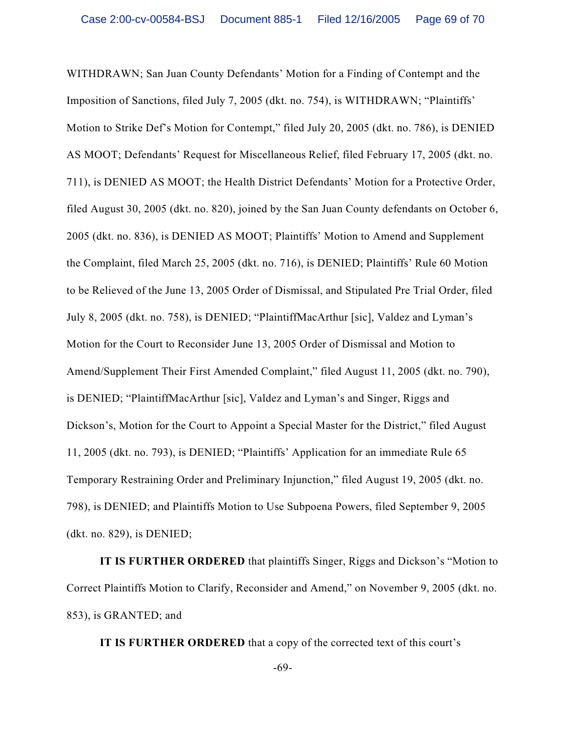WITHDRAWN; San Juan County Defendants' Motion for a Finding of Contempt and the Imposition of Sanctions, filed July 7, 2005 (dkt. no. 754), is WITHDRAWN; "Plaintiffs' Motion to Strike Def's Motion for Contempt," filed July 20, 2005 (dkt. no. 786), is DENIED AS MOOT; Defendants' Request for Miscellaneous Relief, filed February 17, 2005 (dkt. no. 711), is DENIED AS MOOT; the Health District Defendants' Motion for a Protective Order, filed August 30, 2005 (dkt. no. 820), joined by the San Juan County defendants on October 6, 2005 (dkt. no. 836), is DENIED AS MOOT; Plaintiffs' Motion to Amend and Supplement the Complaint, filed March 25, 2005 (dkt. no. 716), is DENIED; Plaintiffs' Rule 60 Motion to be Relieved of the June 13, 2005 Order of Dismissal, and Stipulated Pre Trial Order, filed July 8, 2005 (dkt. no. 758), is DENIED; "PlaintiffMacArthur [sic], Valdez and Lyman's Motion for the Court to Reconsider June 13, 2005 Order of Dismissal and Motion to Amend/Supplement Their First Amended Complaint," filed August 11, 2005 (dkt. no. 790), is DENIED; "PlaintiffMacArthur [sic], Valdez and Lyman's and Singer, Riggs and Dickson's, Motion for the Court to Appoint a Special Master for the District," filed August 11, 2005 (dkt. no. 793), is DENIED; "Plaintiffs' Application for an immediate Rule 65 Temporary Restraining Order and Preliminary Injunction," filed August 19, 2005 (dkt. no. 798), is DENIED; and Plaintiffs Motion to Use Subpoena Powers, filed September 9, 2005 (dkt. no. 829), is DENIED;

**IT IS FURTHER ORDERED** that plaintiffs Singer, Riggs and Dickson's "Motion to Correct Plaintiffs Motion to Clarify, Reconsider and Amend," on November 9, 2005 (dkt. no. 853), is GRANTED; and

**IT IS FURTHER ORDERED** that a copy of the corrected text of this court's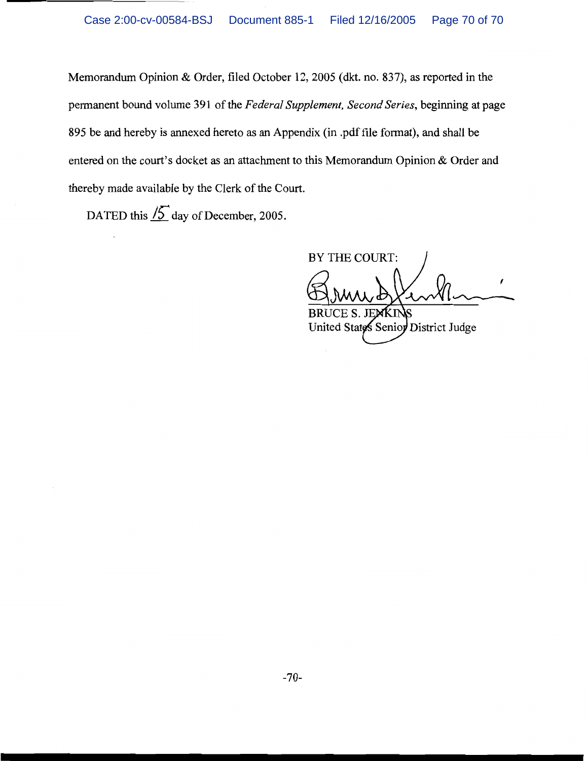Memorandum Opinion & Order, filed October 12, 2005 (dkt. no. 837), as reported in the permanent bound volume 391 of the *Federal Supplement, Second Series*, beginning at page 895 be and hereby is annexed hereto as an Appendix (in .pdf file format), and shall be entered on the court's docket as an attachment to this Memorandum Opinion & Order and thereby made available by the Clerk of the Court.

DATED this 15 day of December, 2005.

BY THE COURT:

BRUCE S. JENKINS
United States Senior District Judge